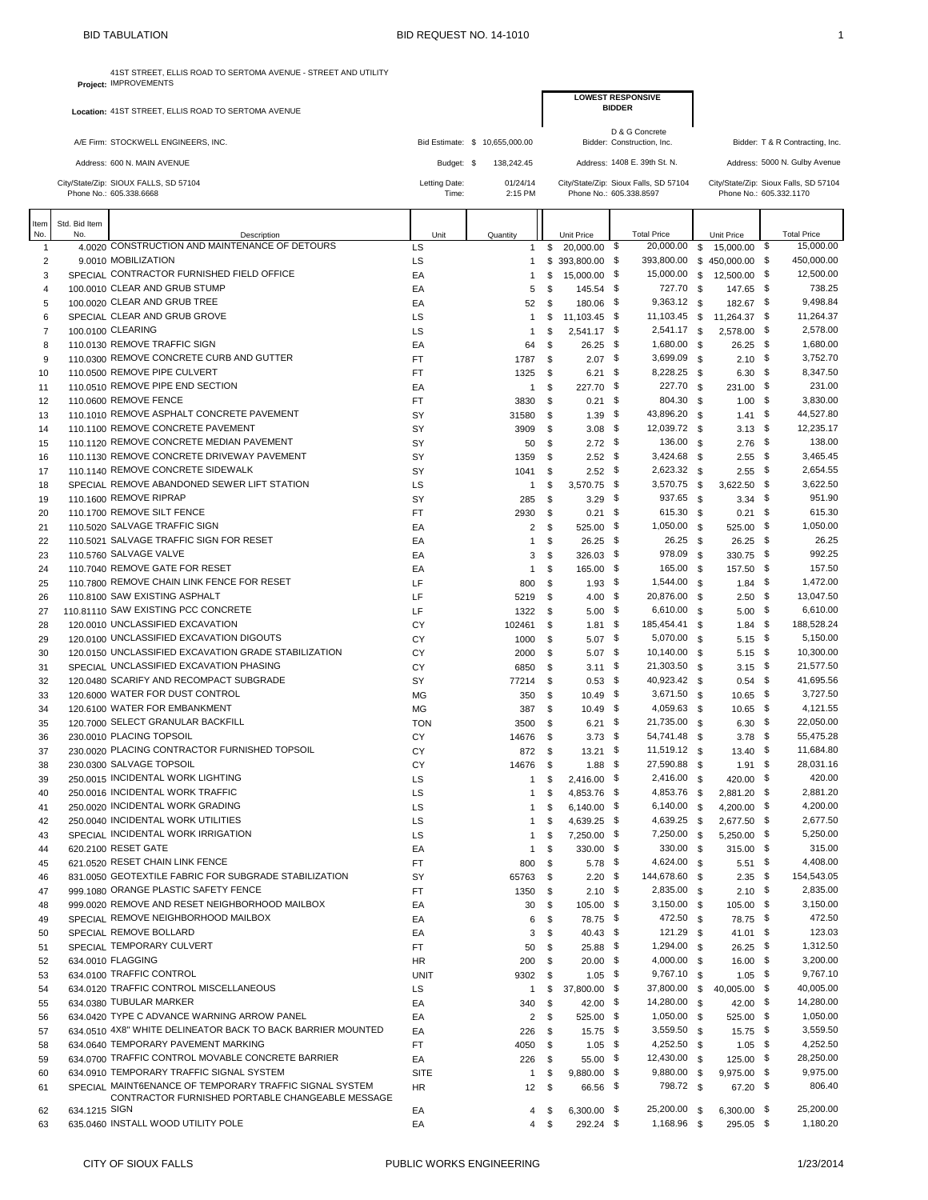BID TABULATION — BID REQUEST NO. 14-1010

**Project:** 41ST STREET, ELLIS ROAD TO SERTOMA AVENUE - STREET AND UTILITY IMPROVEMENTS

**Location:** 41ST STREET, ELLIS ROAD TO SERTOMA AVENUE

A/E Firm: STOCKWELL ENGINEERS, INC.
Address: 600 N. MAIN AVENUE
City/State/Zip: SIOUX FALLS, SD 57104
Phone No.: 605.338.6668

Bid Estimate: $ 10,655,000.00
Budget: $ 138,242.45
Letting Date: 01/24/14
Time: 2:15 PM

**LOWEST RESPONSIVE BIDDER**
Bidder: D & G Concrete Construction, Inc.
Address: 1408 E. 39th St. N.
City/State/Zip: Sioux Falls, SD 57104
Phone No.: 605.338.8597

Bidder: T & R Contracting, Inc.
Address: 5000 N. Gulby Avenue
City/State/Zip: Sioux Falls, SD 57104
Phone No.: 605.332.1170

| Item No. | Std. Bid Item No. | Description | Unit | Quantity | D & G Unit Price | D & G Total Price | T & R Unit Price | T & R Total Price |
|---|---|---|---|---|---|---|---|---|
| 1 | 4.0020 | CONSTRUCTION AND MAINTENANCE OF DETOURS | LS | 1 | $ 20,000.00 | $ 20,000.00 | $ 15,000.00 | $ 15,000.00 |
| 2 | 9.0010 | MOBILIZATION | LS | 1 | $ 393,800.00 | $ 393,800.00 | $ 450,000.00 | $ 450,000.00 |
| 3 | SPECIAL | CONTRACTOR FURNISHED FIELD OFFICE | EA | 1 | $ 15,000.00 | $ 15,000.00 | $ 12,500.00 | $ 12,500.00 |
| 4 | 100.0010 | CLEAR AND GRUB STUMP | EA | 5 | $ 145.54 | $ 727.70 | $ 147.65 | $ 738.25 |
| 5 | 100.0020 | CLEAR AND GRUB TREE | EA | 52 | $ 180.06 | $ 9,363.12 | $ 182.67 | $ 9,498.84 |
| 6 | SPECIAL | CLEAR AND GRUB GROVE | LS | 1 | $ 11,103.45 | $ 11,103.45 | $ 11,264.37 | $ 11,264.37 |
| 7 | 100.0100 | CLEARING | LS | 1 | $ 2,541.17 | $ 2,541.17 | $ 2,578.00 | $ 2,578.00 |
| 8 | 110.0130 | REMOVE TRAFFIC SIGN | EA | 64 | $ 26.25 | $ 1,680.00 | $ 26.25 | $ 1,680.00 |
| 9 | 110.0300 | REMOVE CONCRETE CURB AND GUTTER | FT | 1787 | $ 2.07 | $ 3,699.09 | $ 2.10 | $ 3,752.70 |
| 10 | 110.0500 | REMOVE PIPE CULVERT | FT | 1325 | $ 6.21 | $ 8,228.25 | $ 6.30 | $ 8,347.50 |
| 11 | 110.0510 | REMOVE PIPE END SECTION | EA | 1 | $ 227.70 | $ 227.70 | $ 231.00 | $ 231.00 |
| 12 | 110.0600 | REMOVE FENCE | FT | 3830 | $ 0.21 | $ 804.30 | $ 1.00 | $ 3,830.00 |
| 13 | 110.1010 | REMOVE ASPHALT CONCRETE PAVEMENT | SY | 31580 | $ 1.39 | $ 43,896.20 | $ 1.41 | $ 44,527.80 |
| 14 | 110.1100 | REMOVE CONCRETE PAVEMENT | SY | 3909 | $ 3.08 | $ 12,039.72 | $ 3.13 | $ 12,235.17 |
| 15 | 110.1120 | REMOVE CONCRETE MEDIAN PAVEMENT | SY | 50 | $ 2.72 | $ 136.00 | $ 2.76 | $ 138.00 |
| 16 | 110.1130 | REMOVE CONCRETE DRIVEWAY PAVEMENT | SY | 1359 | $ 2.52 | $ 3,424.68 | $ 2.55 | $ 3,465.45 |
| 17 | 110.1140 | REMOVE CONCRETE SIDEWALK | SY | 1041 | $ 2.52 | $ 2,623.32 | $ 2.55 | $ 2,654.55 |
| 18 | SPECIAL | REMOVE ABANDONED SEWER LIFT STATION | LS | 1 | $ 3,570.75 | $ 3,570.75 | $ 3,622.50 | $ 3,622.50 |
| 19 | 110.1600 | REMOVE RIPRAP | SY | 285 | $ 3.29 | $ 937.65 | $ 3.34 | $ 951.90 |
| 20 | 110.1700 | REMOVE SILT FENCE | FT | 2930 | $ 0.21 | $ 615.30 | $ 0.21 | $ 615.30 |
| 21 | 110.5020 | SALVAGE TRAFFIC SIGN | EA | 2 | $ 525.00 | $ 1,050.00 | $ 525.00 | $ 1,050.00 |
| 22 | 110.5021 | SALVAGE TRAFFIC SIGN FOR RESET | EA | 1 | $ 26.25 | $ 26.25 | $ 26.25 | $ 26.25 |
| 23 | 110.5760 | SALVAGE VALVE | EA | 3 | $ 326.03 | $ 978.09 | $ 330.75 | $ 992.25 |
| 24 | 110.7040 | REMOVE GATE FOR RESET | EA | 1 | $ 165.00 | $ 165.00 | $ 157.50 | $ 157.50 |
| 25 | 110.7800 | REMOVE CHAIN LINK FENCE FOR RESET | LF | 800 | $ 1.93 | $ 1,544.00 | $ 1.84 | $ 1,472.00 |
| 26 | 110.8100 | SAW EXISTING ASPHALT | LF | 5219 | $ 4.00 | $ 20,876.00 | $ 2.50 | $ 13,047.50 |
| 27 | 110.81110 | SAW EXISTING PCC CONCRETE | LF | 1322 | $ 5.00 | $ 6,610.00 | $ 5.00 | $ 6,610.00 |
| 28 | 120.0010 | UNCLASSIFIED EXCAVATION | CY | 102461 | $ 1.81 | $ 185,454.41 | $ 1.84 | $ 188,528.24 |
| 29 | 120.0100 | UNCLASSIFIED EXCAVATION DIGOUTS | CY | 1000 | $ 5.07 | $ 5,070.00 | $ 5.15 | $ 5,150.00 |
| 30 | 120.0150 | UNCLASSIFIED EXCAVATION GRADE STABILIZATION | CY | 2000 | $ 5.07 | $ 10,140.00 | $ 5.15 | $ 10,300.00 |
| 31 | SPECIAL | UNCLASSIFIED EXCAVATION PHASING | CY | 6850 | $ 3.11 | $ 21,303.50 | $ 3.15 | $ 21,577.50 |
| 32 | 120.0480 | SCARIFY AND RECOMPACT SUBGRADE | SY | 77214 | $ 0.53 | $ 40,923.42 | $ 0.54 | $ 41,695.56 |
| 33 | 120.6000 | WATER FOR DUST CONTROL | MG | 350 | $ 10.49 | $ 3,671.50 | $ 10.65 | $ 3,727.50 |
| 34 | 120.6100 | WATER FOR EMBANKMENT | MG | 387 | $ 10.49 | $ 4,059.63 | $ 10.65 | $ 4,121.55 |
| 35 | 120.7000 | SELECT GRANULAR BACKFILL | TON | 3500 | $ 6.21 | $ 21,735.00 | $ 6.30 | $ 22,050.00 |
| 36 | 230.0010 | PLACING TOPSOIL | CY | 14676 | $ 3.73 | $ 54,741.48 | $ 3.78 | $ 55,475.28 |
| 37 | 230.0020 | PLACING CONTRACTOR FURNISHED TOPSOIL | CY | 872 | $ 13.21 | $ 11,519.12 | $ 13.40 | $ 11,684.80 |
| 38 | 230.0300 | SALVAGE TOPSOIL | CY | 14676 | $ 1.88 | $ 27,590.88 | $ 1.91 | $ 28,031.16 |
| 39 | 250.0015 | INCIDENTAL WORK LIGHTING | LS | 1 | $ 2,416.00 | $ 2,416.00 | $ 420.00 | $ 420.00 |
| 40 | 250.0016 | INCIDENTAL WORK TRAFFIC | LS | 1 | $ 4,853.76 | $ 4,853.76 | $ 2,881.20 | $ 2,881.20 |
| 41 | 250.0020 | INCIDENTAL WORK GRADING | LS | 1 | $ 6,140.00 | $ 6,140.00 | $ 4,200.00 | $ 4,200.00 |
| 42 | 250.0040 | INCIDENTAL WORK UTILITIES | LS | 1 | $ 4,639.25 | $ 4,639.25 | $ 2,677.50 | $ 2,677.50 |
| 43 | SPECIAL | INCIDENTAL WORK IRRIGATION | LS | 1 | $ 7,250.00 | $ 7,250.00 | $ 5,250.00 | $ 5,250.00 |
| 44 | 620.2100 | RESET GATE | EA | 1 | $ 330.00 | $ 330.00 | $ 315.00 | $ 315.00 |
| 45 | 621.0520 | RESET CHAIN LINK FENCE | FT | 800 | $ 5.78 | $ 4,624.00 | $ 5.51 | $ 4,408.00 |
| 46 | 831.0050 | GEOTEXTILE FABRIC FOR SUBGRADE STABILIZATION | SY | 65763 | $ 2.20 | $ 144,678.60 | $ 2.35 | $ 154,543.05 |
| 47 | 999.1080 | ORANGE PLASTIC SAFETY FENCE | FT | 1350 | $ 2.10 | $ 2,835.00 | $ 2.10 | $ 2,835.00 |
| 48 | 999.0020 | REMOVE AND RESET NEIGHBORHOOD MAILBOX | EA | 30 | $ 105.00 | $ 3,150.00 | $ 105.00 | $ 3,150.00 |
| 49 | SPECIAL | REMOVE NEIGHBORHOOD MAILBOX | EA | 6 | $ 78.75 | $ 472.50 | $ 78.75 | $ 472.50 |
| 50 | SPECIAL | REMOVE BOLLARD | EA | 3 | $ 40.43 | $ 121.29 | $ 41.01 | $ 123.03 |
| 51 | SPECIAL | TEMPORARY CULVERT | FT | 50 | $ 25.88 | $ 1,294.00 | $ 26.25 | $ 1,312.50 |
| 52 | 634.0010 | FLAGGING | HR | 200 | $ 20.00 | $ 4,000.00 | $ 16.00 | $ 3,200.00 |
| 53 | 634.0100 | TRAFFIC CONTROL | UNIT | 9302 | $ 1.05 | $ 9,767.10 | $ 1.05 | $ 9,767.10 |
| 54 | 634.0120 | TRAFFIC CONTROL MISCELLANEOUS | LS | 1 | $ 37,800.00 | $ 37,800.00 | $ 40,005.00 | $ 40,005.00 |
| 55 | 634.0380 | TUBULAR MARKER | EA | 340 | $ 42.00 | $ 14,280.00 | $ 42.00 | $ 14,280.00 |
| 56 | 634.0420 | TYPE C ADVANCE WARNING ARROW PANEL | EA | 2 | $ 525.00 | $ 1,050.00 | $ 525.00 | $ 1,050.00 |
| 57 | 634.0510 | 4X8" WHITE DELINEATOR BACK TO BACK BARRIER MOUNTED | EA | 226 | $ 15.75 | $ 3,559.50 | $ 15.75 | $ 3,559.50 |
| 58 | 634.0640 | TEMPORARY PAVEMENT MARKING | FT | 4050 | $ 1.05 | $ 4,252.50 | $ 1.05 | $ 4,252.50 |
| 59 | 634.0700 | TRAFFIC CONTROL MOVABLE CONCRETE BARRIER | EA | 226 | $ 55.00 | $ 12,430.00 | $ 125.00 | $ 28,250.00 |
| 60 | 634.0910 | TEMPORARY TRAFFIC SIGNAL SYSTEM | SITE | 1 | $ 9,880.00 | $ 9,880.00 | $ 9,975.00 | $ 9,975.00 |
| 61 | SPECIAL | MAINT6ENANCE OF TEMPORARY TRAFFIC SIGNAL SYSTEM | HR | 12 | $ 66.56 | $ 798.72 | $ 67.20 | $ 806.40 |
| 62 | 634.1215 | CONTRACTOR FURNISHED PORTABLE CHANGEABLE MESSAGE SIGN | EA | 4 | $ 6,300.00 | $ 25,200.00 | $ 6,300.00 | $ 25,200.00 |
| 63 | 635.0460 | INSTALL WOOD UTILITY POLE | EA | 4 | $ 292.24 | $ 1,168.96 | $ 295.05 | $ 1,180.20 |

CITY OF SIOUX FALLS — PUBLIC WORKS ENGINEERING — 1/23/2014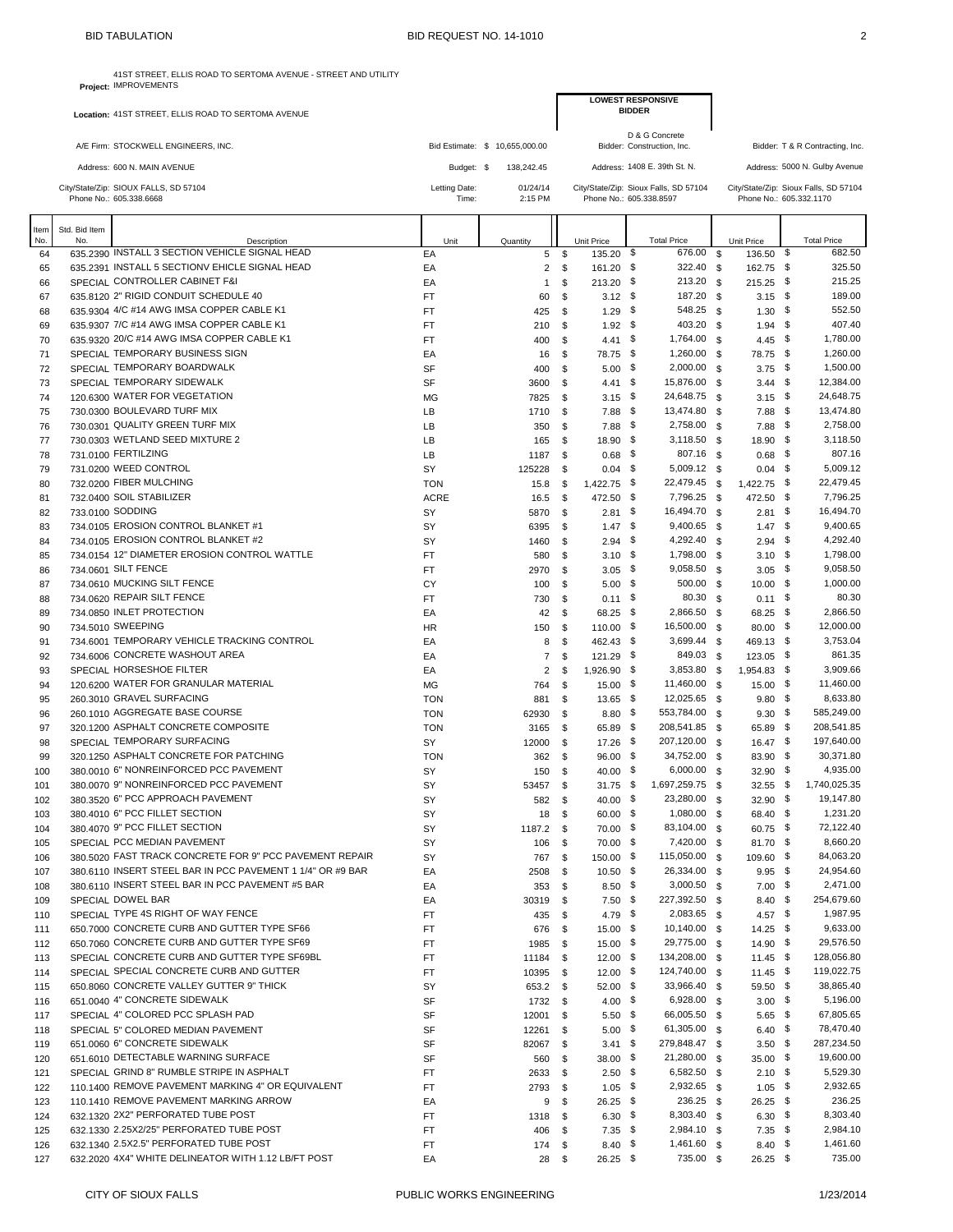BID TABULATION BID REQUEST NO. 14-1010

**Project:** 41ST STREET, ELLIS ROAD TO SERTOMA AVENUE - STREET AND UTILITY IMPROVEMENTS

**Location:** 41ST STREET, ELLIS ROAD TO SERTOMA AVENUE

A/E Firm: STOCKWELL ENGINEERS, INC.
Address: 600 N. MAIN AVENUE
City/State/Zip: SIOUX FALLS, SD 57104
Phone No.: 605.338.6668

Bid Estimate: $ 10,655,000.00
Budget: $ 138,242.45
Letting Date: 01/24/14
Time: 2:15 PM

**LOWEST RESPONSIVE BIDDER**
Bidder: D & G Concrete Construction, Inc.
Address: 1408 E. 39th St. N.
City/State/Zip: Sioux Falls, SD 57104
Phone No.: 605.338.8597

Bidder: T & R Contracting, Inc.
Address: 5000 N. Gulby Avenue
City/State/Zip: Sioux Falls, SD 57104
Phone No.: 605.332.1170

| Item No. | Std. Bid Item No. | Description | Unit | Quantity | D & G Unit Price | D & G Total Price | T & R Unit Price | T & R Total Price |
|---|---|---|---|---|---|---|---|---|
| 64 | 635.2390 | INSTALL 3 SECTION VEHICLE SIGNAL HEAD | EA | 5 | $ 135.20 | $ 676.00 | $ 136.50 | $ 682.50 |
| 65 | 635.2391 | INSTALL 5 SECTIONV EHICLE SIGNAL HEAD | EA | 2 | $ 161.20 | $ 322.40 | $ 162.75 | $ 325.50 |
| 66 | SPECIAL | CONTROLLER CABINET F&I | EA | 1 | $ 213.20 | $ 213.20 | $ 215.25 | $ 215.25 |
| 67 | 635.8120 | 2" RIGID CONDUIT SCHEDULE 40 | FT | 60 | $ 3.12 | $ 187.20 | $ 3.15 | $ 189.00 |
| 68 | 635.9304 | 4/C #14 AWG IMSA COPPER CABLE K1 | FT | 425 | $ 1.29 | $ 548.25 | $ 1.30 | $ 552.50 |
| 69 | 635.9307 | 7/C #14 AWG IMSA COPPER CABLE K1 | FT | 210 | $ 1.92 | $ 403.20 | $ 1.94 | $ 407.40 |
| 70 | 635.9320 | 20/C #14 AWG IMSA COPPER CABLE K1 | FT | 400 | $ 4.41 | $ 1,764.00 | $ 4.45 | $ 1,780.00 |
| 71 | SPECIAL | TEMPORARY BUSINESS SIGN | EA | 16 | $ 78.75 | $ 1,260.00 | $ 78.75 | $ 1,260.00 |
| 72 | SPECIAL | TEMPORARY BOARDWALK | SF | 400 | $ 5.00 | $ 2,000.00 | $ 3.75 | $ 1,500.00 |
| 73 | SPECIAL | TEMPORARY SIDEWALK | SF | 3600 | $ 4.41 | $ 15,876.00 | $ 3.44 | $ 12,384.00 |
| 74 | 120.6300 | WATER FOR VEGETATION | MG | 7825 | $ 3.15 | $ 24,648.75 | $ 3.15 | $ 24,648.75 |
| 75 | 730.0300 | BOULEVARD TURF MIX | LB | 1710 | $ 7.88 | $ 13,474.80 | $ 7.88 | $ 13,474.80 |
| 76 | 730.0301 | QUALITY GREEN TURF MIX | LB | 350 | $ 7.88 | $ 2,758.00 | $ 7.88 | $ 2,758.00 |
| 77 | 730.0303 | WETLAND SEED MIXTURE 2 | LB | 165 | $ 18.90 | $ 3,118.50 | $ 18.90 | $ 3,118.50 |
| 78 | 731.0100 | FERTILZING | LB | 1187 | $ 0.68 | $ 807.16 | $ 0.68 | $ 807.16 |
| 79 | 731.0200 | WEED CONTROL | SY | 125228 | $ 0.04 | $ 5,009.12 | $ 0.04 | $ 5,009.12 |
| 80 | 732.0200 | FIBER MULCHING | TON | 15.8 | $ 1,422.75 | $ 22,479.45 | $ 1,422.75 | $ 22,479.45 |
| 81 | 732.0400 | SOIL STABILIZER | ACRE | 16.5 | $ 472.50 | $ 7,796.25 | $ 472.50 | $ 7,796.25 |
| 82 | 733.0100 | SODDING | SY | 5870 | $ 2.81 | $ 16,494.70 | $ 2.81 | $ 16,494.70 |
| 83 | 734.0105 | EROSION CONTROL BLANKET #1 | SY | 6395 | $ 1.47 | $ 9,400.65 | $ 1.47 | $ 9,400.65 |
| 84 | 734.0105 | EROSION CONTROL BLANKET #2 | SY | 1460 | $ 2.94 | $ 4,292.40 | $ 2.94 | $ 4,292.40 |
| 85 | 734.0154 | 12" DIAMETER EROSION CONTROL WATTLE | FT | 580 | $ 3.10 | $ 1,798.00 | $ 3.10 | $ 1,798.00 |
| 86 | 734.0601 | SILT FENCE | FT | 2970 | $ 3.05 | $ 9,058.50 | $ 3.05 | $ 9,058.50 |
| 87 | 734.0610 | MUCKING SILT FENCE | CY | 100 | $ 5.00 | $ 500.00 | $ 10.00 | $ 1,000.00 |
| 88 | 734.0620 | REPAIR SILT FENCE | FT | 730 | $ 0.11 | $ 80.30 | $ 0.11 | $ 80.30 |
| 89 | 734.0850 | INLET PROTECTION | EA | 42 | $ 68.25 | $ 2,866.50 | $ 68.25 | $ 2,866.50 |
| 90 | 734.5010 | SWEEPING | HR | 150 | $ 110.00 | $ 16,500.00 | $ 80.00 | $ 12,000.00 |
| 91 | 734.6001 | TEMPORARY VEHICLE TRACKING CONTROL | EA | 8 | $ 462.43 | $ 3,699.44 | $ 469.13 | $ 3,753.04 |
| 92 | 734.6006 | CONCRETE WASHOUT AREA | EA | 7 | $ 121.29 | $ 849.03 | $ 123.05 | $ 861.35 |
| 93 | SPECIAL | HORSESHOE FILTER | EA | 2 | $ 1,926.90 | $ 3,853.80 | $ 1,954.83 | $ 3,909.66 |
| 94 | 120.6200 | WATER FOR GRANULAR MATERIAL | MG | 764 | $ 15.00 | $ 11,460.00 | $ 15.00 | $ 11,460.00 |
| 95 | 260.3010 | GRAVEL SURFACING | TON | 881 | $ 13.65 | $ 12,025.65 | $ 9.80 | $ 8,633.80 |
| 96 | 260.1010 | AGGREGATE BASE COURSE | TON | 62930 | $ 8.80 | $ 553,784.00 | $ 9.30 | $ 585,249.00 |
| 97 | 320.1200 | ASPHALT CONCRETE COMPOSITE | TON | 3165 | $ 65.89 | $ 208,541.85 | $ 65.89 | $ 208,541.85 |
| 98 | SPECIAL | TEMPORARY SURFACING | SY | 12000 | $ 17.26 | $ 207,120.00 | $ 16.47 | $ 197,640.00 |
| 99 | 320.1250 | ASPHALT CONCRETE FOR PATCHING | TON | 362 | $ 96.00 | $ 34,752.00 | $ 83.90 | $ 30,371.80 |
| 100 | 380.0010 | 6" NONREINFORCED PCC PAVEMENT | SY | 150 | $ 40.00 | $ 6,000.00 | $ 32.90 | $ 4,935.00 |
| 101 | 380.0070 | 9" NONREINFORCED PCC PAVEMENT | SY | 53457 | $ 31.75 | $ 1,697,259.75 | $ 32.55 | $ 1,740,025.35 |
| 102 | 380.3520 | 6" PCC APPROACH PAVEMENT | SY | 582 | $ 40.00 | $ 23,280.00 | $ 32.90 | $ 19,147.80 |
| 103 | 380.4010 | 6" PCC FILLET SECTION | SY | 18 | $ 60.00 | $ 1,080.00 | $ 68.40 | $ 1,231.20 |
| 104 | 380.4070 | 9" PCC FILLET SECTION | SY | 1187.2 | $ 70.00 | $ 83,104.00 | $ 60.75 | $ 72,122.40 |
| 105 | SPECIAL | PCC MEDIAN PAVEMENT | SY | 106 | $ 70.00 | $ 7,420.00 | $ 81.70 | $ 8,660.20 |
| 106 | 380.5020 | FAST TRACK CONCRETE FOR 9" PCC PAVEMENT REPAIR | SY | 767 | $ 150.00 | $ 115,050.00 | $ 109.60 | $ 84,063.20 |
| 107 | 380.6110 | INSERT STEEL BAR IN PCC PAVEMENT 1 1/4" OR #9 BAR | EA | 2508 | $ 10.50 | $ 26,334.00 | $ 9.95 | $ 24,954.60 |
| 108 | 380.6110 | INSERT STEEL BAR IN PCC PAVEMENT #5 BAR | EA | 353 | $ 8.50 | $ 3,000.50 | $ 7.00 | $ 2,471.00 |
| 109 | SPECIAL | DOWEL BAR | EA | 30319 | $ 7.50 | $ 227,392.50 | $ 8.40 | $ 254,679.60 |
| 110 | SPECIAL | TYPE 4S RIGHT OF WAY FENCE | FT | 435 | $ 4.79 | $ 2,083.65 | $ 4.57 | $ 1,987.95 |
| 111 | 650.7000 | CONCRETE CURB AND GUTTER TYPE SF66 | FT | 676 | $ 15.00 | $ 10,140.00 | $ 14.25 | $ 9,633.00 |
| 112 | 650.7060 | CONCRETE CURB AND GUTTER TYPE SF69 | FT | 1985 | $ 15.00 | $ 29,775.00 | $ 14.90 | $ 29,576.50 |
| 113 | SPECIAL | CONCRETE CURB AND GUTTER TYPE SF69BL | FT | 11184 | $ 12.00 | $ 134,208.00 | $ 11.45 | $ 128,056.80 |
| 114 | SPECIAL | SPECIAL CONCRETE CURB AND GUTTER | FT | 10395 | $ 12.00 | $ 124,740.00 | $ 11.45 | $ 119,022.75 |
| 115 | 650.8060 | CONCRETE VALLEY GUTTER 9" THICK | SY | 653.2 | $ 52.00 | $ 33,966.40 | $ 59.50 | $ 38,865.40 |
| 116 | 651.0040 | 4" CONCRETE SIDEWALK | SF | 1732 | $ 4.00 | $ 6,928.00 | $ 3.00 | $ 5,196.00 |
| 117 | SPECIAL | 4" COLORED PCC SPLASH PAD | SF | 12001 | $ 5.50 | $ 66,005.50 | $ 5.65 | $ 67,805.65 |
| 118 | SPECIAL | 5" COLORED MEDIAN PAVEMENT | SF | 12261 | $ 5.00 | $ 61,305.00 | $ 6.40 | $ 78,470.40 |
| 119 | 651.0060 | 6" CONCRETE SIDEWALK | SF | 82067 | $ 3.41 | $ 279,848.47 | $ 3.50 | $ 287,234.50 |
| 120 | 651.6010 | DETECTABLE WARNING SURFACE | SF | 560 | $ 38.00 | $ 21,280.00 | $ 35.00 | $ 19,600.00 |
| 121 | SPECIAL | GRIND 8" RUMBLE STRIPE IN ASPHALT | FT | 2633 | $ 2.50 | $ 6,582.50 | $ 2.10 | $ 5,529.30 |
| 122 | 110.1400 | REMOVE PAVEMENT MARKING 4" OR EQUIVALENT | FT | 2793 | $ 1.05 | $ 2,932.65 | $ 1.05 | $ 2,932.65 |
| 123 | 110.1410 | REMOVE PAVEMENT MARKING ARROW | EA | 9 | $ 26.25 | $ 236.25 | $ 26.25 | $ 236.25 |
| 124 | 632.1320 | 2X2" PERFORATED TUBE POST | FT | 1318 | $ 6.30 | $ 8,303.40 | $ 6.30 | $ 8,303.40 |
| 125 | 632.1330 | 2.25X2/25" PERFORATED TUBE POST | FT | 406 | $ 7.35 | $ 2,984.10 | $ 7.35 | $ 2,984.10 |
| 126 | 632.1340 | 2.5X2.5" PERFORATED TUBE POST | FT | 174 | $ 8.40 | $ 1,461.60 | $ 8.40 | $ 1,461.60 |
| 127 | 632.2020 | 4X4" WHITE DELINEATOR WITH 1.12 LB/FT POST | EA | 28 | $ 26.25 | $ 735.00 | $ 26.25 | $ 735.00 |

CITY OF SIOUX FALLS PUBLIC WORKS ENGINEERING 1/23/2014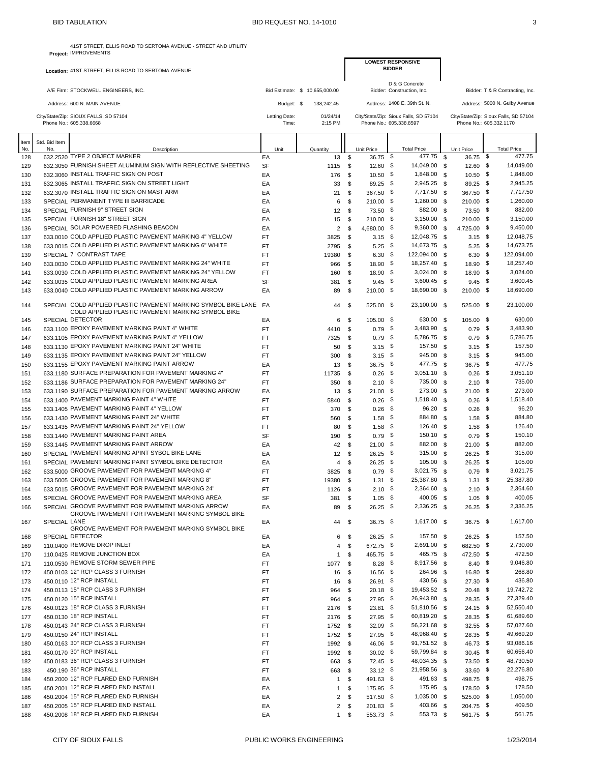BID TABULATION — BID REQUEST NO. 14-1010

**Project:** 41ST STREET, ELLIS ROAD TO SERTOMA AVENUE - STREET AND UTILITY IMPROVEMENTS

**Location:** 41ST STREET, ELLIS ROAD TO SERTOMA AVENUE

A/E Firm: STOCKWELL ENGINEERS, INC.
Address: 600 N. MAIN AVENUE
City/State/Zip: SIOUX FALLS, SD 57104
Phone No.: 605.338.6668

Bid Estimate: $ 10,655,000.00
Budget: $ 138,242.45
Letting Date: 01/24/14
Time: 2:15 PM

**LOWEST RESPONSIVE BIDDER**
Bidder: D & G Concrete Construction, Inc.
Address: 1408 E. 39th St. N.
City/State/Zip: Sioux Falls, SD 57104
Phone No.: 605.338.8597

Bidder: T & R Contracting, Inc.
Address: 5000 N. Gulby Avenue
City/State/Zip: Sioux Falls, SD 57104
Phone No.: 605.332.1170

| Item No. | Std. Bid Item No. | Description | Unit | Quantity | D & G Unit Price | D & G Total Price | T & R Unit Price | T & R Total Price |
|---|---|---|---|---|---|---|---|---|
| 128 | 632.2520 | TYPE 2 OBJECT MARKER | EA | 13 | $ 36.75 | $ 477.75 | $ 36.75 | $ 477.75 |
| 129 | 632.3050 | FURNISH SHEET ALUMINUM SIGN WITH REFLECTIVE SHEETING | SF | 1115 | $ 12.60 | $ 14,049.00 | $ 12.60 | $ 14,049.00 |
| 130 | 632.3060 | INSTALL TRAFFIC SIGN ON POST | EA | 176 | $ 10.50 | $ 1,848.00 | $ 10.50 | $ 1,848.00 |
| 131 | 632.3065 | INSTALL TRAFFIC SIGN ON STREET LIGHT | EA | 33 | $ 89.25 | $ 2,945.25 | $ 89.25 | $ 2,945.25 |
| 132 | 632.3070 | INSTALL TRAFFIC SIGN ON MAST ARM | EA | 21 | $ 367.50 | $ 7,717.50 | $ 367.50 | $ 7,717.50 |
| 133 | SPECIAL | PERMANENT TYPE III BARRICADE | EA | 6 | $ 210.00 | $ 1,260.00 | $ 210.00 | $ 1,260.00 |
| 134 | SPECIAL | FURNISH 9" STREET SIGN | EA | 12 | $ 73.50 | $ 882.00 | $ 73.50 | $ 882.00 |
| 135 | SPECIAL | FURNISH 18" STREET SIGN | EA | 15 | $ 210.00 | $ 3,150.00 | $ 210.00 | $ 3,150.00 |
| 136 | SPECIAL | SOLAR POWERED FLASHING BEACON | EA | 2 | $ 4,680.00 | $ 9,360.00 | $ 4,725.00 | $ 9,450.00 |
| 137 | 633.0010 | COLD APPLIED PLASTIC PAVEMENT MARKING 4" YELLOW | FT | 3825 | $ 3.15 | $ 12,048.75 | $ 3.15 | $ 12,048.75 |
| 138 | 633.0015 | COLD APPLIED PLASTIC PAVEMENT MARKING 6" WHITE | FT | 2795 | $ 5.25 | $ 14,673.75 | $ 5.25 | $ 14,673.75 |
| 139 | SPECIAL | 7" CONTRAST TAPE | FT | 19380 | $ 6.30 | $ 122,094.00 | $ 6.30 | $ 122,094.00 |
| 140 | 633.0030 | COLD APPLIED PLASTIC PAVEMENT MARKING 24" WHITE | FT | 966 | $ 18.90 | $ 18,257.40 | $ 18.90 | $ 18,257.40 |
| 141 | 633.0030 | COLD APPLIED PLASTIC PAVEMENT MARKING 24" YELLOW | FT | 160 | $ 18.90 | $ 3,024.00 | $ 18.90 | $ 3,024.00 |
| 142 | 633.0035 | COLD APPLIED PLASTIC PAVEMENT MARKING AREA | SF | 381 | $ 9.45 | $ 3,600.45 | $ 9.45 | $ 3,600.45 |
| 143 | 633.0040 | COLD APPLIED PLASTIC PAVEMENT MARKING ARROW | EA | 89 | $ 210.00 | $ 18,690.00 | $ 210.00 | $ 18,690.00 |
| 144 | SPECIAL | COLD APPLIED PLASTIC PAVEMENT MARKING SYMBOL BIKE LANE | EA | 44 | $ 525.00 | $ 23,100.00 | $ 525.00 | $ 23,100.00 |
| 145 | SPECIAL | COLD APPLIED PLASTIC PAVEMENT MARKING SYMBOL BIKE DETECTOR | EA | 6 | $ 105.00 | $ 630.00 | $ 105.00 | $ 630.00 |
| 146 | 633.1100 | EPOXY PAVEMENT MARKING PAINT 4" WHITE | FT | 4410 | $ 0.79 | $ 3,483.90 | $ 0.79 | $ 3,483.90 |
| 147 | 633.1105 | EPOXY PAVEMENT MARKING PAINT 4" YELLOW | FT | 7325 | $ 0.79 | $ 5,786.75 | $ 0.79 | $ 5,786.75 |
| 148 | 633.1130 | EPOXY PAVEMENT MARKING PAINT 24" WHITE | FT | 50 | $ 3.15 | $ 157.50 | $ 3.15 | $ 157.50 |
| 149 | 633.1135 | EPOXY PAVEMENT MARKING PAINT 24" YELLOW | FT | 300 | $ 3.15 | $ 945.00 | $ 3.15 | $ 945.00 |
| 150 | 633.1155 | EPOXY PAVEMENT MARKING PAINT ARROW | EA | 13 | $ 36.75 | $ 477.75 | $ 36.75 | $ 477.75 |
| 151 | 633.1180 | SURFACE PREPARATION FOR PAVEMENT MARKING 4" | FT | 11735 | $ 0.26 | $ 3,051.10 | $ 0.26 | $ 3,051.10 |
| 152 | 633.1186 | SURFACE PREPARATION FOR PAVEMENT MARKING 24" | FT | 350 | $ 2.10 | $ 735.00 | $ 2.10 | $ 735.00 |
| 153 | 633.1190 | SURFACE PREPARATION FOR PAVEMENT MARKING ARROW | EA | 13 | $ 21.00 | $ 273.00 | $ 21.00 | $ 273.00 |
| 154 | 633.1400 | PAVEMENT MARKING PAINT 4" WHITE | FT | 5840 | $ 0.26 | $ 1,518.40 | $ 0.26 | $ 1,518.40 |
| 155 | 633.1405 | PAVEMENT MARKING PAINT 4" YELLOW | FT | 370 | $ 0.26 | $ 96.20 | $ 0.26 | $ 96.20 |
| 156 | 633.1430 | PAVEMENT MARKING PAINT 24" WHITE | FT | 560 | $ 1.58 | $ 884.80 | $ 1.58 | $ 884.80 |
| 157 | 633.1435 | PAVEMENT MARKING PAINT 24" YELLOW | FT | 80 | $ 1.58 | $ 126.40 | $ 1.58 | $ 126.40 |
| 158 | 633.1440 | PAVEMENT MARKING PAINT AREA | SF | 190 | $ 0.79 | $ 150.10 | $ 0.79 | $ 150.10 |
| 159 | 633.1445 | PAVEMENT MARKING PAINT ARROW | EA | 42 | $ 21.00 | $ 882.00 | $ 21.00 | $ 882.00 |
| 160 | SPECIAL | PAVEMENT MARKING APINT SYBOL BIKE LANE | EA | 12 | $ 26.25 | $ 315.00 | $ 26.25 | $ 315.00 |
| 161 | SPECIAL | PAVEMENT MARKING PAINT SYMBOL BIKE DETECTOR | EA | 4 | $ 26.25 | $ 105.00 | $ 26.25 | $ 105.00 |
| 162 | 633.5000 | GROOVE PAVEMENT FOR PAVEMENT MARKING 4" | FT | 3825 | $ 0.79 | $ 3,021.75 | $ 0.79 | $ 3,021.75 |
| 163 | 633.5005 | GROOVE PAVEMENT FOR PAVEMENT MARKING 8" | FT | 19380 | $ 1.31 | $ 25,387.80 | $ 1.31 | $ 25,387.80 |
| 164 | 633.5015 | GROOVE PAVEMENT FOR PAVEMENT MARKING 24" | FT | 1126 | $ 2.10 | $ 2,364.60 | $ 2.10 | $ 2,364.60 |
| 165 | SPECIAL | GROOVE PAVEMENT FOR PAVEMENT MARKING AREA | SF | 381 | $ 1.05 | $ 400.05 | $ 1.05 | $ 400.05 |
| 166 | SPECIAL | GROOVE PAVEMENT FOR PAVEMENT MARKING ARROW | EA | 89 | $ 26.25 | $ 2,336.25 | $ 26.25 | $ 2,336.25 |
| 167 | SPECIAL | GROOVE PAVEMENT FOR PAVEMENT MARKING SYMBOL BIKE LANE | EA | 44 | $ 36.75 | $ 1,617.00 | $ 36.75 | $ 1,617.00 |
| 168 | SPECIAL | GROOVE PAVEMENT FOR PAVEMENT MARKING SYMBOL BIKE DETECTOR | EA | 6 | $ 26.25 | $ 157.50 | $ 26.25 | $ 157.50 |
| 169 | 110.0400 | REMOVE DROP INLET | EA | 4 | $ 672.75 | $ 2,691.00 | $ 682.50 | $ 2,730.00 |
| 170 | 110.0425 | REMOVE JUNCTION BOX | EA | 1 | $ 465.75 | $ 465.75 | $ 472.50 | $ 472.50 |
| 171 | 110.0530 | REMOVE STORM SEWER PIPE | FT | 1077 | $ 8.28 | $ 8,917.56 | $ 8.40 | $ 9,046.80 |
| 172 | 450.0103 | 12" RCP CLASS 3 FURNISH | FT | 16 | $ 16.56 | $ 264.96 | $ 16.80 | $ 268.80 |
| 173 | 450.0110 | 12" RCP INSTALL | FT | 16 | $ 26.91 | $ 430.56 | $ 27.30 | $ 436.80 |
| 174 | 450.0113 | 15" RCP CLASS 3 FURNISH | FT | 964 | $ 20.18 | $ 19,453.52 | $ 20.48 | $ 19,742.72 |
| 175 | 450.0120 | 15" RCP INSTALL | FT | 964 | $ 27.95 | $ 26,943.80 | $ 28.35 | $ 27,329.40 |
| 176 | 450.0123 | 18" RCP CLASS 3 FURNISH | FT | 2176 | $ 23.81 | $ 51,810.56 | $ 24.15 | $ 52,550.40 |
| 177 | 450.0130 | 18" RCP INSTALL | FT | 2176 | $ 27.95 | $ 60,819.20 | $ 28.35 | $ 61,689.60 |
| 178 | 450.0143 | 24" RCP CLASS 3 FURNISH | FT | 1752 | $ 32.09 | $ 56,221.68 | $ 32.55 | $ 57,027.60 |
| 179 | 450.0150 | 24" RCP INSTALL | FT | 1752 | $ 27.95 | $ 48,968.40 | $ 28.35 | $ 49,669.20 |
| 180 | 450.0163 | 30" RCP CLASS 3 FURNISH | FT | 1992 | $ 46.06 | $ 91,751.52 | $ 46.73 | $ 93,086.16 |
| 181 | 450.0170 | 30" RCP INSTALL | FT | 1992 | $ 30.02 | $ 59,799.84 | $ 30.45 | $ 60,656.40 |
| 182 | 450.0183 | 36" RCP CLASS 3 FURNISH | FT | 663 | $ 72.45 | $ 48,034.35 | $ 73.50 | $ 48,730.50 |
| 183 | 450.190 | 36" RCP INSTALL | FT | 663 | $ 33.12 | $ 21,958.56 | $ 33.60 | $ 22,276.80 |
| 184 | 450.2000 | 12" RCP FLARED END FURNISH | EA | 1 | $ 491.63 | $ 491.63 | $ 498.75 | $ 498.75 |
| 185 | 450.2001 | 12" RCP FLARED END INSTALL | EA | 1 | $ 175.95 | $ 175.95 | $ 178.50 | $ 178.50 |
| 186 | 450.2004 | 15" RCP FLARED END FURNISH | EA | 2 | $ 517.50 | $ 1,035.00 | $ 525.00 | $ 1,050.00 |
| 187 | 450.2005 | 15" RCP FLARED END INSTALL | EA | 2 | $ 201.83 | $ 403.66 | $ 204.75 | $ 409.50 |
| 188 | 450.2008 | 18" RCP FLARED END FURNISH | EA | 1 | $ 553.73 | $ 553.73 | $ 561.75 | $ 561.75 |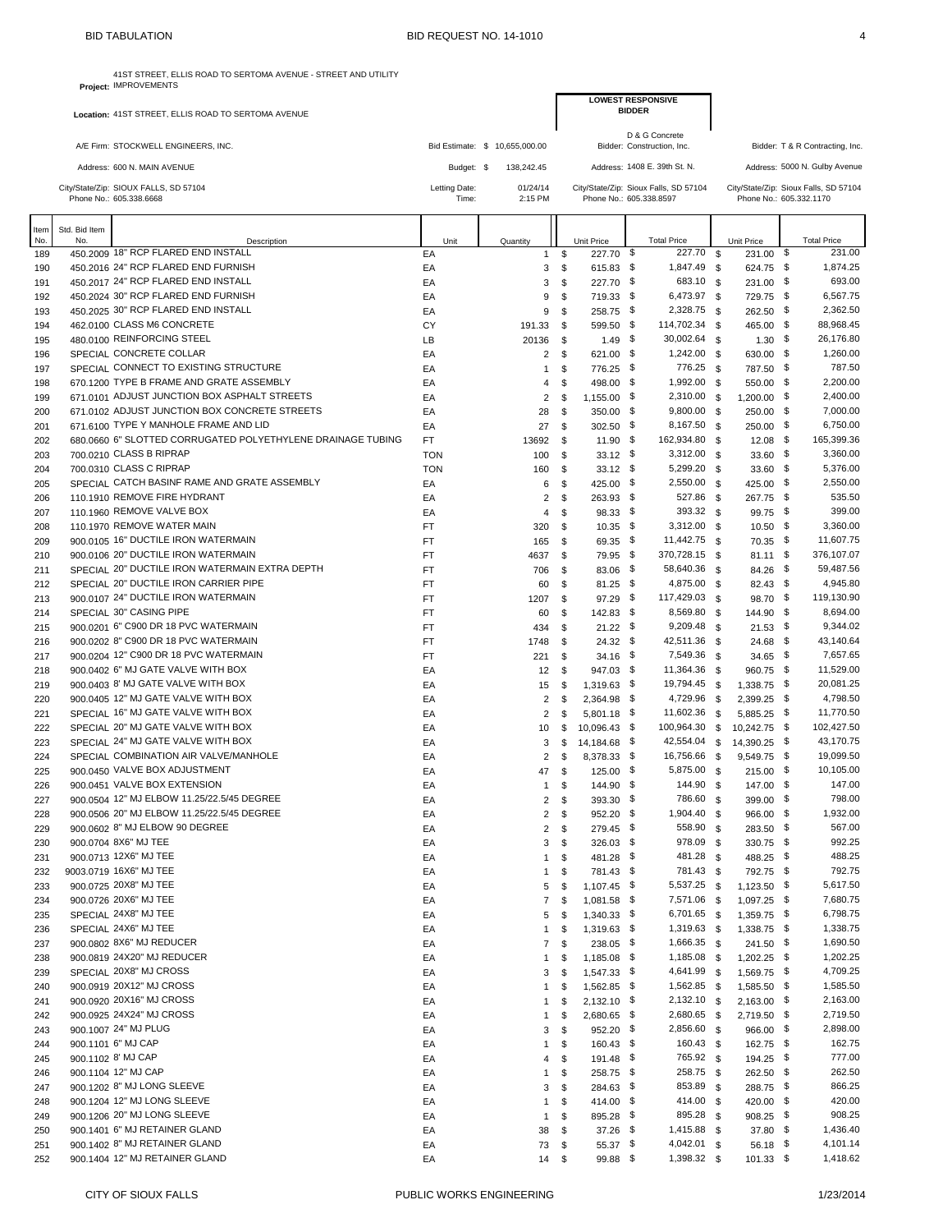## BID TABULATION — BID REQUEST NO. 14-1010

**Project:** 41ST STREET, ELLIS ROAD TO SERTOMA AVENUE - STREET AND UTILITY IMPROVEMENTS

**Location:** 41ST STREET, ELLIS ROAD TO SERTOMA AVENUE

A/E Firm: STOCKWELL ENGINEERS, INC.
Address: 600 N. MAIN AVENUE
City/State/Zip: SIOUX FALLS, SD 57104
Phone No.: 605.338.6668

Bid Estimate: $ 10,655,000.00
Budget: $ 138,242.45
Letting Date: 01/24/14
Time: 2:15 PM

**LOWEST RESPONSIVE BIDDER**
Bidder: D & G Concrete Construction, Inc.
Address: 1408 E. 39th St. N.
City/State/Zip: Sioux Falls, SD 57104
Phone No.: 605.338.8597

Bidder: T & R Contracting, Inc.
Address: 5000 N. Gulby Avenue
City/State/Zip: Sioux Falls, SD 57104
Phone No.: 605.332.1170

| Item No. | Std. Bid Item No. | Description | Unit | Quantity | D & G Unit Price | D & G Total Price | T & R Unit Price | T & R Total Price |
|---|---|---|---|---|---|---|---|---|
| 189 | 450.2009 | 18" RCP FLARED END INSTALL | EA | 1 | $ 227.70 | $ 227.70 | $ 231.00 | $ 231.00 |
| 190 | 450.2016 | 24" RCP FLARED END FURNISH | EA | 3 | $ 615.83 | $ 1,847.49 | $ 624.75 | $ 1,874.25 |
| 191 | 450.2017 | 24" RCP FLARED END INSTALL | EA | 3 | $ 227.70 | $ 683.10 | $ 231.00 | $ 693.00 |
| 192 | 450.2024 | 30" RCP FLARED END FURNISH | EA | 9 | $ 719.33 | $ 6,473.97 | $ 729.75 | $ 6,567.75 |
| 193 | 450.2025 | 30" RCP FLARED END INSTALL | EA | 9 | $ 258.75 | $ 2,328.75 | $ 262.50 | $ 2,362.50 |
| 194 | 462.0100 | CLASS M6 CONCRETE | CY | 191.33 | $ 599.50 | $ 114,702.34 | $ 465.00 | $ 88,968.45 |
| 195 | 480.0100 | REINFORCING STEEL | LB | 20136 | $ 1.49 | $ 30,002.64 | $ 1.30 | $ 26,176.80 |
| 196 | SPECIAL | CONCRETE COLLAR | EA | 2 | $ 621.00 | $ 1,242.00 | $ 630.00 | $ 1,260.00 |
| 197 | SPECIAL | CONNECT TO EXISTING STRUCTURE | EA | 1 | $ 776.25 | $ 776.25 | $ 787.50 | $ 787.50 |
| 198 | 670.1200 | TYPE B FRAME AND GRATE ASSEMBLY | EA | 4 | $ 498.00 | $ 1,992.00 | $ 550.00 | $ 2,200.00 |
| 199 | 671.0101 | ADJUST JUNCTION BOX ASPHALT STREETS | EA | 2 | $ 1,155.00 | $ 2,310.00 | $ 1,200.00 | $ 2,400.00 |
| 200 | 671.0102 | ADJUST JUNCTION BOX CONCRETE STREETS | EA | 28 | $ 350.00 | $ 9,800.00 | $ 250.00 | $ 7,000.00 |
| 201 | 671.6100 | TYPE Y MANHOLE FRAME AND LID | EA | 27 | $ 302.50 | $ 8,167.50 | $ 250.00 | $ 6,750.00 |
| 202 | 680.0660 | 6" SLOTTED CORRUGATED POLYETHYLENE DRAINAGE TUBING | FT | 13692 | $ 11.90 | $ 162,934.80 | $ 12.08 | $ 165,399.36 |
| 203 | 700.0210 | CLASS B RIPRAP | TON | 100 | $ 33.12 | $ 3,312.00 | $ 33.60 | $ 3,360.00 |
| 204 | 700.0310 | CLASS C RIPRAP | TON | 160 | $ 33.12 | $ 5,299.20 | $ 33.60 | $ 5,376.00 |
| 205 | SPECIAL | CATCH BASINF RAME AND GRATE ASSEMBLY | EA | 6 | $ 425.00 | $ 2,550.00 | $ 425.00 | $ 2,550.00 |
| 206 | 110.1910 | REMOVE FIRE HYDRANT | EA | 2 | $ 263.93 | $ 527.86 | $ 267.75 | $ 535.50 |
| 207 | 110.1960 | REMOVE VALVE BOX | EA | 4 | $ 98.33 | $ 393.32 | $ 99.75 | $ 399.00 |
| 208 | 110.1970 | REMOVE WATER MAIN | FT | 320 | $ 10.35 | $ 3,312.00 | $ 10.50 | $ 3,360.00 |
| 209 | 900.0105 | 16" DUCTILE IRON WATERMAIN | FT | 165 | $ 69.35 | $ 11,442.75 | $ 70.35 | $ 11,607.75 |
| 210 | 900.0106 | 20" DUCTILE IRON WATERMAIN | FT | 4637 | $ 79.95 | $ 370,728.15 | $ 81.11 | $ 376,107.07 |
| 211 | SPECIAL | 20" DUCTILE IRON WATERMAIN EXTRA DEPTH | FT | 706 | $ 83.06 | $ 58,640.36 | $ 84.26 | $ 59,487.56 |
| 212 | SPECIAL | 20" DUCTILE IRON CARRIER PIPE | FT | 60 | $ 81.25 | $ 4,875.00 | $ 82.43 | $ 4,945.80 |
| 213 | 900.0107 | 24" DUCTILE IRON WATERMAIN | FT | 1207 | $ 97.29 | $ 117,429.03 | $ 98.70 | $ 119,130.90 |
| 214 | SPECIAL | 30" CASING PIPE | FT | 60 | $ 142.83 | $ 8,569.80 | $ 144.90 | $ 8,694.00 |
| 215 | 900.0201 | 6" C900 DR 18 PVC WATERMAIN | FT | 434 | $ 21.22 | $ 9,209.48 | $ 21.53 | $ 9,344.02 |
| 216 | 900.0202 | 8" C900 DR 18 PVC WATERMAIN | FT | 1748 | $ 24.32 | $ 42,511.36 | $ 24.68 | $ 43,140.64 |
| 217 | 900.0204 | 12" C900 DR 18 PVC WATERMAIN | FT | 221 | $ 34.16 | $ 7,549.36 | $ 34.65 | $ 7,657.65 |
| 218 | 900.0402 | 6" MJ GATE VALVE WITH BOX | EA | 12 | $ 947.03 | $ 11,364.36 | $ 960.75 | $ 11,529.00 |
| 219 | 900.0403 | 8' MJ GATE VALVE WITH BOX | EA | 15 | $ 1,319.63 | $ 19,794.45 | $ 1,338.75 | $ 20,081.25 |
| 220 | 900.0405 | 12" MJ GATE VALVE WITH BOX | EA | 2 | $ 2,364.98 | $ 4,729.96 | $ 2,399.25 | $ 4,798.50 |
| 221 | SPECIAL | 16" MJ GATE VALVE WITH BOX | EA | 2 | $ 5,801.18 | $ 11,602.36 | $ 5,885.25 | $ 11,770.50 |
| 222 | SPECIAL | 20" MJ GATE VALVE WITH BOX | EA | 10 | $ 10,096.43 | $ 100,964.30 | $ 10,242.75 | $ 102,427.50 |
| 223 | SPECIAL | 24" MJ GATE VALVE WITH BOX | EA | 3 | $ 14,184.68 | $ 42,554.04 | $ 14,390.25 | $ 43,170.75 |
| 224 | SPECIAL | COMBINATION AIR VALVE/MANHOLE | EA | 2 | $ 8,378.33 | $ 16,756.66 | $ 9,549.75 | $ 19,099.50 |
| 225 | 900.0450 | VALVE BOX ADJUSTMENT | EA | 47 | $ 125.00 | $ 5,875.00 | $ 215.00 | $ 10,105.00 |
| 226 | 900.0451 | VALVE BOX EXTENSION | EA | 1 | $ 144.90 | $ 144.90 | $ 147.00 | $ 147.00 |
| 227 | 900.0504 | 12" MJ ELBOW 11.25/22.5/45 DEGREE | EA | 2 | $ 393.30 | $ 786.60 | $ 399.00 | $ 798.00 |
| 228 | 900.0506 | 20" MJ ELBOW 11.25/22.5/45 DEGREE | EA | 2 | $ 952.20 | $ 1,904.40 | $ 966.00 | $ 1,932.00 |
| 229 | 900.0602 | 8" MJ ELBOW 90 DEGREE | EA | 2 | $ 279.45 | $ 558.90 | $ 283.50 | $ 567.00 |
| 230 | 900.0704 | 8X6" MJ TEE | EA | 3 | $ 326.03 | $ 978.09 | $ 330.75 | $ 992.25 |
| 231 | 900.0713 | 12X6" MJ TEE | EA | 1 | $ 481.28 | $ 481.28 | $ 488.25 | $ 488.25 |
| 232 | 9003.0719 | 16X6" MJ TEE | EA | 1 | $ 781.43 | $ 781.43 | $ 792.75 | $ 792.75 |
| 233 | 900.0725 | 20X8" MJ TEE | EA | 5 | $ 1,107.45 | $ 5,537.25 | $ 1,123.50 | $ 5,617.50 |
| 234 | 900.0726 | 20X6" MJ TEE | EA | 7 | $ 1,081.58 | $ 7,571.06 | $ 1,097.25 | $ 7,680.75 |
| 235 | SPECIAL | 24X8" MJ TEE | EA | 5 | $ 1,340.33 | $ 6,701.65 | $ 1,359.75 | $ 6,798.75 |
| 236 | SPECIAL | 24X6" MJ TEE | EA | 1 | $ 1,319.63 | $ 1,319.63 | $ 1,338.75 | $ 1,338.75 |
| 237 | 900.0802 | 8X6" MJ REDUCER | EA | 7 | $ 238.05 | $ 1,666.35 | $ 241.50 | $ 1,690.50 |
| 238 | 900.0819 | 24X20" MJ REDUCER | EA | 1 | $ 1,185.08 | $ 1,185.08 | $ 1,202.25 | $ 1,202.25 |
| 239 | SPECIAL | 20X8" MJ CROSS | EA | 3 | $ 1,547.33 | $ 4,641.99 | $ 1,569.75 | $ 4,709.25 |
| 240 | 900.0919 | 20X12" MJ CROSS | EA | 1 | $ 1,562.85 | $ 1,562.85 | $ 1,585.50 | $ 1,585.50 |
| 241 | 900.0920 | 20X16" MJ CROSS | EA | 1 | $ 2,132.10 | $ 2,132.10 | $ 2,163.00 | $ 2,163.00 |
| 242 | 900.0925 | 24X24" MJ CROSS | EA | 1 | $ 2,680.65 | $ 2,680.65 | $ 2,719.50 | $ 2,719.50 |
| 243 | 900.1007 | 24" MJ PLUG | EA | 3 | $ 952.20 | $ 2,856.60 | $ 966.00 | $ 2,898.00 |
| 244 | 900.1101 | 6" MJ CAP | EA | 1 | $ 160.43 | $ 160.43 | $ 162.75 | $ 162.75 |
| 245 | 900.1102 | 8' MJ CAP | EA | 4 | $ 191.48 | $ 765.92 | $ 194.25 | $ 777.00 |
| 246 | 900.1104 | 12" MJ CAP | EA | 1 | $ 258.75 | $ 258.75 | $ 262.50 | $ 262.50 |
| 247 | 900.1202 | 8" MJ LONG SLEEVE | EA | 3 | $ 284.63 | $ 853.89 | $ 288.75 | $ 866.25 |
| 248 | 900.1204 | 12" MJ LONG SLEEVE | EA | 1 | $ 414.00 | $ 414.00 | $ 420.00 | $ 420.00 |
| 249 | 900.1206 | 20" MJ LONG SLEEVE | EA | 1 | $ 895.28 | $ 895.28 | $ 908.25 | $ 908.25 |
| 250 | 900.1401 | 6" MJ RETAINER GLAND | EA | 38 | $ 37.26 | $ 1,415.88 | $ 37.80 | $ 1,436.40 |
| 251 | 900.1402 | 8" MJ RETAINER GLAND | EA | 73 | $ 55.37 | $ 4,042.01 | $ 56.18 | $ 4,101.14 |
| 252 | 900.1404 | 12" MJ RETAINER GLAND | EA | 14 | $ 99.88 | $ 1,398.32 | $ 101.33 | $ 1,418.62 |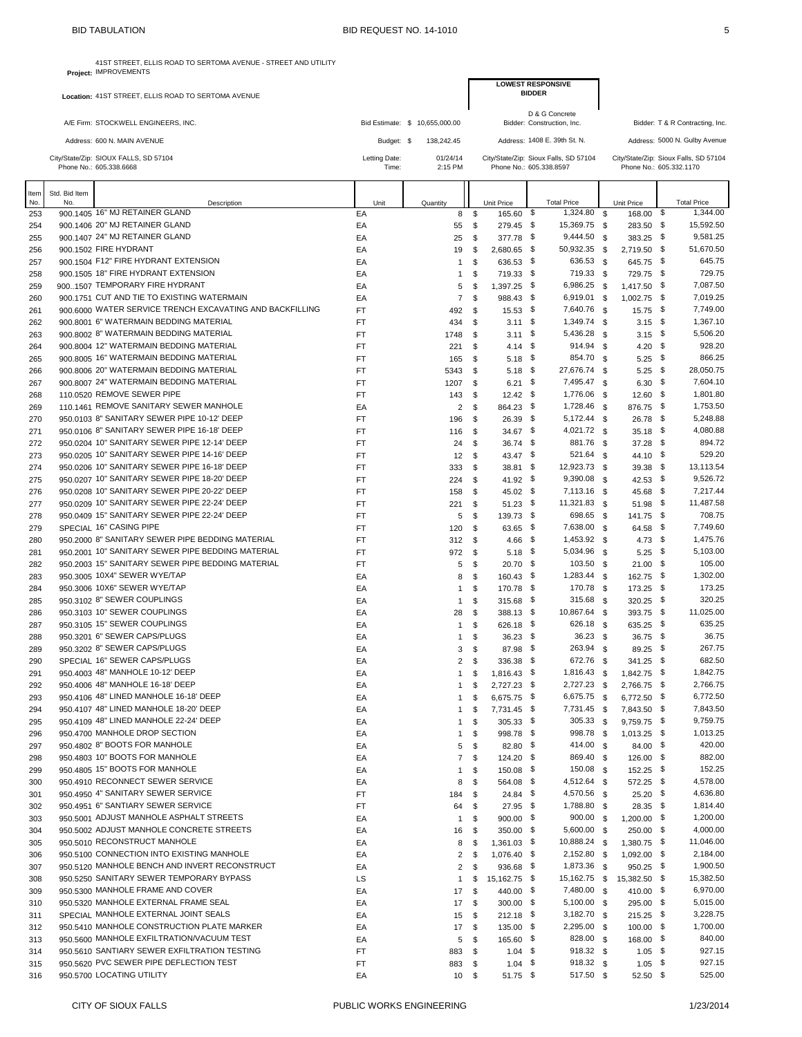BID TABULATION BID REQUEST NO. 14-1010

**Project:** 41ST STREET, ELLIS ROAD TO SERTOMA AVENUE - STREET AND UTILITY IMPROVEMENTS

**Location:** 41ST STREET, ELLIS ROAD TO SERTOMA AVENUE

A/E Firm: STOCKWELL ENGINEERS, INC.
Address: 600 N. MAIN AVENUE
City/State/Zip: SIOUX FALLS, SD 57104
Phone No.: 605.338.6668

Bid Estimate: $ 10,655,000.00
Budget: $ 138,242.45
Letting Date: 01/24/14
Time: 2:15 PM

**LOWEST RESPONSIVE BIDDER**
Bidder: D & G Concrete Construction, Inc.
Address: 1408 E. 39th St. N.
City/State/Zip: Sioux Falls, SD 57104
Phone No.: 605.338.8597

Bidder: T & R Contracting, Inc.
Address: 5000 N. Gulby Avenue
City/State/Zip: Sioux Falls, SD 57104
Phone No.: 605.332.1170

| Item No. | Std. Bid Item No. | Description | Unit | Quantity | D & G Unit Price | D & G Total Price | T & R Unit Price | T & R Total Price |
|---|---|---|---|---|---|---|---|---|
| 253 | 900.1405 | 16" MJ RETAINER GLAND | EA | 8 | $ 165.60 | $ 1,324.80 | $ 168.00 | $ 1,344.00 |
| 254 | 900.1406 | 20" MJ RETAINER GLAND | EA | 55 | $ 279.45 | $ 15,369.75 | $ 283.50 | $ 15,592.50 |
| 255 | 900.1407 | 24" MJ RETAINER GLAND | EA | 25 | $ 377.78 | $ 9,444.50 | $ 383.25 | $ 9,581.25 |
| 256 | 900.1502 | FIRE HYDRANT | EA | 19 | $ 2,680.65 | $ 50,932.35 | $ 2,719.50 | $ 51,670.50 |
| 257 | 900.1504 | F12" FIRE HYDRANT EXTENSION | EA | 1 | $ 636.53 | $ 636.53 | $ 645.75 | $ 645.75 |
| 258 | 900.1505 | 18" FIRE HYDRANT EXTENSION | EA | 1 | $ 719.33 | $ 719.33 | $ 729.75 | $ 729.75 |
| 259 | 900..1507 | TEMPORARY FIRE HYDRANT | EA | 5 | $ 1,397.25 | $ 6,986.25 | $ 1,417.50 | $ 7,087.50 |
| 260 | 900.1751 | CUT AND TIE TO EXISTING WATERMAIN | EA | 7 | $ 988.43 | $ 6,919.01 | $ 1,002.75 | $ 7,019.25 |
| 261 | 900.6000 | WATER SERVICE TRENCH EXCAVATING AND BACKFILLING | FT | 492 | $ 15.53 | $ 7,640.76 | $ 15.75 | $ 7,749.00 |
| 262 | 900.8001 | 6" WATERMAIN BEDDING MATERIAL | FT | 434 | $ 3.11 | $ 1,349.74 | $ 3.15 | $ 1,367.10 |
| 263 | 900.8002 | 8" WATERMAIN BEDDING MATERIAL | FT | 1748 | $ 3.11 | $ 5,436.28 | $ 3.15 | $ 5,506.20 |
| 264 | 900.8004 | 12" WATERMAIN BEDDING MATERIAL | FT | 221 | $ 4.14 | $ 914.94 | $ 4.20 | $ 928.20 |
| 265 | 900.8005 | 16" WATERMAIN BEDDING MATERIAL | FT | 165 | $ 5.18 | $ 854.70 | $ 5.25 | $ 866.25 |
| 266 | 900.8006 | 20" WATERMAIN BEDDING MATERIAL | FT | 5343 | $ 5.18 | $ 27,676.74 | $ 5.25 | $ 28,050.75 |
| 267 | 900.8007 | 24" WATERMAIN BEDDING MATERIAL | FT | 1207 | $ 6.21 | $ 7,495.47 | $ 6.30 | $ 7,604.10 |
| 268 | 110.0520 | REMOVE SEWER PIPE | FT | 143 | $ 12.42 | $ 1,776.06 | $ 12.60 | $ 1,801.80 |
| 269 | 110.1461 | REMOVE SANITARY SEWER MANHOLE | EA | 2 | $ 864.23 | $ 1,728.46 | $ 876.75 | $ 1,753.50 |
| 270 | 950.0103 | 8" SANITARY SEWER PIPE 10-12' DEEP | FT | 196 | $ 26.39 | $ 5,172.44 | $ 26.78 | $ 5,248.88 |
| 271 | 950.0106 | 8" SANITARY SEWER PIPE 16-18' DEEP | FT | 116 | $ 34.67 | $ 4,021.72 | $ 35.18 | $ 4,080.88 |
| 272 | 950.0204 | 10" SANITARY SEWER PIPE 12-14' DEEP | FT | 24 | $ 36.74 | $ 881.76 | $ 37.28 | $ 894.72 |
| 273 | 950.0205 | 10" SANITARY SEWER PIPE 14-16' DEEP | FT | 12 | $ 43.47 | $ 521.64 | $ 44.10 | $ 529.20 |
| 274 | 950.0206 | 10" SANITARY SEWER PIPE 16-18' DEEP | FT | 333 | $ 38.81 | $ 12,923.73 | $ 39.38 | $ 13,113.54 |
| 275 | 950.0207 | 10" SANITARY SEWER PIPE 18-20' DEEP | FT | 224 | $ 41.92 | $ 9,390.08 | $ 42.53 | $ 9,526.72 |
| 276 | 950.0208 | 10" SANITARY SEWER PIPE 20-22' DEEP | FT | 158 | $ 45.02 | $ 7,113.16 | $ 45.68 | $ 7,217.44 |
| 277 | 950.0209 | 10" SANITARY SEWER PIPE 22-24' DEEP | FT | 221 | $ 51.23 | $ 11,321.83 | $ 51.98 | $ 11,487.58 |
| 278 | 950.0409 | 15" SANITARY SEWER PIPE 22-24' DEEP | FT | 5 | $ 139.73 | $ 698.65 | $ 141.75 | $ 708.75 |
| 279 | SPECIAL | 16" CASING PIPE | FT | 120 | $ 63.65 | $ 7,638.00 | $ 64.58 | $ 7,749.60 |
| 280 | 950.2000 | 8" SANITARY SEWER PIPE BEDDING MATERIAL | FT | 312 | $ 4.66 | $ 1,453.92 | $ 4.73 | $ 1,475.76 |
| 281 | 950.2001 | 10" SANITARY SEWER PIPE BEDDING MATERIAL | FT | 972 | $ 5.18 | $ 5,034.96 | $ 5.25 | $ 5,103.00 |
| 282 | 950.2003 | 15" SANITARY SEWER PIPE BEDDING MATERIAL | FT | 5 | $ 20.70 | $ 103.50 | $ 21.00 | $ 105.00 |
| 283 | 950.3005 | 10X4" SEWER WYE/TAP | EA | 8 | $ 160.43 | $ 1,283.44 | $ 162.75 | $ 1,302.00 |
| 284 | 950.3006 | 10X6" SEWER WYE/TAP | EA | 1 | $ 170.78 | $ 170.78 | $ 173.25 | $ 173.25 |
| 285 | 950.3102 | 8" SEWER COUPLINGS | EA | 1 | $ 315.68 | $ 315.68 | $ 320.25 | $ 320.25 |
| 286 | 950.3103 | 10" SEWER COUPLINGS | EA | 28 | $ 388.13 | $ 10,867.64 | $ 393.75 | $ 11,025.00 |
| 287 | 950.3105 | 15" SEWER COUPLINGS | EA | 1 | $ 626.18 | $ 626.18 | $ 635.25 | $ 635.25 |
| 288 | 950.3201 | 6" SEWER CAPS/PLUGS | EA | 1 | $ 36.23 | $ 36.23 | $ 36.75 | $ 36.75 |
| 289 | 950.3202 | 8" SEWER CAPS/PLUGS | EA | 3 | $ 87.98 | $ 263.94 | $ 89.25 | $ 267.75 |
| 290 | SPECIAL | 16" SEWER CAPS/PLUGS | EA | 2 | $ 336.38 | $ 672.76 | $ 341.25 | $ 682.50 |
| 291 | 950.4003 | 48" MANHOLE 10-12' DEEP | EA | 1 | $ 1,816.43 | $ 1,816.43 | $ 1,842.75 | $ 1,842.75 |
| 292 | 950.4006 | 48" MANHOLE 16-18' DEEP | EA | 1 | $ 2,727.23 | $ 2,727.23 | $ 2,766.75 | $ 2,766.75 |
| 293 | 950.4106 | 48" LINED MANHOLE 16-18' DEEP | EA | 1 | $ 6,675.75 | $ 6,675.75 | $ 6,772.50 | $ 6,772.50 |
| 294 | 950.4107 | 48" LINED MANHOLE 18-20' DEEP | EA | 1 | $ 7,731.45 | $ 7,731.45 | $ 7,843.50 | $ 7,843.50 |
| 295 | 950.4109 | 48" LINED MANHOLE 22-24' DEEP | EA | 1 | $ 305.33 | $ 305.33 | $ 9,759.75 | $ 9,759.75 |
| 296 | 950.4700 | MANHOLE DROP SECTION | EA | 1 | $ 998.78 | $ 998.78 | $ 1,013.25 | $ 1,013.25 |
| 297 | 950.4802 | 8" BOOTS FOR MANHOLE | EA | 5 | $ 82.80 | $ 414.00 | $ 84.00 | $ 420.00 |
| 298 | 950.4803 | 10" BOOTS FOR MANHOLE | EA | 7 | $ 124.20 | $ 869.40 | $ 126.00 | $ 882.00 |
| 299 | 950.4805 | 15" BOOTS FOR MANHOLE | EA | 1 | $ 150.08 | $ 150.08 | $ 152.25 | $ 152.25 |
| 300 | 950.4910 | RECONNECT SEWER SERVICE | EA | 8 | $ 564.08 | $ 4,512.64 | $ 572.25 | $ 4,578.00 |
| 301 | 950.4950 | 4" SANITARY SEWER SERVICE | FT | 184 | $ 24.84 | $ 4,570.56 | $ 25.20 | $ 4,636.80 |
| 302 | 950.4951 | 6" SANTIARY SEWER SERVICE | FT | 64 | $ 27.95 | $ 1,788.80 | $ 28.35 | $ 1,814.40 |
| 303 | 950.5001 | ADJUST MANHOLE ASPHALT STREETS | EA | 1 | $ 900.00 | $ 900.00 | $ 1,200.00 | $ 1,200.00 |
| 304 | 950.5002 | ADJUST MANHOLE CONCRETE STREETS | EA | 16 | $ 350.00 | $ 5,600.00 | $ 250.00 | $ 4,000.00 |
| 305 | 950.5010 | RECONSTRUCT MANHOLE | EA | 8 | $ 1,361.03 | $ 10,888.24 | $ 1,380.75 | $ 11,046.00 |
| 306 | 950.5100 | CONNECTION INTO EXISTING MANHOLE | EA | 2 | $ 1,076.40 | $ 2,152.80 | $ 1,092.00 | $ 2,184.00 |
| 307 | 950.5120 | MANHOLE BENCH AND INVERT RECONSTRUCT | EA | 2 | $ 936.68 | $ 1,873.36 | $ 950.25 | $ 1,900.50 |
| 308 | 950.5250 | SANITARY SEWER TEMPORARY BYPASS | LS | 1 | $ 15,162.75 | $ 15,162.75 | $ 15,382.50 | $ 15,382.50 |
| 309 | 950.5300 | MANHOLE FRAME AND COVER | EA | 17 | $ 440.00 | $ 7,480.00 | $ 410.00 | $ 6,970.00 |
| 310 | 950.5320 | MANHOLE EXTERNAL FRAME SEAL | EA | 17 | $ 300.00 | $ 5,100.00 | $ 295.00 | $ 5,015.00 |
| 311 | SPECIAL | MANHOLE EXTERNAL JOINT SEALS | EA | 15 | $ 212.18 | $ 3,182.70 | $ 215.25 | $ 3,228.75 |
| 312 | 950.5410 | MANHOLE CONSTRUCTION PLATE MARKER | EA | 17 | $ 135.00 | $ 2,295.00 | $ 100.00 | $ 1,700.00 |
| 313 | 950.5600 | MANHOLE EXFILTRATION/VACUUM TEST | EA | 5 | $ 165.60 | $ 828.00 | $ 168.00 | $ 840.00 |
| 314 | 950.5610 | SANTIARY SEWER EXFILTRATION TESTING | FT | 883 | $ 1.04 | $ 918.32 | $ 1.05 | $ 927.15 |
| 315 | 950.5620 | PVC SEWER PIPE DEFLECTION TEST | FT | 883 | $ 1.04 | $ 918.32 | $ 1.05 | $ 927.15 |
| 316 | 950.5700 | LOCATING UTILITY | EA | 10 | $ 51.75 | $ 517.50 | $ 52.50 | $ 525.00 |

CITY OF SIOUX FALLS PUBLIC WORKS ENGINEERING 1/23/2014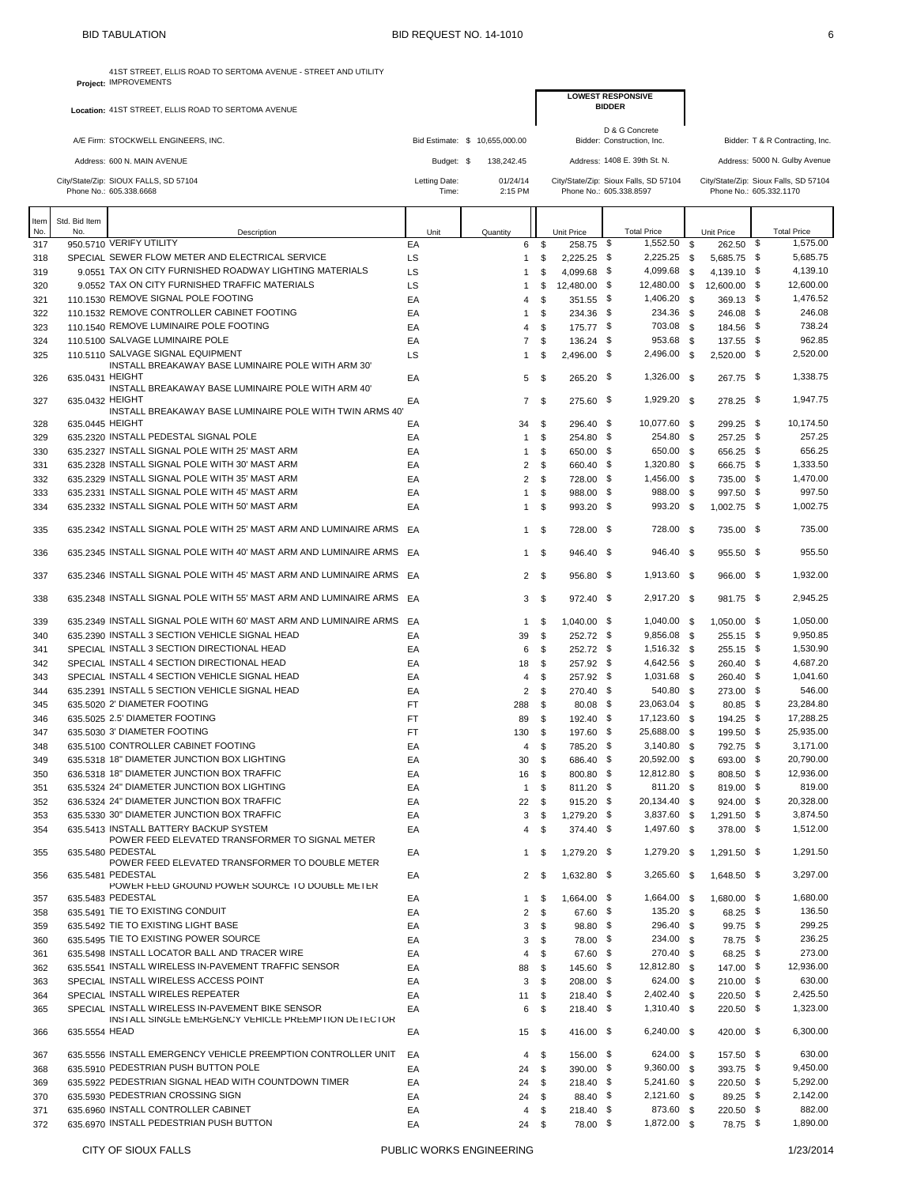**Project:** 41ST STREET, ELLIS ROAD TO SERTOMA AVENUE - STREET AND UTILITY IMPROVEMENTS

**Location:** 41ST STREET, ELLIS ROAD TO SERTOMA AVENUE

**A/E Firm:** STOCKWELL ENGINEERS, INC.
**Address:** 600 N. MAIN AVENUE
**City/State/Zip:** SIOUX FALLS, SD 57104
**Phone No.:** 605.338.6668

Bid Estimate: $ 10,655,000.00
Budget: $ 138,242.45
Letting Date: 01/24/14
Time: 2:15 PM

**LOWEST RESPONSIVE BIDDER**
Bidder: D & G Concrete Construction, Inc.
Address: 1408 E. 39th St. N.
City/State/Zip: Sioux Falls, SD 57104
Phone No.: 605.338.8597

Bidder: T & R Contracting, Inc.
Address: 5000 N. Gulby Avenue
City/State/Zip: Sioux Falls, SD 57104
Phone No.: 605.332.1170

| Item No. | Std. Bid Item No. | Description | Unit | Quantity | D & G Unit Price | D & G Total Price | T & R Unit Price | T & R Total Price |
|---|---|---|---|---|---|---|---|---|
| 317 | 950.5710 | VERIFY UTILITY | EA | 6 | $ 258.75 | $ 1,552.50 | $ 262.50 | $ 1,575.00 |
| 318 | SPECIAL | SEWER FLOW METER AND ELECTRICAL SERVICE | LS | 1 | $ 2,225.25 | $ 2,225.25 | $ 5,685.75 | $ 5,685.75 |
| 319 | 9.0551 | TAX ON CITY FURNISHED ROADWAY LIGHTING MATERIALS | LS | 1 | $ 4,099.68 | $ 4,099.68 | $ 4,139.10 | $ 4,139.10 |
| 320 | 9.0552 | TAX ON CITY FURNISHED TRAFFIC MATERIALS | LS | 1 | $ 12,480.00 | $ 12,480.00 | $ 12,600.00 | $ 12,600.00 |
| 321 | 110.1530 | REMOVE SIGNAL POLE FOOTING | EA | 4 | $ 351.55 | $ 1,406.20 | $ 369.13 | $ 1,476.52 |
| 322 | 110.1532 | REMOVE CONTROLLER CABINET FOOTING | EA | 1 | $ 234.36 | $ 234.36 | $ 246.08 | $ 246.08 |
| 323 | 110.1540 | REMOVE LUMINAIRE POLE FOOTING | EA | 4 | $ 175.77 | $ 703.08 | $ 184.56 | $ 738.24 |
| 324 | 110.5100 | SALVAGE LUMINAIRE POLE | EA | 7 | $ 136.24 | $ 953.68 | $ 137.55 | $ 962.85 |
| 325 | 110.5110 | SALVAGE SIGNAL EQUIPMENT | LS | 1 | $ 2,496.00 | $ 2,496.00 | $ 2,520.00 | $ 2,520.00 |
| 326 | 635.0431 | INSTALL BREAKAWAY BASE LUMINAIRE POLE WITH ARM 30' HEIGHT | EA | 5 | $ 265.20 | $ 1,326.00 | $ 267.75 | $ 1,338.75 |
| 327 | 635.0432 | INSTALL BREAKAWAY BASE LUMINAIRE POLE WITH ARM 40' HEIGHT | EA | 7 | $ 275.60 | $ 1,929.20 | $ 278.25 | $ 1,947.75 |
| 328 | 635.0445 | INSTALL BREAKAWAY BASE LUMINAIRE POLE WITH TWIN ARMS 40' HEIGHT | EA | 34 | $ 296.40 | $ 10,077.60 | $ 299.25 | $ 10,174.50 |
| 329 | 635.2320 | INSTALL PEDESTAL SIGNAL POLE | EA | 1 | $ 254.80 | $ 254.80 | $ 257.25 | $ 257.25 |
| 330 | 635.2327 | INSTALL SIGNAL POLE WITH 25' MAST ARM | EA | 1 | $ 650.00 | $ 650.00 | $ 656.25 | $ 656.25 |
| 331 | 635.2328 | INSTALL SIGNAL POLE WITH 30' MAST ARM | EA | 2 | $ 660.40 | $ 1,320.80 | $ 666.75 | $ 1,333.50 |
| 332 | 635.2329 | INSTALL SIGNAL POLE WITH 35' MAST ARM | EA | 2 | $ 728.00 | $ 1,456.00 | $ 735.00 | $ 1,470.00 |
| 333 | 635.2331 | INSTALL SIGNAL POLE WITH 45' MAST ARM | EA | 1 | $ 988.00 | $ 988.00 | $ 997.50 | $ 997.50 |
| 334 | 635.2332 | INSTALL SIGNAL POLE WITH 50' MAST ARM | EA | 1 | $ 993.20 | $ 993.20 | $ 1,002.75 | $ 1,002.75 |
| 335 | 635.2342 | INSTALL SIGNAL POLE WITH 25' MAST ARM AND LUMINAIRE ARMS | EA | 1 | $ 728.00 | $ 728.00 | $ 735.00 | $ 735.00 |
| 336 | 635.2345 | INSTALL SIGNAL POLE WITH 40' MAST ARM AND LUMINAIRE ARMS | EA | 1 | $ 946.40 | $ 946.40 | $ 955.50 | $ 955.50 |
| 337 | 635.2346 | INSTALL SIGNAL POLE WITH 45' MAST ARM AND LUMINAIRE ARMS | EA | 2 | $ 956.80 | $ 1,913.60 | $ 966.00 | $ 1,932.00 |
| 338 | 635.2348 | INSTALL SIGNAL POLE WITH 55' MAST ARM AND LUMINAIRE ARMS | EA | 3 | $ 972.40 | $ 2,917.20 | $ 981.75 | $ 2,945.25 |
| 339 | 635.2349 | INSTALL SIGNAL POLE WITH 60' MAST ARM AND LUMINAIRE ARMS | EA | 1 | $ 1,040.00 | $ 1,040.00 | $ 1,050.00 | $ 1,050.00 |
| 340 | 635.2390 | INSTALL 3 SECTION VEHICLE SIGNAL HEAD | EA | 39 | $ 252.72 | $ 9,856.08 | $ 255.15 | $ 9,950.85 |
| 341 | SPECIAL | INSTALL 3 SECTION DIRECTIONAL HEAD | EA | 6 | $ 252.72 | $ 1,516.32 | $ 255.15 | $ 1,530.90 |
| 342 | SPECIAL | INSTALL 4 SECTION DIRECTIONAL HEAD | EA | 18 | $ 257.92 | $ 4,642.56 | $ 260.40 | $ 4,687.20 |
| 343 | SPECIAL | INSTALL 4 SECTION VEHICLE SIGNAL HEAD | EA | 4 | $ 257.92 | $ 1,031.68 | $ 260.40 | $ 1,041.60 |
| 344 | 635.2391 | INSTALL 5 SECTION VEHICLE SIGNAL HEAD | EA | 2 | $ 270.40 | $ 540.80 | $ 273.00 | $ 546.00 |
| 345 | 635.5020 | 2' DIAMETER FOOTING | FT | 288 | $ 80.08 | $ 23,063.04 | $ 80.85 | $ 23,284.80 |
| 346 | 635.5025 | 2.5' DIAMETER FOOTING | FT | 89 | $ 192.40 | $ 17,123.60 | $ 194.25 | $ 17,288.25 |
| 347 | 635.5030 | 3' DIAMETER FOOTING | FT | 130 | $ 197.60 | $ 25,688.00 | $ 199.50 | $ 25,935.00 |
| 348 | 635.5100 | CONTROLLER CABINET FOOTING | EA | 4 | $ 785.20 | $ 3,140.80 | $ 792.75 | $ 3,171.00 |
| 349 | 635.5318 | 18" DIAMETER JUNCTION BOX LIGHTING | EA | 30 | $ 686.40 | $ 20,592.00 | $ 693.00 | $ 20,790.00 |
| 350 | 636.5318 | 18" DIAMETER JUNCTION BOX TRAFFIC | EA | 16 | $ 800.80 | $ 12,812.80 | $ 808.50 | $ 12,936.00 |
| 351 | 635.5324 | 24" DIAMETER JUNCTION BOX LIGHTING | EA | 1 | $ 811.20 | $ 811.20 | $ 819.00 | $ 819.00 |
| 352 | 636.5324 | 24" DIAMETER JUNCTION BOX TRAFFIC | EA | 22 | $ 915.20 | $ 20,134.40 | $ 924.00 | $ 20,328.00 |
| 353 | 635.5330 | 30" DIAMETER JUNCTION BOX TRAFFIC | EA | 3 | $ 1,279.20 | $ 3,837.60 | $ 1,291.50 | $ 3,874.50 |
| 354 | 635.5413 | INSTALL BATTERY BACKUP SYSTEM | EA | 4 | $ 374.40 | $ 1,497.60 | $ 378.00 | $ 1,512.00 |
| 355 | 635.5480 | POWER FEED ELEVATED TRANSFORMER TO SIGNAL METER PEDESTAL | EA | 1 | $ 1,279.20 | $ 1,279.20 | $ 1,291.50 | $ 1,291.50 |
| 356 | 635.5481 | POWER FEED ELEVATED TRANSFORMER TO DOUBLE METER PEDESTAL | EA | 2 | $ 1,632.80 | $ 3,265.60 | $ 1,648.50 | $ 3,297.00 |
| 357 | 635.5483 | POWER FEED GROUND POWER SOURCE TO DOUBLE METER PEDESTAL | EA | 1 | $ 1,664.00 | $ 1,664.00 | $ 1,680.00 | $ 1,680.00 |
| 358 | 635.5491 | TIE TO EXISTING CONDUIT | EA | 2 | $ 67.60 | $ 135.20 | $ 68.25 | $ 136.50 |
| 359 | 635.5492 | TIE TO EXISTING LIGHT BASE | EA | 3 | $ 98.80 | $ 296.40 | $ 99.75 | $ 299.25 |
| 360 | 635.5495 | TIE TO EXISTING POWER SOURCE | EA | 3 | $ 78.00 | $ 234.00 | $ 78.75 | $ 236.25 |
| 361 | 635.5498 | INSTALL LOCATOR BALL AND TRACER WIRE | EA | 4 | $ 67.60 | $ 270.40 | $ 68.25 | $ 273.00 |
| 362 | 635.5541 | INSTALL WIRELESS IN-PAVEMENT TRAFFIC SENSOR | EA | 88 | $ 145.60 | $ 12,812.80 | $ 147.00 | $ 12,936.00 |
| 363 | SPECIAL | INSTALL WIRELESS ACCESS POINT | EA | 3 | $ 208.00 | $ 624.00 | $ 210.00 | $ 630.00 |
| 364 | SPECIAL | INSTALL WIRELES REPEATER | EA | 11 | $ 218.40 | $ 2,402.40 | $ 220.50 | $ 2,425.50 |
| 365 | SPECIAL | INSTALL WIRELESS IN-PAVEMENT BIKE SENSOR | EA | 6 | $ 218.40 | $ 1,310.40 | $ 220.50 | $ 1,323.00 |
| 366 | 635.5554 | INSTALL SINGLE EMERGENCY VEHICLE PREEMPTION DETECTOR HEAD | EA | 15 | $ 416.00 | $ 6,240.00 | $ 420.00 | $ 6,300.00 |
| 367 | 635.5556 | INSTALL EMERGENCY VEHICLE PREEMPTION CONTROLLER UNIT | EA | 4 | $ 156.00 | $ 624.00 | $ 157.50 | $ 630.00 |
| 368 | 635.5910 | PEDESTRIAN PUSH BUTTON POLE | EA | 24 | $ 390.00 | $ 9,360.00 | $ 393.75 | $ 9,450.00 |
| 369 | 635.5922 | PEDESTRIAN SIGNAL HEAD WITH COUNTDOWN TIMER | EA | 24 | $ 218.40 | $ 5,241.60 | $ 220.50 | $ 5,292.00 |
| 370 | 635.5930 | PEDESTRIAN CROSSING SIGN | EA | 24 | $ 88.40 | $ 2,121.60 | $ 89.25 | $ 2,142.00 |
| 371 | 635.6960 | INSTALL CONTROLLER CABINET | EA | 4 | $ 218.40 | $ 873.60 | $ 220.50 | $ 882.00 |
| 372 | 635.6970 | INSTALL PEDESTRIAN PUSH BUTTON | EA | 24 | $ 78.00 | $ 1,872.00 | $ 78.75 | $ 1,890.00 |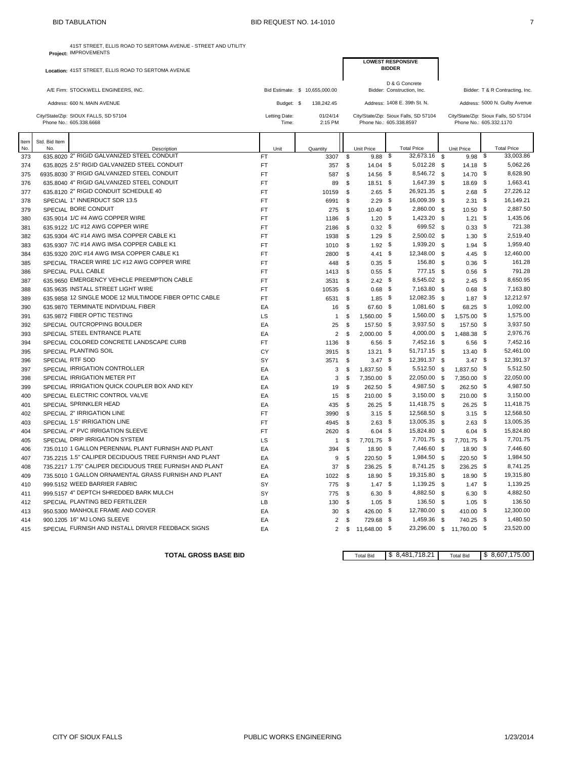Project: 41ST STREET, ELLIS ROAD TO SERTOMA AVENUE - STREET AND UTILITY IMPROVEMENTS

Location: 41ST STREET, ELLIS ROAD TO SERTOMA AVENUE

A/E Firm: STOCKWELL ENGINEERS, INC.
Address: 600 N. MAIN AVENUE
City/State/Zip: SIOUX FALLS, SD 57104
Phone No.: 605.338.6668

Bid Estimate: $ 10,655,000.00
Budget: $ 138,242.45
Letting Date: 01/24/14
Time: 2:15 PM

**LOWEST RESPONSIVE BIDDER**

Bidder: D & G Concrete Construction, Inc.
Address: 1408 E. 39th St. N.
City/State/Zip: Sioux Falls, SD 57104
Phone No.: 605.338.8597

Bidder: T & R Contracting, Inc.
Address: 5000 N. Gulby Avenue
City/State/Zip: Sioux Falls, SD 57104
Phone No.: 605.332.1170

| Item No. | Std. Bid Item No. | Description | Unit | Quantity | D & G Unit Price | D & G Total Price | T & R Unit Price | T & R Total Price |
|---|---|---|---|---|---|---|---|---|
| 373 | 635.8020 | 2" RIGID GALVANIZED STEEL CONDUIT | FT | 3307 | $ 9.88 | $ 32,673.16 | $ 9.98 | $ 33,003.86 |
| 374 | 635.8025 | 2.5" RIGID GALVANIZED STEEL CONDUIT | FT | 357 | $ 14.04 | $ 5,012.28 | $ 14.18 | $ 5,062.26 |
| 375 | 6935.8030 | 3" RIGID GALVANIZED STEEL CONDUIT | FT | 587 | $ 14.56 | $ 8,546.72 | $ 14.70 | $ 8,628.90 |
| 376 | 635.8040 | 4" RIGID GALVANIZED STEEL CONDUIT | FT | 89 | $ 18.51 | $ 1,647.39 | $ 18.69 | $ 1,663.41 |
| 377 | 635.8120 | 2" RIGID CONDUIT SCHEDULE 40 | FT | 10159 | $ 2.65 | $ 26,921.35 | $ 2.68 | $ 27,226.12 |
| 378 | SPECIAL | 1" INNERDUCT SDR 13.5 | FT | 6991 | $ 2.29 | $ 16,009.39 | $ 2.31 | $ 16,149.21 |
| 379 | SPECIAL | BORE CONDUIT | FT | 275 | $ 10.40 | $ 2,860.00 | $ 10.50 | $ 2,887.50 |
| 380 | 635.9014 | 1/C #4 AWG COPPER WIRE | FT | 1186 | $ 1.20 | $ 1,423.20 | $ 1.21 | $ 1,435.06 |
| 381 | 635.9122 | 1/C #12 AWG COPPER WIRE | FT | 2186 | $ 0.32 | $ 699.52 | $ 0.33 | $ 721.38 |
| 382 | 635.9304 | 4/C #14 AWG IMSA COPPER CABLE K1 | FT | 1938 | $ 1.29 | $ 2,500.02 | $ 1.30 | $ 2,519.40 |
| 383 | 635.9307 | 7/C #14 AWG IMSA COPPER CABLE K1 | FT | 1010 | $ 1.92 | $ 1,939.20 | $ 1.94 | $ 1,959.40 |
| 384 | 635.9320 | 20/C #14 AWG IMSA COPPER CABLE K1 | FT | 2800 | $ 4.41 | $ 12,348.00 | $ 4.45 | $ 12,460.00 |
| 385 | SPECIAL | TRACER WIRE 1/C #12 AWG COPPER WIRE | FT | 448 | $ 0.35 | $ 156.80 | $ 0.36 | $ 161.28 |
| 386 | SPECIAL | PULL CABLE | FT | 1413 | $ 0.55 | $ 777.15 | $ 0.56 | $ 791.28 |
| 387 | 635.9650 | EMERGENCY VEHICLE PREEMPTION CABLE | FT | 3531 | $ 2.42 | $ 8,545.02 | $ 2.45 | $ 8,650.95 |
| 388 | 635.9635 | INSTALL STREET LIGHT WIRE | FT | 10535 | $ 0.68 | $ 7,163.80 | $ 0.68 | $ 7,163.80 |
| 389 | 635.9858 | 12 SINGLE MODE 12 MULTIMODE FIBER OPTIC CABLE | FT | 6531 | $ 1.85 | $ 12,082.35 | $ 1.87 | $ 12,212.97 |
| 390 | 635.9870 | TERMINATE INDIVIDUAL FIBER | EA | 16 | $ 67.60 | $ 1,081.60 | $ 68.25 | $ 1,092.00 |
| 391 | 635.9872 | FIBER OPTIC TESTING | LS | 1 | $ 1,560.00 | $ 1,560.00 | $ 1,575.00 | $ 1,575.00 |
| 392 | SPECIAL | OUTCROPPING BOULDER | EA | 25 | $ 157.50 | $ 3,937.50 | $ 157.50 | $ 3,937.50 |
| 393 | SPECIAL | STEEL ENTRANCE PLATE | EA | 2 | $ 2,000.00 | $ 4,000.00 | $ 1,488.38 | $ 2,976.76 |
| 394 | SPECIAL | COLORED CONCRETE LANDSCAPE CURB | FT | 1136 | $ 6.56 | $ 7,452.16 | $ 6.56 | $ 7,452.16 |
| 395 | SPECIAL | PLANTING SOIL | CY | 3915 | $ 13.21 | $ 51,717.15 | $ 13.40 | $ 52,461.00 |
| 396 | SPECIAL | RTF SOD | SY | 3571 | $ 3.47 | $ 12,391.37 | $ 3.47 | $ 12,391.37 |
| 397 | SPECIAL | IRRIGATION CONTROLLER | EA | 3 | $ 1,837.50 | $ 5,512.50 | $ 1,837.50 | $ 5,512.50 |
| 398 | SPECIAL | IRRIGATION METER PIT | EA | 3 | $ 7,350.00 | $ 22,050.00 | $ 7,350.00 | $ 22,050.00 |
| 399 | SPECIAL | IRRIGATION QUICK COUPLER BOX AND KEY | EA | 19 | $ 262.50 | $ 4,987.50 | $ 262.50 | $ 4,987.50 |
| 400 | SPECIAL | ELECTRIC CONTROL VALVE | EA | 15 | $ 210.00 | $ 3,150.00 | $ 210.00 | $ 3,150.00 |
| 401 | SPECIAL | SPRINKLER HEAD | EA | 435 | $ 26.25 | $ 11,418.75 | $ 26.25 | $ 11,418.75 |
| 402 | SPECIAL | 2" IRRIGATION LINE | FT | 3990 | $ 3.15 | $ 12,568.50 | $ 3.15 | $ 12,568.50 |
| 403 | SPECIAL | 1.5" IRRIGATION LINE | FT | 4945 | $ 2.63 | $ 13,005.35 | $ 2.63 | $ 13,005.35 |
| 404 | SPECIAL | 4" PVC IRRIGATION SLEEVE | FT | 2620 | $ 6.04 | $ 15,824.80 | $ 6.04 | $ 15,824.80 |
| 405 | SPECIAL | DRIP IRRIGATION SYSTEM | LS | 1 | $ 7,701.75 | $ 7,701.75 | $ 7,701.75 | $ 7,701.75 |
| 406 | 735.0110 | 1 GALLON PERENNIAL PLANT FURNISH AND PLANT | EA | 394 | $ 18.90 | $ 7,446.60 | $ 18.90 | $ 7,446.60 |
| 407 | 735.2215 | 1.5" CALIPER DECIDUOUS TREE FURNISH AND PLANT | EA | 9 | $ 220.50 | $ 1,984.50 | $ 220.50 | $ 1,984.50 |
| 408 | 735.2217 | 1.75" CALIPER DECIDUOUS TREE FURNISH AND PLANT | EA | 37 | $ 236.25 | $ 8,741.25 | $ 236.25 | $ 8,741.25 |
| 409 | 735.5010 | 1 GALLON ORNAMENTAL GRASS FURNISH AND PLANT | EA | 1022 | $ 18.90 | $ 19,315.80 | $ 18.90 | $ 19,315.80 |
| 410 | 999.5152 | WEED BARRIER FABRIC | SY | 775 | $ 1.47 | $ 1,139.25 | $ 1.47 | $ 1,139.25 |
| 411 | 999.5157 | 4" DEPTCH SHREDDED BARK MULCH | SY | 775 | $ 6.30 | $ 4,882.50 | $ 6.30 | $ 4,882.50 |
| 412 | SPECIAL | PLANTING BED FERTILIZER | LB | 130 | $ 1.05 | $ 136.50 | $ 1.05 | $ 136.50 |
| 413 | 950.5300 | MANHOLE FRAME AND COVER | EA | 30 | $ 426.00 | $ 12,780.00 | $ 410.00 | $ 12,300.00 |
| 414 | 900.1205 | 16" MJ LONG SLEEVE | EA | 2 | $ 729.68 | $ 1,459.36 | $ 740.25 | $ 1,480.50 |
| 415 | SPECIAL | FURNISH AND INSTALL DRIVER FEEDBACK SIGNS | EA | 2 | $ 11,648.00 | $ 23,296.00 | $ 11,760.00 | $ 23,520.00 |

**TOTAL GROSS BASE BID**

| | D & G Concrete Construction, Inc. | T & R Contracting, Inc. |
|---|---|---|
| Total Bid | $ 8,481,718.21 | $ 8,607,175.00 |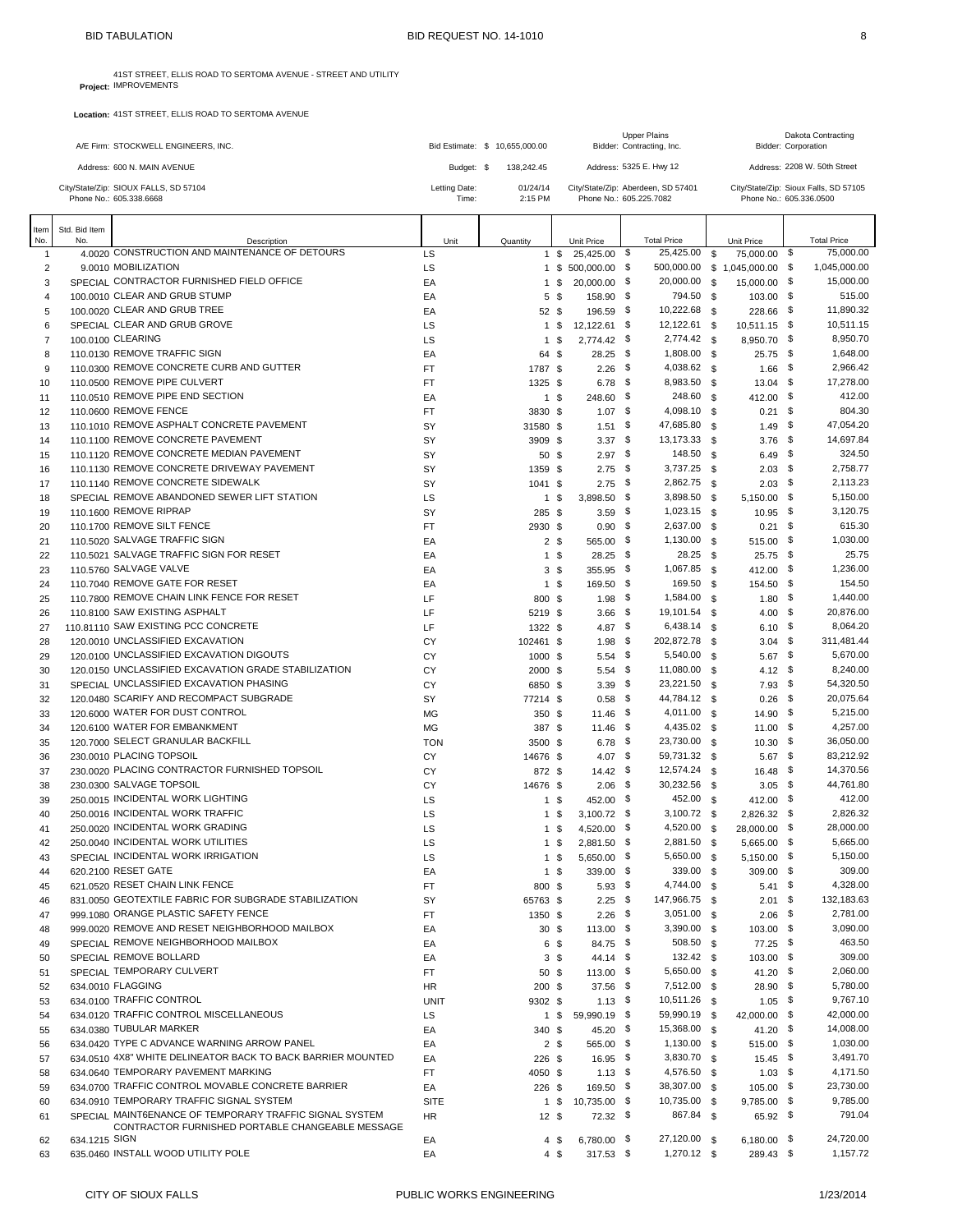BID TABULATION — BID REQUEST NO. 14-1010

**Project:** 41ST STREET, ELLIS ROAD TO SERTOMA AVENUE - STREET AND UTILITY IMPROVEMENTS

**Location:** 41ST STREET, ELLIS ROAD TO SERTOMA AVENUE

| | | | |
|---|---|---|---|
| A/E Firm: STOCKWELL ENGINEERS, INC. | Bid Estimate: $ 10,655,000.00 | Bidder: Upper Plains Contracting, Inc. | Bidder: Dakota Contracting Corporation |
| Address: 600 N. MAIN AVENUE | Budget: $ 138,242.45 | Address: 5325 E. Hwy 12 | Address: 2208 W. 50th Street |
| City/State/Zip: SIOUX FALLS, SD 57104 | Letting Date: 01/24/14 | City/State/Zip: Aberdeen, SD 57401 | City/State/Zip: Sioux Falls, SD 57105 |
| Phone No.: 605.338.6668 | Time: 2:15 PM | Phone No.: 605.225.7082 | Phone No.: 605.336.0500 |

| Item No. | Std. Bid Item No. | Description | Unit | Quantity | Unit Price | Total Price | Unit Price | Total Price |
|---|---|---|---|---|---|---|---|---|
| 1 | 4.0020 | CONSTRUCTION AND MAINTENANCE OF DETOURS | LS | 1 | $ 25,425.00 | $ 25,425.00 | $ 75,000.00 | $ 75,000.00 |
| 2 | 9.0010 | MOBILIZATION | LS | 1 | $ 500,000.00 | $ 500,000.00 | $ 1,045,000.00 | $ 1,045,000.00 |
| 3 | SPECIAL | CONTRACTOR FURNISHED FIELD OFFICE | EA | 1 | $ 20,000.00 | $ 20,000.00 | $ 15,000.00 | $ 15,000.00 |
| 4 | 100.0010 | CLEAR AND GRUB STUMP | EA | 5 | $ 158.90 | $ 794.50 | $ 103.00 | $ 515.00 |
| 5 | 100.0020 | CLEAR AND GRUB TREE | EA | 52 | $ 196.59 | $ 10,222.68 | $ 228.66 | $ 11,890.32 |
| 6 | SPECIAL | CLEAR AND GRUB GROVE | LS | 1 | $ 12,122.61 | $ 12,122.61 | $ 10,511.15 | $ 10,511.15 |
| 7 | 100.0100 | CLEARING | LS | 1 | $ 2,774.42 | $ 2,774.42 | $ 8,950.70 | $ 8,950.70 |
| 8 | 110.0130 | REMOVE TRAFFIC SIGN | EA | 64 | $ 28.25 | $ 1,808.00 | $ 25.75 | $ 1,648.00 |
| 9 | 110.0300 | REMOVE CONCRETE CURB AND GUTTER | FT | 1787 | $ 2.26 | $ 4,038.62 | $ 1.66 | $ 2,966.42 |
| 10 | 110.0500 | REMOVE PIPE CULVERT | FT | 1325 | $ 6.78 | $ 8,983.50 | $ 13.04 | $ 17,278.00 |
| 11 | 110.0510 | REMOVE PIPE END SECTION | EA | 1 | $ 248.60 | $ 248.60 | $ 412.00 | $ 412.00 |
| 12 | 110.0600 | REMOVE FENCE | FT | 3830 | $ 1.07 | $ 4,098.10 | $ 0.21 | $ 804.30 |
| 13 | 110.1010 | REMOVE ASPHALT CONCRETE PAVEMENT | SY | 31580 | $ 1.51 | $ 47,685.80 | $ 1.49 | $ 47,054.20 |
| 14 | 110.1100 | REMOVE CONCRETE PAVEMENT | SY | 3909 | $ 3.37 | $ 13,173.33 | $ 3.76 | $ 14,697.84 |
| 15 | 110.1120 | REMOVE CONCRETE MEDIAN PAVEMENT | SY | 50 | $ 2.97 | $ 148.50 | $ 6.49 | $ 324.50 |
| 16 | 110.1130 | REMOVE CONCRETE DRIVEWAY PAVEMENT | SY | 1359 | $ 2.75 | $ 3,737.25 | $ 2.03 | $ 2,758.77 |
| 17 | 110.1140 | REMOVE CONCRETE SIDEWALK | SY | 1041 | $ 2.75 | $ 2,862.75 | $ 2.03 | $ 2,113.23 |
| 18 | SPECIAL | REMOVE ABANDONED SEWER LIFT STATION | LS | 1 | $ 3,898.50 | $ 3,898.50 | $ 5,150.00 | $ 5,150.00 |
| 19 | 110.1600 | REMOVE RIPRAP | SY | 285 | $ 3.59 | $ 1,023.15 | $ 10.95 | $ 3,120.75 |
| 20 | 110.1700 | REMOVE SILT FENCE | FT | 2930 | $ 0.90 | $ 2,637.00 | $ 0.21 | $ 615.30 |
| 21 | 110.5020 | SALVAGE TRAFFIC SIGN | EA | 2 | $ 565.00 | $ 1,130.00 | $ 515.00 | $ 1,030.00 |
| 22 | 110.5021 | SALVAGE TRAFFIC SIGN FOR RESET | EA | 1 | $ 28.25 | $ 28.25 | $ 25.75 | $ 25.75 |
| 23 | 110.5760 | SALVAGE VALVE | EA | 3 | $ 355.95 | $ 1,067.85 | $ 412.00 | $ 1,236.00 |
| 24 | 110.7040 | REMOVE GATE FOR RESET | EA | 1 | $ 169.50 | $ 169.50 | $ 154.50 | $ 154.50 |
| 25 | 110.7800 | REMOVE CHAIN LINK FENCE FOR RESET | LF | 800 | $ 1.98 | $ 1,584.00 | $ 1.80 | $ 1,440.00 |
| 26 | 110.8100 | SAW EXISTING ASPHALT | LF | 5219 | $ 3.66 | $ 19,101.54 | $ 4.00 | $ 20,876.00 |
| 27 | 110.81110 | SAW EXISTING PCC CONCRETE | LF | 1322 | $ 4.87 | $ 6,438.14 | $ 6.10 | $ 8,064.20 |
| 28 | 120.0010 | UNCLASSIFIED EXCAVATION | CY | 102461 | $ 1.98 | $ 202,872.78 | $ 3.04 | $ 311,481.44 |
| 29 | 120.0100 | UNCLASSIFIED EXCAVATION DIGOUTS | CY | 1000 | $ 5.54 | $ 5,540.00 | $ 5.67 | $ 5,670.00 |
| 30 | 120.0150 | UNCLASSIFIED EXCAVATION GRADE STABILIZATION | CY | 2000 | $ 5.54 | $ 11,080.00 | $ 4.12 | $ 8,240.00 |
| 31 | SPECIAL | UNCLASSIFIED EXCAVATION PHASING | CY | 6850 | $ 3.39 | $ 23,221.50 | $ 7.93 | $ 54,320.50 |
| 32 | 120.0480 | SCARIFY AND RECOMPACT SUBGRADE | SY | 77214 | $ 0.58 | $ 44,784.12 | $ 0.26 | $ 20,075.64 |
| 33 | 120.6000 | WATER FOR DUST CONTROL | MG | 350 | $ 11.46 | $ 4,011.00 | $ 14.90 | $ 5,215.00 |
| 34 | 120.6100 | WATER FOR EMBANKMENT | MG | 387 | $ 11.46 | $ 4,435.02 | $ 11.00 | $ 4,257.00 |
| 35 | 120.7000 | SELECT GRANULAR BACKFILL | TON | 3500 | $ 6.78 | $ 23,730.00 | $ 10.30 | $ 36,050.00 |
| 36 | 230.0010 | PLACING TOPSOIL | CY | 14676 | $ 4.07 | $ 59,731.32 | $ 5.67 | $ 83,212.92 |
| 37 | 230.0020 | PLACING CONTRACTOR FURNISHED TOPSOIL | CY | 872 | $ 14.42 | $ 12,574.24 | $ 16.48 | $ 14,370.56 |
| 38 | 230.0300 | SALVAGE TOPSOIL | CY | 14676 | $ 2.06 | $ 30,232.56 | $ 3.05 | $ 44,761.80 |
| 39 | 250.0015 | INCIDENTAL WORK LIGHTING | LS | 1 | $ 452.00 | $ 452.00 | $ 412.00 | $ 412.00 |
| 40 | 250.0016 | INCIDENTAL WORK TRAFFIC | LS | 1 | $ 3,100.72 | $ 3,100.72 | $ 2,826.32 | $ 2,826.32 |
| 41 | 250.0020 | INCIDENTAL WORK GRADING | LS | 1 | $ 4,520.00 | $ 4,520.00 | $ 28,000.00 | $ 28,000.00 |
| 42 | 250.0040 | INCIDENTAL WORK UTILITIES | LS | 1 | $ 2,881.50 | $ 2,881.50 | $ 5,665.00 | $ 5,665.00 |
| 43 | SPECIAL | INCIDENTAL WORK IRRIGATION | LS | 1 | $ 5,650.00 | $ 5,650.00 | $ 5,150.00 | $ 5,150.00 |
| 44 | 620.2100 | RESET GATE | EA | 1 | $ 339.00 | $ 339.00 | $ 309.00 | $ 309.00 |
| 45 | 621.0520 | RESET CHAIN LINK FENCE | FT | 800 | $ 5.93 | $ 4,744.00 | $ 5.41 | $ 4,328.00 |
| 46 | 831.0050 | GEOTEXTILE FABRIC FOR SUBGRADE STABILIZATION | SY | 65763 | $ 2.25 | $ 147,966.75 | $ 2.01 | $ 132,183.63 |
| 47 | 999.1080 | ORANGE PLASTIC SAFETY FENCE | FT | 1350 | $ 2.26 | $ 3,051.00 | $ 2.06 | $ 2,781.00 |
| 48 | 999.0020 | REMOVE AND RESET NEIGHBORHOOD MAILBOX | EA | 30 | $ 113.00 | $ 3,390.00 | $ 103.00 | $ 3,090.00 |
| 49 | SPECIAL | REMOVE NEIGHBORHOOD MAILBOX | EA | 6 | $ 84.75 | $ 508.50 | $ 77.25 | $ 463.50 |
| 50 | SPECIAL | REMOVE BOLLARD | EA | 3 | $ 44.14 | $ 132.42 | $ 103.00 | $ 309.00 |
| 51 | SPECIAL | TEMPORARY CULVERT | FT | 50 | $ 113.00 | $ 5,650.00 | $ 41.20 | $ 2,060.00 |
| 52 | 634.0010 | FLAGGING | HR | 200 | $ 37.56 | $ 7,512.00 | $ 28.90 | $ 5,780.00 |
| 53 | 634.0100 | TRAFFIC CONTROL | UNIT | 9302 | $ 1.13 | $ 10,511.26 | $ 1.05 | $ 9,767.10 |
| 54 | 634.0120 | TRAFFIC CONTROL MISCELLANEOUS | LS | 1 | $ 59,990.19 | $ 59,990.19 | $ 42,000.00 | $ 42,000.00 |
| 55 | 634.0380 | TUBULAR MARKER | EA | 340 | $ 45.20 | $ 15,368.00 | $ 41.20 | $ 14,008.00 |
| 56 | 634.0420 | TYPE C ADVANCE WARNING ARROW PANEL | EA | 2 | $ 565.00 | $ 1,130.00 | $ 515.00 | $ 1,030.00 |
| 57 | 634.0510 | 4X8" WHITE DELINEATOR BACK TO BACK BARRIER MOUNTED | EA | 226 | $ 16.95 | $ 3,830.70 | $ 15.45 | $ 3,491.70 |
| 58 | 634.0640 | TEMPORARY PAVEMENT MARKING | FT | 4050 | $ 1.13 | $ 4,576.50 | $ 1.03 | $ 4,171.50 |
| 59 | 634.0700 | TRAFFIC CONTROL MOVABLE CONCRETE BARRIER | EA | 226 | $ 169.50 | $ 38,307.00 | $ 105.00 | $ 23,730.00 |
| 60 | 634.0910 | TEMPORARY TRAFFIC SIGNAL SYSTEM | SITE | 1 | $ 10,735.00 | $ 10,735.00 | $ 9,785.00 | $ 9,785.00 |
| 61 | SPECIAL | MAINT6ENANCE OF TEMPORARY TRAFFIC SIGNAL SYSTEM | HR | 12 | $ 72.32 | $ 867.84 | $ 65.92 | $ 791.04 |
| 62 | 634.1215 | CONTRACTOR FURNISHED PORTABLE CHANGEABLE MESSAGE SIGN | EA | 4 | $ 6,780.00 | $ 27,120.00 | $ 6,180.00 | $ 24,720.00 |
| 63 | 635.0460 | INSTALL WOOD UTILITY POLE | EA | 4 | $ 317.53 | $ 1,270.12 | $ 289.43 | $ 1,157.72 |

CITY OF SIOUX FALLS — PUBLIC WORKS ENGINEERING — 1/23/2014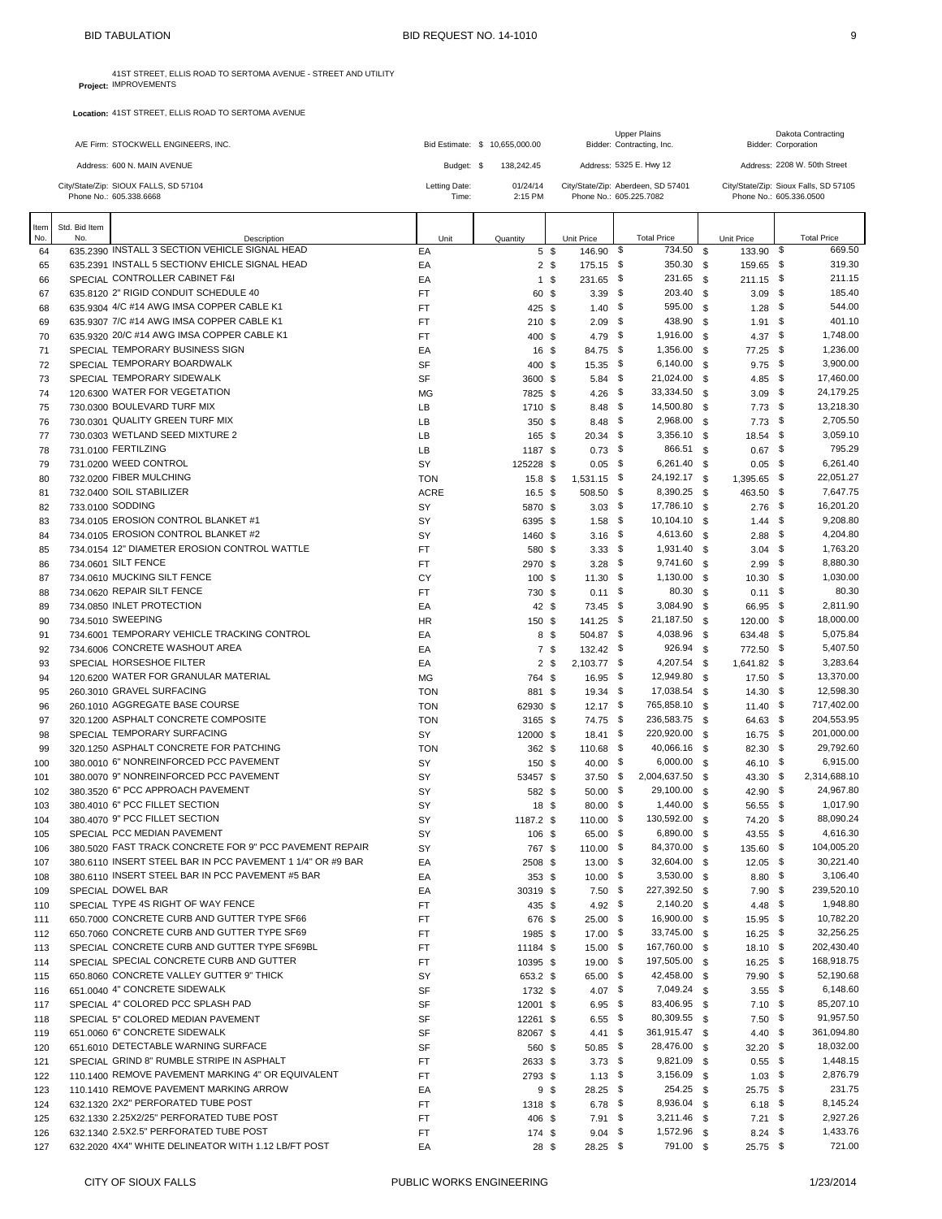BID TABULATION BID REQUEST NO. 14-1010

**Project:** 41ST STREET, ELLIS ROAD TO SERTOMA AVENUE - STREET AND UTILITY IMPROVEMENTS

**Location:** 41ST STREET, ELLIS ROAD TO SERTOMA AVENUE

| | | |
|---|---|---|
| A/E Firm: STOCKWELL ENGINEERS, INC. | Bid Estimate: $ 10,655,000.00 | |
| Address: 600 N. MAIN AVENUE | Budget: $ 138,242.45 | |
| City/State/Zip: SIOUX FALLS, SD 57104 | Letting Date: 01/24/14 | |
| Phone No.: 605.338.6668 | Time: 2:15 PM | |

| | Upper Plains Contracting, Inc. | Dakota Contracting Corporation |
|---|---|---|
| Bidder: | Upper Plains Contracting, Inc. | Dakota Contracting Corporation |
| Address: | 5325 E. Hwy 12 | 2208 W. 50th Street |
| City/State/Zip: | Aberdeen, SD 57401 | Sioux Falls, SD 57105 |
| Phone No.: | 605.225.7082 | 605.336.0500 |

| Item No. | Std. Bid Item No. | Description | Unit | Quantity | Upper Plains Unit Price | Upper Plains Total Price | Dakota Unit Price | Dakota Total Price |
|---|---|---|---|---|---|---|---|---|
| 64 | 635.2390 | INSTALL 3 SECTION VEHICLE SIGNAL HEAD | EA | 5 | $ 146.90 | $ 734.50 | $ 133.90 | $ 669.50 |
| 65 | 635.2391 | INSTALL 5 SECTIONV EHICLE SIGNAL HEAD | EA | 2 | $ 175.15 | $ 350.30 | $ 159.65 | $ 319.30 |
| 66 | SPECIAL | CONTROLLER CABINET F&I | EA | 1 | $ 231.65 | $ 231.65 | $ 211.15 | $ 211.15 |
| 67 | 635.8120 | 2" RIGID CONDUIT SCHEDULE 40 | FT | 60 | $ 3.39 | $ 203.40 | $ 3.09 | $ 185.40 |
| 68 | 635.9304 | 4/C #14 AWG IMSA COPPER CABLE K1 | FT | 425 | $ 1.40 | $ 595.00 | $ 1.28 | $ 544.00 |
| 69 | 635.9307 | 7/C #14 AWG IMSA COPPER CABLE K1 | FT | 210 | $ 2.09 | $ 438.90 | $ 1.91 | $ 401.10 |
| 70 | 635.9320 | 20/C #14 AWG IMSA COPPER CABLE K1 | FT | 400 | $ 4.79 | $ 1,916.00 | $ 4.37 | $ 1,748.00 |
| 71 | SPECIAL | TEMPORARY BUSINESS SIGN | EA | 16 | $ 84.75 | $ 1,356.00 | $ 77.25 | $ 1,236.00 |
| 72 | SPECIAL | TEMPORARY BOARDWALK | SF | 400 | $ 15.35 | $ 6,140.00 | $ 9.75 | $ 3,900.00 |
| 73 | SPECIAL | TEMPORARY SIDEWALK | SF | 3600 | $ 5.84 | $ 21,024.00 | $ 4.85 | $ 17,460.00 |
| 74 | 120.6300 | WATER FOR VEGETATION | MG | 7825 | $ 4.26 | $ 33,334.50 | $ 3.09 | $ 24,179.25 |
| 75 | 730.0300 | BOULEVARD TURF MIX | LB | 1710 | $ 8.48 | $ 14,500.80 | $ 7.73 | $ 13,218.30 |
| 76 | 730.0301 | QUALITY GREEN TURF MIX | LB | 350 | $ 8.48 | $ 2,968.00 | $ 7.73 | $ 2,705.50 |
| 77 | 730.0303 | WETLAND SEED MIXTURE 2 | LB | 165 | $ 20.34 | $ 3,356.10 | $ 18.54 | $ 3,059.10 |
| 78 | 731.0100 | FERTILZING | LB | 1187 | $ 0.73 | $ 866.51 | $ 0.67 | $ 795.29 |
| 79 | 731.0200 | WEED CONTROL | SY | 125228 | $ 0.05 | $ 6,261.40 | $ 0.05 | $ 6,261.40 |
| 80 | 732.0200 | FIBER MULCHING | TON | 15.8 | $ 1,531.15 | $ 24,192.17 | $ 1,395.65 | $ 22,051.27 |
| 81 | 732.0400 | SOIL STABILIZER | ACRE | 16.5 | $ 508.50 | $ 8,390.25 | $ 463.50 | $ 7,647.75 |
| 82 | 733.0100 | SODDING | SY | 5870 | $ 3.03 | $ 17,786.10 | $ 2.76 | $ 16,201.20 |
| 83 | 734.0105 | EROSION CONTROL BLANKET #1 | SY | 6395 | $ 1.58 | $ 10,104.10 | $ 1.44 | $ 9,208.80 |
| 84 | 734.0105 | EROSION CONTROL BLANKET #2 | SY | 1460 | $ 3.16 | $ 4,613.60 | $ 2.88 | $ 4,204.80 |
| 85 | 734.0154 | 12" DIAMETER EROSION CONTROL WATTLE | FT | 580 | $ 3.33 | $ 1,931.40 | $ 3.04 | $ 1,763.20 |
| 86 | 734.0601 | SILT FENCE | FT | 2970 | $ 3.28 | $ 9,741.60 | $ 2.99 | $ 8,880.30 |
| 87 | 734.0610 | MUCKING SILT FENCE | CY | 100 | $ 11.30 | $ 1,130.00 | $ 10.30 | $ 1,030.00 |
| 88 | 734.0620 | REPAIR SILT FENCE | FT | 730 | $ 0.11 | $ 80.30 | $ 0.11 | $ 80.30 |
| 89 | 734.0850 | INLET PROTECTION | EA | 42 | $ 73.45 | $ 3,084.90 | $ 66.95 | $ 2,811.90 |
| 90 | 734.5010 | SWEEPING | HR | 150 | $ 141.25 | $ 21,187.50 | $ 120.00 | $ 18,000.00 |
| 91 | 734.6001 | TEMPORARY VEHICLE TRACKING CONTROL | EA | 8 | $ 504.87 | $ 4,038.96 | $ 634.48 | $ 5,075.84 |
| 92 | 734.6006 | CONCRETE WASHOUT AREA | EA | 7 | $ 132.42 | $ 926.94 | $ 772.50 | $ 5,407.50 |
| 93 | SPECIAL | HORSESHOE FILTER | EA | 2 | $ 2,103.77 | $ 4,207.54 | $ 1,641.82 | $ 3,283.64 |
| 94 | 120.6200 | WATER FOR GRANULAR MATERIAL | MG | 764 | $ 16.95 | $ 12,949.80 | $ 17.50 | $ 13,370.00 |
| 95 | 260.3010 | GRAVEL SURFACING | TON | 881 | $ 19.34 | $ 17,038.54 | $ 14.30 | $ 12,598.30 |
| 96 | 260.1010 | AGGREGATE BASE COURSE | TON | 62930 | $ 12.17 | $ 765,858.10 | $ 11.40 | $ 717,402.00 |
| 97 | 320.1200 | ASPHALT CONCRETE COMPOSITE | TON | 3165 | $ 74.75 | $ 236,583.75 | $ 64.63 | $ 204,553.95 |
| 98 | SPECIAL | TEMPORARY SURFACING | SY | 12000 | $ 18.41 | $ 220,920.00 | $ 16.75 | $ 201,000.00 |
| 99 | 320.1250 | ASPHALT CONCRETE FOR PATCHING | TON | 362 | $ 110.68 | $ 40,066.16 | $ 82.30 | $ 29,792.60 |
| 100 | 380.0010 | 6" NONREINFORCED PCC PAVEMENT | SY | 150 | $ 40.00 | $ 6,000.00 | $ 46.10 | $ 6,915.00 |
| 101 | 380.0070 | 9" NONREINFORCED PCC PAVEMENT | SY | 53457 | $ 37.50 | $ 2,004,637.50 | $ 43.30 | $ 2,314,688.10 |
| 102 | 380.3520 | 6" PCC APPROACH PAVEMENT | SY | 582 | $ 50.00 | $ 29,100.00 | $ 42.90 | $ 24,967.80 |
| 103 | 380.4010 | 6" PCC FILLET SECTION | SY | 18 | $ 80.00 | $ 1,440.00 | $ 56.55 | $ 1,017.90 |
| 104 | 380.4070 | 9" PCC FILLET SECTION | SY | 1187.2 | $ 110.00 | $ 130,592.00 | $ 74.20 | $ 88,090.24 |
| 105 | SPECIAL | PCC MEDIAN PAVEMENT | SY | 106 | $ 65.00 | $ 6,890.00 | $ 43.55 | $ 4,616.30 |
| 106 | 380.5020 | FAST TRACK CONCRETE FOR 9" PCC PAVEMENT REPAIR | SY | 767 | $ 110.00 | $ 84,370.00 | $ 135.60 | $ 104,005.20 |
| 107 | 380.6110 | INSERT STEEL BAR IN PCC PAVEMENT 1 1/4" OR #9 BAR | EA | 2508 | $ 13.00 | $ 32,604.00 | $ 12.05 | $ 30,221.40 |
| 108 | 380.6110 | INSERT STEEL BAR IN PCC PAVEMENT #5 BAR | EA | 353 | $ 10.00 | $ 3,530.00 | $ 8.80 | $ 3,106.40 |
| 109 | SPECIAL | DOWEL BAR | EA | 30319 | $ 7.50 | $ 227,392.50 | $ 7.90 | $ 239,520.10 |
| 110 | SPECIAL | TYPE 4S RIGHT OF WAY FENCE | FT | 435 | $ 4.92 | $ 2,140.20 | $ 4.48 | $ 1,948.80 |
| 111 | 650.7000 | CONCRETE CURB AND GUTTER TYPE SF66 | FT | 676 | $ 25.00 | $ 16,900.00 | $ 15.95 | $ 10,782.20 |
| 112 | 650.7060 | CONCRETE CURB AND GUTTER TYPE SF69 | FT | 1985 | $ 17.00 | $ 33,745.00 | $ 16.25 | $ 32,256.25 |
| 113 | SPECIAL | CONCRETE CURB AND GUTTER TYPE SF69BL | FT | 11184 | $ 15.00 | $ 167,760.00 | $ 18.10 | $ 202,430.40 |
| 114 | SPECIAL | SPECIAL CONCRETE CURB AND GUTTER | FT | 10395 | $ 19.00 | $ 197,505.00 | $ 16.25 | $ 168,918.75 |
| 115 | 650.8060 | CONCRETE VALLEY GUTTER 9" THICK | SY | 653.2 | $ 65.00 | $ 42,458.00 | $ 79.90 | $ 52,190.68 |
| 116 | 651.0040 | 4" CONCRETE SIDEWALK | SF | 1732 | $ 4.07 | $ 7,049.24 | $ 3.55 | $ 6,148.60 |
| 117 | SPECIAL | 4" COLORED PCC SPLASH PAD | SF | 12001 | $ 6.95 | $ 83,406.95 | $ 7.10 | $ 85,207.10 |
| 118 | SPECIAL | 5" COLORED MEDIAN PAVEMENT | SF | 12261 | $ 6.55 | $ 80,309.55 | $ 7.50 | $ 91,957.50 |
| 119 | 651.0060 | 6" CONCRETE SIDEWALK | SF | 82067 | $ 4.41 | $ 361,915.47 | $ 4.40 | $ 361,094.80 |
| 120 | 651.6010 | DETECTABLE WARNING SURFACE | SF | 560 | $ 50.85 | $ 28,476.00 | $ 32.20 | $ 18,032.00 |
| 121 | SPECIAL | GRIND 8" RUMBLE STRIPE IN ASPHALT | FT | 2633 | $ 3.73 | $ 9,821.09 | $ 0.55 | $ 1,448.15 |
| 122 | 110.1400 | REMOVE PAVEMENT MARKING 4" OR EQUIVALENT | FT | 2793 | $ 1.13 | $ 3,156.09 | $ 1.03 | $ 2,876.79 |
| 123 | 110.1410 | REMOVE PAVEMENT MARKING ARROW | EA | 9 | $ 28.25 | $ 254.25 | $ 25.75 | $ 231.75 |
| 124 | 632.1320 | 2X2" PERFORATED TUBE POST | FT | 1318 | $ 6.78 | $ 8,936.04 | $ 6.18 | $ 8,145.24 |
| 125 | 632.1330 | 2.25X2/25" PERFORATED TUBE POST | FT | 406 | $ 7.91 | $ 3,211.46 | $ 7.21 | $ 2,927.26 |
| 126 | 632.1340 | 2.5X2.5" PERFORATED TUBE POST | FT | 174 | $ 9.04 | $ 1,572.96 | $ 8.24 | $ 1,433.76 |
| 127 | 632.2020 | 4X4" WHITE DELINEATOR WITH 1.12 LB/FT POST | EA | 28 | $ 28.25 | $ 791.00 | $ 25.75 | $ 721.00 |

CITY OF SIOUX FALLS PUBLIC WORKS ENGINEERING 1/23/2014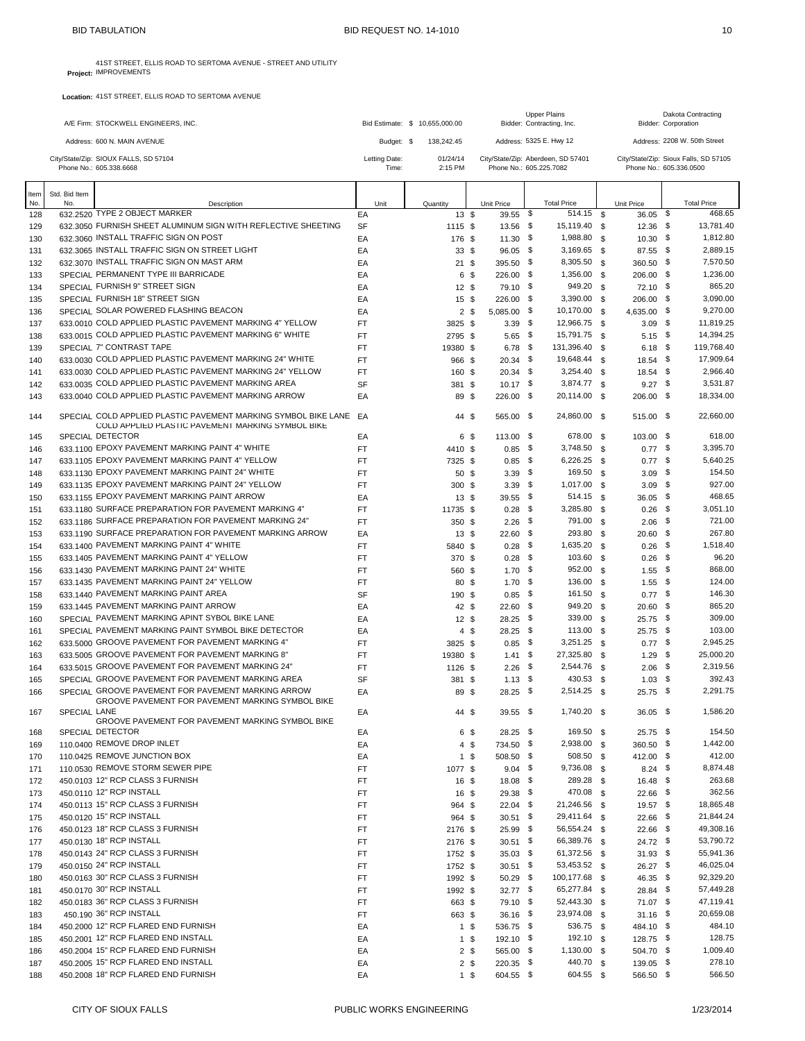Project: 41ST STREET, ELLIS ROAD TO SERTOMA AVENUE - STREET AND UTILITY IMPROVEMENTS

Location: 41ST STREET, ELLIS ROAD TO SERTOMA AVENUE

A/E Firm: STOCKWELL ENGINEERS, INC.
Address: 600 N. MAIN AVENUE
City/State/Zip: SIOUX FALLS, SD 57104
Phone No.: 605.338.6668

Bid Estimate: $ 10,655,000.00
Budget: $ 138,242.45
Letting Date: 01/24/14
Time: 2:15 PM

Bidder: Upper Plains Contracting, Inc.
Address: 5325 E. Hwy 12
City/State/Zip: Aberdeen, SD 57401
Phone No.: 605.225.7082

Bidder: Dakota Contracting Corporation
Address: 2208 W. 50th Street
City/State/Zip: Sioux Falls, SD 57105
Phone No.: 605.336.0500

| Item No. | Std. Bid Item No. | Description | Unit | Quantity | Upper Plains Unit Price | Upper Plains Total Price | Dakota Unit Price | Dakota Total Price |
|---|---|---|---|---|---|---|---|---|
| 128 | 632.2520 | TYPE 2 OBJECT MARKER | EA | 13 | $ 39.55 | $ 514.15 | $ 36.05 | $ 468.65 |
| 129 | 632.3050 | FURNISH SHEET ALUMINUM SIGN WITH REFLECTIVE SHEETING | SF | 1115 | $ 13.56 | $ 15,119.40 | $ 12.36 | $ 13,781.40 |
| 130 | 632.3060 | INSTALL TRAFFIC SIGN ON POST | EA | 176 | $ 11.30 | $ 1,988.80 | $ 10.30 | $ 1,812.80 |
| 131 | 632.3065 | INSTALL TRAFFIC SIGN ON STREET LIGHT | EA | 33 | $ 96.05 | $ 3,169.65 | $ 87.55 | $ 2,889.15 |
| 132 | 632.3070 | INSTALL TRAFFIC SIGN ON MAST ARM | EA | 21 | $ 395.50 | $ 8,305.50 | $ 360.50 | $ 7,570.50 |
| 133 | SPECIAL | PERMANENT TYPE III BARRICADE | EA | 6 | $ 226.00 | $ 1,356.00 | $ 206.00 | $ 1,236.00 |
| 134 | SPECIAL | FURNISH 9" STREET SIGN | EA | 12 | $ 79.10 | $ 949.20 | $ 72.10 | $ 865.20 |
| 135 | SPECIAL | FURNISH 18" STREET SIGN | EA | 15 | $ 226.00 | $ 3,390.00 | $ 206.00 | $ 3,090.00 |
| 136 | SPECIAL | SOLAR POWERED FLASHING BEACON | EA | 2 | $ 5,085.00 | $ 10,170.00 | $ 4,635.00 | $ 9,270.00 |
| 137 | 633.0010 | COLD APPLIED PLASTIC PAVEMENT MARKING 4" YELLOW | FT | 3825 | $ 3.39 | $ 12,966.75 | $ 3.09 | $ 11,819.25 |
| 138 | 633.0015 | COLD APPLIED PLASTIC PAVEMENT MARKING 6" WHITE | FT | 2795 | $ 5.65 | $ 15,791.75 | $ 5.15 | $ 14,394.25 |
| 139 | SPECIAL | 7" CONTRAST TAPE | FT | 19380 | $ 6.78 | $ 131,396.40 | $ 6.18 | $ 119,768.40 |
| 140 | 633.0030 | COLD APPLIED PLASTIC PAVEMENT MARKING 24" WHITE | FT | 966 | $ 20.34 | $ 19,648.44 | $ 18.54 | $ 17,909.64 |
| 141 | 633.0030 | COLD APPLIED PLASTIC PAVEMENT MARKING 24" YELLOW | FT | 160 | $ 20.34 | $ 3,254.40 | $ 18.54 | $ 2,966.40 |
| 142 | 633.0035 | COLD APPLIED PLASTIC PAVEMENT MARKING AREA | SF | 381 | $ 10.17 | $ 3,874.77 | $ 9.27 | $ 3,531.87 |
| 143 | 633.0040 | COLD APPLIED PLASTIC PAVEMENT MARKING ARROW | EA | 89 | $ 226.00 | $ 20,114.00 | $ 206.00 | $ 18,334.00 |
| 144 | SPECIAL | COLD APPLIED PLASTIC PAVEMENT MARKING SYMBOL BIKE LANE | EA | 44 | $ 565.00 | $ 24,860.00 | $ 515.00 | $ 22,660.00 |
| 145 | SPECIAL | COLD APPLIED PLASTIC PAVEMENT MARKING SYMBOL BIKE DETECTOR | EA | 6 | $ 113.00 | $ 678.00 | $ 103.00 | $ 618.00 |
| 146 | 633.1100 | EPOXY PAVEMENT MARKING PAINT 4" WHITE | FT | 4410 | $ 0.85 | $ 3,748.50 | $ 0.77 | $ 3,395.70 |
| 147 | 633.1105 | EPOXY PAVEMENT MARKING PAINT 4" YELLOW | FT | 7325 | $ 0.85 | $ 6,226.25 | $ 0.77 | $ 5,640.25 |
| 148 | 633.1130 | EPOXY PAVEMENT MARKING PAINT 24" WHITE | FT | 50 | $ 3.39 | $ 169.50 | $ 3.09 | $ 154.50 |
| 149 | 633.1135 | EPOXY PAVEMENT MARKING PAINT 24" YELLOW | FT | 300 | $ 3.39 | $ 1,017.00 | $ 3.09 | $ 927.00 |
| 150 | 633.1155 | EPOXY PAVEMENT MARKING PAINT ARROW | EA | 13 | $ 39.55 | $ 514.15 | $ 36.05 | $ 468.65 |
| 151 | 633.1180 | SURFACE PREPARATION FOR PAVEMENT MARKING 4" | FT | 11735 | $ 0.28 | $ 3,285.80 | $ 0.26 | $ 3,051.10 |
| 152 | 633.1186 | SURFACE PREPARATION FOR PAVEMENT MARKING 24" | FT | 350 | $ 2.26 | $ 791.00 | $ 2.06 | $ 721.00 |
| 153 | 633.1190 | SURFACE PREPARATION FOR PAVEMENT MARKING ARROW | EA | 13 | $ 22.60 | $ 293.80 | $ 20.60 | $ 267.80 |
| 154 | 633.1400 | PAVEMENT MARKING PAINT 4" WHITE | FT | 5840 | $ 0.28 | $ 1,635.20 | $ 0.26 | $ 1,518.40 |
| 155 | 633.1405 | PAVEMENT MARKING PAINT 4" YELLOW | FT | 370 | $ 0.28 | $ 103.60 | $ 0.26 | $ 96.20 |
| 156 | 633.1430 | PAVEMENT MARKING PAINT 24" WHITE | FT | 560 | $ 1.70 | $ 952.00 | $ 1.55 | $ 868.00 |
| 157 | 633.1435 | PAVEMENT MARKING PAINT 24" YELLOW | FT | 80 | $ 1.70 | $ 136.00 | $ 1.55 | $ 124.00 |
| 158 | 633.1440 | PAVEMENT MARKING PAINT AREA | SF | 190 | $ 0.85 | $ 161.50 | $ 0.77 | $ 146.30 |
| 159 | 633.1445 | PAVEMENT MARKING PAINT ARROW | EA | 42 | $ 22.60 | $ 949.20 | $ 20.60 | $ 865.20 |
| 160 | SPECIAL | PAVEMENT MARKING APINT SYBOL BIKE LANE | EA | 12 | $ 28.25 | $ 339.00 | $ 25.75 | $ 309.00 |
| 161 | SPECIAL | PAVEMENT MARKING PAINT SYMBOL BIKE DETECTOR | EA | 4 | $ 28.25 | $ 113.00 | $ 25.75 | $ 103.00 |
| 162 | 633.5000 | GROOVE PAVEMENT FOR PAVEMENT MARKING 4" | FT | 3825 | $ 0.85 | $ 3,251.25 | $ 0.77 | $ 2,945.25 |
| 163 | 633.5005 | GROOVE PAVEMENT FOR PAVEMENT MARKING 8" | FT | 19380 | $ 1.41 | $ 27,325.80 | $ 1.29 | $ 25,000.20 |
| 164 | 633.5015 | GROOVE PAVEMENT FOR PAVEMENT MARKING 24" | FT | 1126 | $ 2.26 | $ 2,544.76 | $ 2.06 | $ 2,319.56 |
| 165 | SPECIAL | GROOVE PAVEMENT FOR PAVEMENT MARKING AREA | SF | 381 | $ 1.13 | $ 430.53 | $ 1.03 | $ 392.43 |
| 166 | SPECIAL | GROOVE PAVEMENT FOR PAVEMENT MARKING ARROW | EA | 89 | $ 28.25 | $ 2,514.25 | $ 25.75 | $ 2,291.75 |
| 167 | SPECIAL | GROOVE PAVEMENT FOR PAVEMENT MARKING SYMBOL BIKE LANE | EA | 44 | $ 39.55 | $ 1,740.20 | $ 36.05 | $ 1,586.20 |
| 168 | SPECIAL | GROOVE PAVEMENT FOR PAVEMENT MARKING SYMBOL BIKE DETECTOR | EA | 6 | $ 28.25 | $ 169.50 | $ 25.75 | $ 154.50 |
| 169 | 110.0400 | REMOVE DROP INLET | EA | 4 | $ 734.50 | $ 2,938.00 | $ 360.50 | $ 1,442.00 |
| 170 | 110.0425 | REMOVE JUNCTION BOX | EA | 1 | $ 508.50 | $ 508.50 | $ 412.00 | $ 412.00 |
| 171 | 110.0530 | REMOVE STORM SEWER PIPE | FT | 1077 | $ 9.04 | $ 9,736.08 | $ 8.24 | $ 8,874.48 |
| 172 | 450.0103 | 12" RCP CLASS 3 FURNISH | FT | 16 | $ 18.08 | $ 289.28 | $ 16.48 | $ 263.68 |
| 173 | 450.0110 | 12" RCP INSTALL | FT | 16 | $ 29.38 | $ 470.08 | $ 22.66 | $ 362.56 |
| 174 | 450.0113 | 15" RCP CLASS 3 FURNISH | FT | 964 | $ 22.04 | $ 21,246.56 | $ 19.57 | $ 18,865.48 |
| 175 | 450.0120 | 15" RCP INSTALL | FT | 964 | $ 30.51 | $ 29,411.64 | $ 22.66 | $ 21,844.24 |
| 176 | 450.0123 | 18" RCP CLASS 3 FURNISH | FT | 2176 | $ 25.99 | $ 56,554.24 | $ 22.66 | $ 49,308.16 |
| 177 | 450.0130 | 18" RCP INSTALL | FT | 2176 | $ 30.51 | $ 66,389.76 | $ 24.72 | $ 53,790.72 |
| 178 | 450.0143 | 24" RCP CLASS 3 FURNISH | FT | 1752 | $ 35.03 | $ 61,372.56 | $ 31.93 | $ 55,941.36 |
| 179 | 450.0150 | 24" RCP INSTALL | FT | 1752 | $ 30.51 | $ 53,453.52 | $ 26.27 | $ 46,025.04 |
| 180 | 450.0163 | 30" RCP CLASS 3 FURNISH | FT | 1992 | $ 50.29 | $ 100,177.68 | $ 46.35 | $ 92,329.20 |
| 181 | 450.0170 | 30" RCP INSTALL | FT | 1992 | $ 32.77 | $ 65,277.84 | $ 28.84 | $ 57,449.28 |
| 182 | 450.0183 | 36" RCP CLASS 3 FURNISH | FT | 663 | $ 79.10 | $ 52,443.30 | $ 71.07 | $ 47,119.41 |
| 183 | 450.190 | 36" RCP INSTALL | FT | 663 | $ 36.16 | $ 23,974.08 | $ 31.16 | $ 20,659.08 |
| 184 | 450.2000 | 12" RCP FLARED END FURNISH | EA | 1 | $ 536.75 | $ 536.75 | $ 484.10 | $ 484.10 |
| 185 | 450.2001 | 12" RCP FLARED END INSTALL | EA | 1 | $ 192.10 | $ 192.10 | $ 128.75 | $ 128.75 |
| 186 | 450.2004 | 15" RCP FLARED END FURNISH | EA | 2 | $ 565.00 | $ 1,130.00 | $ 504.70 | $ 1,009.40 |
| 187 | 450.2005 | 15" RCP FLARED END INSTALL | EA | 2 | $ 220.35 | $ 440.70 | $ 139.05 | $ 278.10 |
| 188 | 450.2008 | 18" RCP FLARED END FURNISH | EA | 1 | $ 604.55 | $ 604.55 | $ 566.50 | $ 566.50 |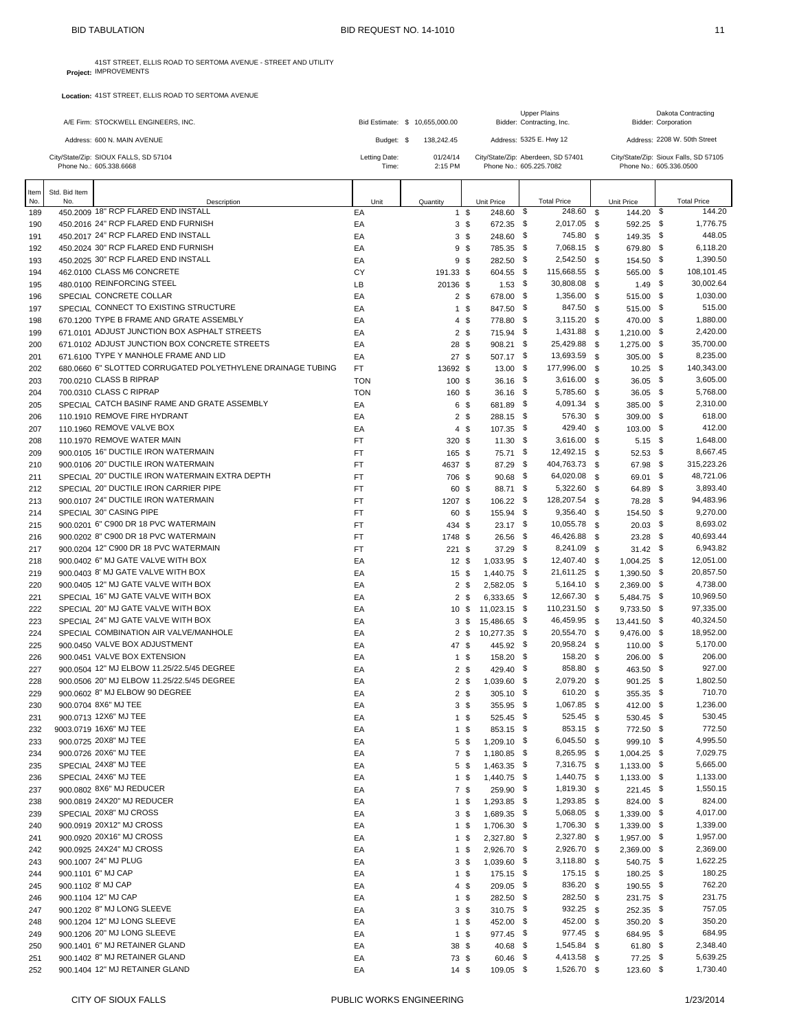BID TABULATION — BID REQUEST NO. 14-1010

**Project:** 41ST STREET, ELLIS ROAD TO SERTOMA AVENUE - STREET AND UTILITY IMPROVEMENTS

**Location:** 41ST STREET, ELLIS ROAD TO SERTOMA AVENUE

| | | | |
|---|---|---|---|
| A/E Firm: STOCKWELL ENGINEERS, INC. | Bid Estimate: $ 10,655,000.00 | Bidder: Upper Plains Contracting, Inc. | Bidder: Dakota Contracting Corporation |
| Address: 600 N. MAIN AVENUE | Budget: $ 138,242.45 | Address: 5325 E. Hwy 12 | Address: 2208 W. 50th Street |
| City/State/Zip: SIOUX FALLS, SD 57104 | Letting Date: 01/24/14 | City/State/Zip: Aberdeen, SD 57401 | City/State/Zip: Sioux Falls, SD 57105 |
| Phone No.: 605.338.6668 | Time: 2:15 PM | Phone No.: 605.225.7082 | Phone No.: 605.336.0500 |

| Item No. | Std. Bid Item No. | Description | Unit | Quantity | Upper Plains Unit Price | Upper Plains Total Price | Dakota Unit Price | Dakota Total Price |
|---|---|---|---|---|---|---|---|---|
| 189 | 450.2009 | 18" RCP FLARED END INSTALL | EA | 1 | $ 248.60 | $ 248.60 | $ 144.20 | $ 144.20 |
| 190 | 450.2016 | 24" RCP FLARED END FURNISH | EA | 3 | $ 672.35 | $ 2,017.05 | $ 592.25 | $ 1,776.75 |
| 191 | 450.2017 | 24" RCP FLARED END INSTALL | EA | 3 | $ 248.60 | $ 745.80 | $ 149.35 | $ 448.05 |
| 192 | 450.2024 | 30" RCP FLARED END FURNISH | EA | 9 | $ 785.35 | $ 7,068.15 | $ 679.80 | $ 6,118.20 |
| 193 | 450.2025 | 30" RCP FLARED END INSTALL | EA | 9 | $ 282.50 | $ 2,542.50 | $ 154.50 | $ 1,390.50 |
| 194 | 462.0100 | CLASS M6 CONCRETE | CY | 191.33 | $ 604.55 | $ 115,668.55 | $ 565.00 | $ 108,101.45 |
| 195 | 480.0100 | REINFORCING STEEL | LB | 20136 | $ 1.53 | $ 30,808.08 | $ 1.49 | $ 30,002.64 |
| 196 | SPECIAL | CONCRETE COLLAR | EA | 2 | $ 678.00 | $ 1,356.00 | $ 515.00 | $ 1,030.00 |
| 197 | SPECIAL | CONNECT TO EXISTING STRUCTURE | EA | 1 | $ 847.50 | $ 847.50 | $ 515.00 | $ 515.00 |
| 198 | 670.1200 | TYPE B FRAME AND GRATE ASSEMBLY | EA | 4 | $ 778.80 | $ 3,115.20 | $ 470.00 | $ 1,880.00 |
| 199 | 671.0101 | ADJUST JUNCTION BOX ASPHALT STREETS | EA | 2 | $ 715.94 | $ 1,431.88 | $ 1,210.00 | $ 2,420.00 |
| 200 | 671.0102 | ADJUST JUNCTION BOX CONCRETE STREETS | EA | 28 | $ 908.21 | $ 25,429.88 | $ 1,275.00 | $ 35,700.00 |
| 201 | 671.6100 | TYPE Y MANHOLE FRAME AND LID | EA | 27 | $ 507.17 | $ 13,693.59 | $ 305.00 | $ 8,235.00 |
| 202 | 680.0660 | 6" SLOTTED CORRUGATED POLYETHYLENE DRAINAGE TUBING | FT | 13692 | $ 13.00 | $ 177,996.00 | $ 10.25 | $ 140,343.00 |
| 203 | 700.0210 | CLASS B RIPRAP | TON | 100 | $ 36.16 | $ 3,616.00 | $ 36.05 | $ 3,605.00 |
| 204 | 700.0310 | CLASS C RIPRAP | TON | 160 | $ 36.16 | $ 5,785.60 | $ 36.05 | $ 5,768.00 |
| 205 | SPECIAL | CATCH BASINF RAME AND GRATE ASSEMBLY | EA | 6 | $ 681.89 | $ 4,091.34 | $ 385.00 | $ 2,310.00 |
| 206 | 110.1910 | REMOVE FIRE HYDRANT | EA | 2 | $ 288.15 | $ 576.30 | $ 309.00 | $ 618.00 |
| 207 | 110.1960 | REMOVE VALVE BOX | EA | 4 | $ 107.35 | $ 429.40 | $ 103.00 | $ 412.00 |
| 208 | 110.1970 | REMOVE WATER MAIN | FT | 320 | $ 11.30 | $ 3,616.00 | $ 5.15 | $ 1,648.00 |
| 209 | 900.0105 | 16" DUCTILE IRON WATERMAIN | FT | 165 | $ 75.71 | $ 12,492.15 | $ 52.53 | $ 8,667.45 |
| 210 | 900.0106 | 20" DUCTILE IRON WATERMAIN | FT | 4637 | $ 87.29 | $ 404,763.73 | $ 67.98 | $ 315,223.26 |
| 211 | SPECIAL | 20" DUCTILE IRON WATERMAIN EXTRA DEPTH | FT | 706 | $ 90.68 | $ 64,020.08 | $ 69.01 | $ 48,721.06 |
| 212 | SPECIAL | 20" DUCTILE IRON CARRIER PIPE | FT | 60 | $ 88.71 | $ 5,322.60 | $ 64.89 | $ 3,893.40 |
| 213 | 900.0107 | 24" DUCTILE IRON WATERMAIN | FT | 1207 | $ 106.22 | $ 128,207.54 | $ 78.28 | $ 94,483.96 |
| 214 | SPECIAL | 30" CASING PIPE | FT | 60 | $ 155.94 | $ 9,356.40 | $ 154.50 | $ 9,270.00 |
| 215 | 900.0201 | 6" C900 DR 18 PVC WATERMAIN | FT | 434 | $ 23.17 | $ 10,055.78 | $ 20.03 | $ 8,693.02 |
| 216 | 900.0202 | 8" C900 DR 18 PVC WATERMAIN | FT | 1748 | $ 26.56 | $ 46,426.88 | $ 23.28 | $ 40,693.44 |
| 217 | 900.0204 | 12" C900 DR 18 PVC WATERMAIN | FT | 221 | $ 37.29 | $ 8,241.09 | $ 31.42 | $ 6,943.82 |
| 218 | 900.0402 | 6" MJ GATE VALVE WITH BOX | EA | 12 | $ 1,033.95 | $ 12,407.40 | $ 1,004.25 | $ 12,051.00 |
| 219 | 900.0403 | 8' MJ GATE VALVE WITH BOX | EA | 15 | $ 1,440.75 | $ 21,611.25 | $ 1,390.50 | $ 20,857.50 |
| 220 | 900.0405 | 12" MJ GATE VALVE WITH BOX | EA | 2 | $ 2,582.05 | $ 5,164.10 | $ 2,369.00 | $ 4,738.00 |
| 221 | SPECIAL | 16" MJ GATE VALVE WITH BOX | EA | 2 | $ 6,333.65 | $ 12,667.30 | $ 5,484.75 | $ 10,969.50 |
| 222 | SPECIAL | 20" MJ GATE VALVE WITH BOX | EA | 10 | $ 11,023.15 | $ 110,231.50 | $ 9,733.50 | $ 97,335.00 |
| 223 | SPECIAL | 24" MJ GATE VALVE WITH BOX | EA | 3 | $ 15,486.65 | $ 46,459.95 | $ 13,441.50 | $ 40,324.50 |
| 224 | SPECIAL | COMBINATION AIR VALVE/MANHOLE | EA | 2 | $ 10,277.35 | $ 20,554.70 | $ 9,476.00 | $ 18,952.00 |
| 225 | 900.0450 | VALVE BOX ADJUSTMENT | EA | 47 | $ 445.92 | $ 20,958.24 | $ 110.00 | $ 5,170.00 |
| 226 | 900.0451 | VALVE BOX EXTENSION | EA | 1 | $ 158.20 | $ 158.20 | $ 206.00 | $ 206.00 |
| 227 | 900.0504 | 12" MJ ELBOW 11.25/22.5/45 DEGREE | EA | 2 | $ 429.40 | $ 858.80 | $ 463.50 | $ 927.00 |
| 228 | 900.0506 | 20" MJ ELBOW 11.25/22.5/45 DEGREE | EA | 2 | $ 1,039.60 | $ 2,079.20 | $ 901.25 | $ 1,802.50 |
| 229 | 900.0602 | 8" MJ ELBOW 90 DEGREE | EA | 2 | $ 305.10 | $ 610.20 | $ 355.35 | $ 710.70 |
| 230 | 900.0704 | 8X6" MJ TEE | EA | 3 | $ 355.95 | $ 1,067.85 | $ 412.00 | $ 1,236.00 |
| 231 | 900.0713 | 12X6" MJ TEE | EA | 1 | $ 525.45 | $ 525.45 | $ 530.45 | $ 530.45 |
| 232 | 9003.0719 | 16X6" MJ TEE | EA | 1 | $ 853.15 | $ 853.15 | $ 772.50 | $ 772.50 |
| 233 | 900.0725 | 20X8" MJ TEE | EA | 5 | $ 1,209.10 | $ 6,045.50 | $ 999.10 | $ 4,995.50 |
| 234 | 900.0726 | 20X6" MJ TEE | EA | 7 | $ 1,180.85 | $ 8,265.95 | $ 1,004.25 | $ 7,029.75 |
| 235 | SPECIAL | 24X8" MJ TEE | EA | 5 | $ 1,463.35 | $ 7,316.75 | $ 1,133.00 | $ 5,665.00 |
| 236 | SPECIAL | 24X6" MJ TEE | EA | 1 | $ 1,440.75 | $ 1,440.75 | $ 1,133.00 | $ 1,133.00 |
| 237 | 900.0802 | 8X6" MJ REDUCER | EA | 7 | $ 259.90 | $ 1,819.30 | $ 221.45 | $ 1,550.15 |
| 238 | 900.0819 | 24X20" MJ REDUCER | EA | 1 | $ 1,293.85 | $ 1,293.85 | $ 824.00 | $ 824.00 |
| 239 | SPECIAL | 20X8" MJ CROSS | EA | 3 | $ 1,689.35 | $ 5,068.05 | $ 1,339.00 | $ 4,017.00 |
| 240 | 900.0919 | 20X12" MJ CROSS | EA | 1 | $ 1,706.30 | $ 1,706.30 | $ 1,339.00 | $ 1,339.00 |
| 241 | 900.0920 | 20X16" MJ CROSS | EA | 1 | $ 2,327.80 | $ 2,327.80 | $ 1,957.00 | $ 1,957.00 |
| 242 | 900.0925 | 24X24" MJ CROSS | EA | 1 | $ 2,926.70 | $ 2,926.70 | $ 2,369.00 | $ 2,369.00 |
| 243 | 900.1007 | 24" MJ PLUG | EA | 3 | $ 1,039.60 | $ 3,118.80 | $ 540.75 | $ 1,622.25 |
| 244 | 900.1101 | 6" MJ CAP | EA | 1 | $ 175.15 | $ 175.15 | $ 180.25 | $ 180.25 |
| 245 | 900.1102 | 8' MJ CAP | EA | 4 | $ 209.05 | $ 836.20 | $ 190.55 | $ 762.20 |
| 246 | 900.1104 | 12" MJ CAP | EA | 1 | $ 282.50 | $ 282.50 | $ 231.75 | $ 231.75 |
| 247 | 900.1202 | 8" MJ LONG SLEEVE | EA | 3 | $ 310.75 | $ 932.25 | $ 252.35 | $ 757.05 |
| 248 | 900.1204 | 12" MJ LONG SLEEVE | EA | 1 | $ 452.00 | $ 452.00 | $ 350.20 | $ 350.20 |
| 249 | 900.1206 | 20" MJ LONG SLEEVE | EA | 1 | $ 977.45 | $ 977.45 | $ 684.95 | $ 684.95 |
| 250 | 900.1401 | 6" MJ RETAINER GLAND | EA | 38 | $ 40.68 | $ 1,545.84 | $ 61.80 | $ 2,348.40 |
| 251 | 900.1402 | 8" MJ RETAINER GLAND | EA | 73 | $ 60.46 | $ 4,413.58 | $ 77.25 | $ 5,639.25 |
| 252 | 900.1404 | 12" MJ RETAINER GLAND | EA | 14 | $ 109.05 | $ 1,526.70 | $ 123.60 | $ 1,730.40 |

CITY OF SIOUX FALLS — PUBLIC WORKS ENGINEERING — 1/23/2014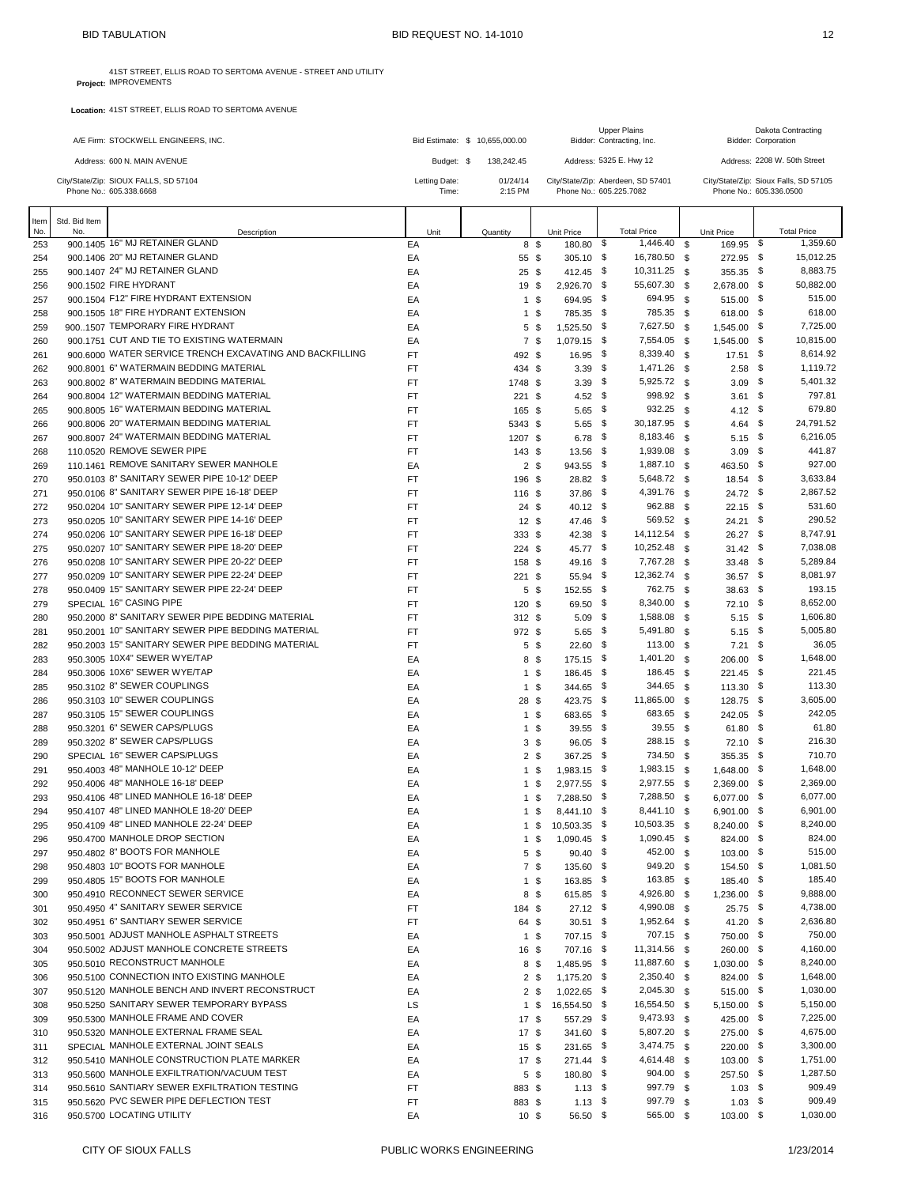BID TABULATION — BID REQUEST NO. 14-1010

**Project:** 41ST STREET, ELLIS ROAD TO SERTOMA AVENUE - STREET AND UTILITY IMPROVEMENTS

**Location:** 41ST STREET, ELLIS ROAD TO SERTOMA AVENUE

A/E Firm: STOCKWELL ENGINEERS, INC.
Address: 600 N. MAIN AVENUE
City/State/Zip: SIOUX FALLS, SD 57104
Phone No.: 605.338.6668

Bid Estimate: $ 10,655,000.00
Budget: $ 138,242.45
Letting Date: 01/24/14
Time: 2:15 PM

Bidder: Upper Plains Contracting, Inc.
Address: 5325 E. Hwy 12
City/State/Zip: Aberdeen, SD 57401
Phone No.: 605.225.7082

Bidder: Dakota Contracting Corporation
Address: 2208 W. 50th Street
City/State/Zip: Sioux Falls, SD 57105
Phone No.: 605.336.0500

| Item No. | Std. Bid Item No. | Description | Unit | Quantity | Upper Plains Unit Price | Upper Plains Total Price | Dakota Unit Price | Dakota Total Price |
|---|---|---|---|---|---|---|---|---|
| 253 | 900.1405 | 16" MJ RETAINER GLAND | EA | 8 | $ 180.80 | $ 1,446.40 | $ 169.95 | $ 1,359.60 |
| 254 | 900.1406 | 20" MJ RETAINER GLAND | EA | 55 | $ 305.10 | $ 16,780.50 | $ 272.95 | $ 15,012.25 |
| 255 | 900.1407 | 24" MJ RETAINER GLAND | EA | 25 | $ 412.45 | $ 10,311.25 | $ 355.35 | $ 8,883.75 |
| 256 | 900.1502 | FIRE HYDRANT | EA | 19 | $ 2,926.70 | $ 55,607.30 | $ 2,678.00 | $ 50,882.00 |
| 257 | 900.1504 | F12" FIRE HYDRANT EXTENSION | EA | 1 | $ 694.95 | $ 694.95 | $ 515.00 | $ 515.00 |
| 258 | 900.1505 | 18" FIRE HYDRANT EXTENSION | EA | 1 | $ 785.35 | $ 785.35 | $ 618.00 | $ 618.00 |
| 259 | 900..1507 | TEMPORARY FIRE HYDRANT | EA | 5 | $ 1,525.50 | $ 7,627.50 | $ 1,545.00 | $ 7,725.00 |
| 260 | 900.1751 | CUT AND TIE TO EXISTING WATERMAIN | EA | 7 | $ 1,079.15 | $ 7,554.05 | $ 1,545.00 | $ 10,815.00 |
| 261 | 900.6000 | WATER SERVICE TRENCH EXCAVATING AND BACKFILLING | FT | 492 | $ 16.95 | $ 8,339.40 | $ 17.51 | $ 8,614.92 |
| 262 | 900.8001 | 6" WATERMAIN BEDDING MATERIAL | FT | 434 | $ 3.39 | $ 1,471.26 | $ 2.58 | $ 1,119.72 |
| 263 | 900.8002 | 8" WATERMAIN BEDDING MATERIAL | FT | 1748 | $ 3.39 | $ 5,925.72 | $ 3.09 | $ 5,401.32 |
| 264 | 900.8004 | 12" WATERMAIN BEDDING MATERIAL | FT | 221 | $ 4.52 | $ 998.92 | $ 3.61 | $ 797.81 |
| 265 | 900.8005 | 16" WATERMAIN BEDDING MATERIAL | FT | 165 | $ 5.65 | $ 932.25 | $ 4.12 | $ 679.80 |
| 266 | 900.8006 | 20" WATERMAIN BEDDING MATERIAL | FT | 5343 | $ 5.65 | $ 30,187.95 | $ 4.64 | $ 24,791.52 |
| 267 | 900.8007 | 24" WATERMAIN BEDDING MATERIAL | FT | 1207 | $ 6.78 | $ 8,183.46 | $ 5.15 | $ 6,216.05 |
| 268 | 110.0520 | REMOVE SEWER PIPE | FT | 143 | $ 13.56 | $ 1,939.08 | $ 3.09 | $ 441.87 |
| 269 | 110.1461 | REMOVE SANITARY SEWER MANHOLE | EA | 2 | $ 943.55 | $ 1,887.10 | $ 463.50 | $ 927.00 |
| 270 | 950.0103 | 8" SANITARY SEWER PIPE 10-12' DEEP | FT | 196 | $ 28.82 | $ 5,648.72 | $ 18.54 | $ 3,633.84 |
| 271 | 950.0106 | 8" SANITARY SEWER PIPE 16-18' DEEP | FT | 116 | $ 37.86 | $ 4,391.76 | $ 24.72 | $ 2,867.52 |
| 272 | 950.0204 | 10" SANITARY SEWER PIPE 12-14' DEEP | FT | 24 | $ 40.12 | $ 962.88 | $ 22.15 | $ 531.60 |
| 273 | 950.0205 | 10" SANITARY SEWER PIPE 14-16' DEEP | FT | 12 | $ 47.46 | $ 569.52 | $ 24.21 | $ 290.52 |
| 274 | 950.0206 | 10" SANITARY SEWER PIPE 16-18' DEEP | FT | 333 | $ 42.38 | $ 14,112.54 | $ 26.27 | $ 8,747.91 |
| 275 | 950.0207 | 10" SANITARY SEWER PIPE 18-20' DEEP | FT | 224 | $ 45.77 | $ 10,252.48 | $ 31.42 | $ 7,038.08 |
| 276 | 950.0208 | 10" SANITARY SEWER PIPE 20-22' DEEP | FT | 158 | $ 49.16 | $ 7,767.28 | $ 33.48 | $ 5,289.84 |
| 277 | 950.0209 | 10" SANITARY SEWER PIPE 22-24' DEEP | FT | 221 | $ 55.94 | $ 12,362.74 | $ 36.57 | $ 8,081.97 |
| 278 | 950.0409 | 15" SANITARY SEWER PIPE 22-24' DEEP | FT | 5 | $ 152.55 | $ 762.75 | $ 38.63 | $ 193.15 |
| 279 | SPECIAL | 16" CASING PIPE | FT | 120 | $ 69.50 | $ 8,340.00 | $ 72.10 | $ 8,652.00 |
| 280 | 950.2000 | 8" SANITARY SEWER PIPE BEDDING MATERIAL | FT | 312 | $ 5.09 | $ 1,588.08 | $ 5.15 | $ 1,606.80 |
| 281 | 950.2001 | 10" SANITARY SEWER PIPE BEDDING MATERIAL | FT | 972 | $ 5.65 | $ 5,491.80 | $ 5.15 | $ 5,005.80 |
| 282 | 950.2003 | 15" SANITARY SEWER PIPE BEDDING MATERIAL | FT | 5 | $ 22.60 | $ 113.00 | $ 7.21 | $ 36.05 |
| 283 | 950.3005 | 10X4" SEWER WYE/TAP | EA | 8 | $ 175.15 | $ 1,401.20 | $ 206.00 | $ 1,648.00 |
| 284 | 950.3006 | 10X6" SEWER WYE/TAP | EA | 1 | $ 186.45 | $ 186.45 | $ 221.45 | $ 221.45 |
| 285 | 950.3102 | 8" SEWER COUPLINGS | EA | 1 | $ 344.65 | $ 344.65 | $ 113.30 | $ 113.30 |
| 286 | 950.3103 | 10" SEWER COUPLINGS | EA | 28 | $ 423.75 | $ 11,865.00 | $ 128.75 | $ 3,605.00 |
| 287 | 950.3105 | 15" SEWER COUPLINGS | EA | 1 | $ 683.65 | $ 683.65 | $ 242.05 | $ 242.05 |
| 288 | 950.3201 | 6" SEWER CAPS/PLUGS | EA | 1 | $ 39.55 | $ 39.55 | $ 61.80 | $ 61.80 |
| 289 | 950.3202 | 8" SEWER CAPS/PLUGS | EA | 3 | $ 96.05 | $ 288.15 | $ 72.10 | $ 216.30 |
| 290 | SPECIAL | 16" SEWER CAPS/PLUGS | EA | 2 | $ 367.25 | $ 734.50 | $ 355.35 | $ 710.70 |
| 291 | 950.4003 | 48" MANHOLE 10-12' DEEP | EA | 1 | $ 1,983.15 | $ 1,983.15 | $ 1,648.00 | $ 1,648.00 |
| 292 | 950.4006 | 48" MANHOLE 16-18' DEEP | EA | 1 | $ 2,977.55 | $ 2,977.55 | $ 2,369.00 | $ 2,369.00 |
| 293 | 950.4106 | 48" LINED MANHOLE 16-18' DEEP | EA | 1 | $ 7,288.50 | $ 7,288.50 | $ 6,077.00 | $ 6,077.00 |
| 294 | 950.4107 | 48" LINED MANHOLE 18-20' DEEP | EA | 1 | $ 8,441.10 | $ 8,441.10 | $ 6,901.00 | $ 6,901.00 |
| 295 | 950.4109 | 48" LINED MANHOLE 22-24' DEEP | EA | 1 | $ 10,503.35 | $ 10,503.35 | $ 8,240.00 | $ 8,240.00 |
| 296 | 950.4700 | MANHOLE DROP SECTION | EA | 1 | $ 1,090.45 | $ 1,090.45 | $ 824.00 | $ 824.00 |
| 297 | 950.4802 | 8" BOOTS FOR MANHOLE | EA | 5 | $ 90.40 | $ 452.00 | $ 103.00 | $ 515.00 |
| 298 | 950.4803 | 10" BOOTS FOR MANHOLE | EA | 7 | $ 135.60 | $ 949.20 | $ 154.50 | $ 1,081.50 |
| 299 | 950.4805 | 15" BOOTS FOR MANHOLE | EA | 1 | $ 163.85 | $ 163.85 | $ 185.40 | $ 185.40 |
| 300 | 950.4910 | RECONNECT SEWER SERVICE | EA | 8 | $ 615.85 | $ 4,926.80 | $ 1,236.00 | $ 9,888.00 |
| 301 | 950.4950 | 4" SANITARY SEWER SERVICE | FT | 184 | $ 27.12 | $ 4,990.08 | $ 25.75 | $ 4,738.00 |
| 302 | 950.4951 | 6" SANTIARY SEWER SERVICE | FT | 64 | $ 30.51 | $ 1,952.64 | $ 41.20 | $ 2,636.80 |
| 303 | 950.5001 | ADJUST MANHOLE ASPHALT STREETS | EA | 1 | $ 707.15 | $ 707.15 | $ 750.00 | $ 750.00 |
| 304 | 950.5002 | ADJUST MANHOLE CONCRETE STREETS | EA | 16 | $ 707.16 | $ 11,314.56 | $ 260.00 | $ 4,160.00 |
| 305 | 950.5010 | RECONSTRUCT MANHOLE | EA | 8 | $ 1,485.95 | $ 11,887.60 | $ 1,030.00 | $ 8,240.00 |
| 306 | 950.5100 | CONNECTION INTO EXISTING MANHOLE | EA | 2 | $ 1,175.20 | $ 2,350.40 | $ 824.00 | $ 1,648.00 |
| 307 | 950.5120 | MANHOLE BENCH AND INVERT RECONSTRUCT | EA | 2 | $ 1,022.65 | $ 2,045.30 | $ 515.00 | $ 1,030.00 |
| 308 | 950.5250 | SANITARY SEWER TEMPORARY BYPASS | LS | 1 | $ 16,554.50 | $ 16,554.50 | $ 5,150.00 | $ 5,150.00 |
| 309 | 950.5300 | MANHOLE FRAME AND COVER | EA | 17 | $ 557.29 | $ 9,473.93 | $ 425.00 | $ 7,225.00 |
| 310 | 950.5320 | MANHOLE EXTERNAL FRAME SEAL | EA | 17 | $ 341.60 | $ 5,807.20 | $ 275.00 | $ 4,675.00 |
| 311 | SPECIAL | MANHOLE EXTERNAL JOINT SEALS | EA | 15 | $ 231.65 | $ 3,474.75 | $ 220.00 | $ 3,300.00 |
| 312 | 950.5410 | MANHOLE CONSTRUCTION PLATE MARKER | EA | 17 | $ 271.44 | $ 4,614.48 | $ 103.00 | $ 1,751.00 |
| 313 | 950.5600 | MANHOLE EXFILTRATION/VACUUM TEST | EA | 5 | $ 180.80 | $ 904.00 | $ 257.50 | $ 1,287.50 |
| 314 | 950.5610 | SANTIARY SEWER EXFILTRATION TESTING | FT | 883 | $ 1.13 | $ 997.79 | $ 1.03 | $ 909.49 |
| 315 | 950.5620 | PVC SEWER PIPE DEFLECTION TEST | FT | 883 | $ 1.13 | $ 997.79 | $ 1.03 | $ 909.49 |
| 316 | 950.5700 | LOCATING UTILITY | EA | 10 | $ 56.50 | $ 565.00 | $ 103.00 | $ 1,030.00 |

CITY OF SIOUX FALLS — PUBLIC WORKS ENGINEERING — 1/23/2014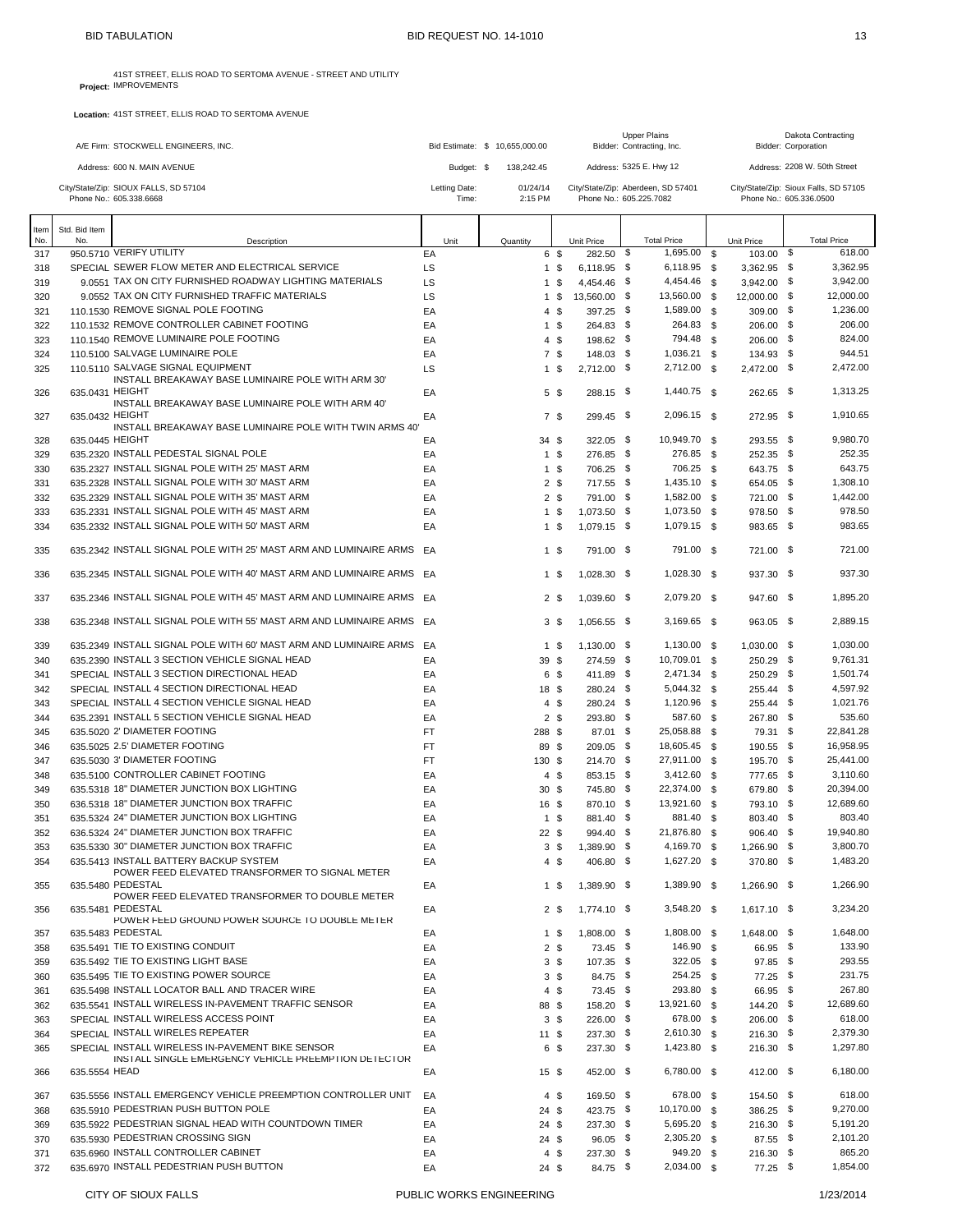BID TABULATION — BID REQUEST NO. 14-1010

**Project:** 41ST STREET, ELLIS ROAD TO SERTOMA AVENUE - STREET AND UTILITY IMPROVEMENTS

**Location:** 41ST STREET, ELLIS ROAD TO SERTOMA AVENUE

| | | | |
|---|---|---|---|
| A/E Firm: STOCKWELL ENGINEERS, INC. | Bid Estimate: $ 10,655,000.00 | Bidder: Upper Plains Contracting, Inc. | Bidder: Dakota Contracting Corporation |
| Address: 600 N. MAIN AVENUE | Budget: $ 138,242.45 | Address: 5325 E. Hwy 12 | Address: 2208 W. 50th Street |
| City/State/Zip: SIOUX FALLS, SD 57104 | Letting Date: 01/24/14 | City/State/Zip: Aberdeen, SD 57401 | City/State/Zip: Sioux Falls, SD 57105 |
| Phone No.: 605.338.6668 | Time: 2:15 PM | Phone No.: 605.225.7082 | Phone No.: 605.336.0500 |

| Item No. | Std. Bid Item No. | Description | Unit | Quantity | Upper Plains Unit Price | Upper Plains Total Price | Dakota Unit Price | Dakota Total Price |
|---|---|---|---|---|---|---|---|---|
| 317 | 950.5710 | VERIFY UTILITY | EA | 6 | $ 282.50 | $ 1,695.00 | $ 103.00 | $ 618.00 |
| 318 | SPECIAL | SEWER FLOW METER AND ELECTRICAL SERVICE | LS | 1 | $ 6,118.95 | $ 6,118.95 | $ 3,362.95 | $ 3,362.95 |
| 319 | 9.0551 | TAX ON CITY FURNISHED ROADWAY LIGHTING MATERIALS | LS | 1 | $ 4,454.46 | $ 4,454.46 | $ 3,942.00 | $ 3,942.00 |
| 320 | 9.0552 | TAX ON CITY FURNISHED TRAFFIC MATERIALS | LS | 1 | $ 13,560.00 | $ 13,560.00 | $ 12,000.00 | $ 12,000.00 |
| 321 | 110.1530 | REMOVE SIGNAL POLE FOOTING | EA | 4 | $ 397.25 | $ 1,589.00 | $ 309.00 | $ 1,236.00 |
| 322 | 110.1532 | REMOVE CONTROLLER CABINET FOOTING | EA | 1 | $ 264.83 | $ 264.83 | $ 206.00 | $ 206.00 |
| 323 | 110.1540 | REMOVE LUMINAIRE POLE FOOTING | EA | 4 | $ 198.62 | $ 794.48 | $ 206.00 | $ 824.00 |
| 324 | 110.5100 | SALVAGE LUMINAIRE POLE | EA | 7 | $ 148.03 | $ 1,036.21 | $ 134.93 | $ 944.51 |
| 325 | 110.5110 | SALVAGE SIGNAL EQUIPMENT | LS | 1 | $ 2,712.00 | $ 2,712.00 | $ 2,472.00 | $ 2,472.00 |
| 326 | 635.0431 | INSTALL BREAKAWAY BASE LUMINAIRE POLE WITH ARM 30' HEIGHT | EA | 5 | $ 288.15 | $ 1,440.75 | $ 262.65 | $ 1,313.25 |
| 327 | 635.0432 | INSTALL BREAKAWAY BASE LUMINAIRE POLE WITH ARM 40' HEIGHT | EA | 7 | $ 299.45 | $ 2,096.15 | $ 272.95 | $ 1,910.65 |
| 328 | 635.0445 | INSTALL BREAKAWAY BASE LUMINAIRE POLE WITH TWIN ARMS 40' HEIGHT | EA | 34 | $ 322.05 | $ 10,949.70 | $ 293.55 | $ 9,980.70 |
| 329 | 635.2320 | INSTALL PEDESTAL SIGNAL POLE | EA | 1 | $ 276.85 | $ 276.85 | $ 252.35 | $ 252.35 |
| 330 | 635.2327 | INSTALL SIGNAL POLE WITH 25' MAST ARM | EA | 1 | $ 706.25 | $ 706.25 | $ 643.75 | $ 643.75 |
| 331 | 635.2328 | INSTALL SIGNAL POLE WITH 30' MAST ARM | EA | 2 | $ 717.55 | $ 1,435.10 | $ 654.05 | $ 1,308.10 |
| 332 | 635.2329 | INSTALL SIGNAL POLE WITH 35' MAST ARM | EA | 2 | $ 791.00 | $ 1,582.00 | $ 721.00 | $ 1,442.00 |
| 333 | 635.2331 | INSTALL SIGNAL POLE WITH 45' MAST ARM | EA | 1 | $ 1,073.50 | $ 1,073.50 | $ 978.50 | $ 978.50 |
| 334 | 635.2332 | INSTALL SIGNAL POLE WITH 50' MAST ARM | EA | 1 | $ 1,079.15 | $ 1,079.15 | $ 983.65 | $ 983.65 |
| 335 | 635.2342 | INSTALL SIGNAL POLE WITH 25' MAST ARM AND LUMINAIRE ARMS | EA | 1 | $ 791.00 | $ 791.00 | $ 721.00 | $ 721.00 |
| 336 | 635.2345 | INSTALL SIGNAL POLE WITH 40' MAST ARM AND LUMINAIRE ARMS | EA | 1 | $ 1,028.30 | $ 1,028.30 | $ 937.30 | $ 937.30 |
| 337 | 635.2346 | INSTALL SIGNAL POLE WITH 45' MAST ARM AND LUMINAIRE ARMS | EA | 2 | $ 1,039.60 | $ 2,079.20 | $ 947.60 | $ 1,895.20 |
| 338 | 635.2348 | INSTALL SIGNAL POLE WITH 55' MAST ARM AND LUMINAIRE ARMS | EA | 3 | $ 1,056.55 | $ 3,169.65 | $ 963.05 | $ 2,889.15 |
| 339 | 635.2349 | INSTALL SIGNAL POLE WITH 60' MAST ARM AND LUMINAIRE ARMS | EA | 1 | $ 1,130.00 | $ 1,130.00 | $ 1,030.00 | $ 1,030.00 |
| 340 | 635.2390 | INSTALL 3 SECTION VEHICLE SIGNAL HEAD | EA | 39 | $ 274.59 | $ 10,709.01 | $ 250.29 | $ 9,761.31 |
| 341 | SPECIAL | INSTALL 3 SECTION DIRECTIONAL HEAD | EA | 6 | $ 411.89 | $ 2,471.34 | $ 250.29 | $ 1,501.74 |
| 342 | SPECIAL | INSTALL 4 SECTION DIRECTIONAL HEAD | EA | 18 | $ 280.24 | $ 5,044.32 | $ 255.44 | $ 4,597.92 |
| 343 | SPECIAL | INSTALL 4 SECTION VEHICLE SIGNAL HEAD | EA | 4 | $ 280.24 | $ 1,120.96 | $ 255.44 | $ 1,021.76 |
| 344 | 635.2391 | INSTALL 5 SECTION VEHICLE SIGNAL HEAD | EA | 2 | $ 293.80 | $ 587.60 | $ 267.80 | $ 535.60 |
| 345 | 635.5020 | 2' DIAMETER FOOTING | FT | 288 | $ 87.01 | $ 25,058.88 | $ 79.31 | $ 22,841.28 |
| 346 | 635.5025 | 2.5' DIAMETER FOOTING | FT | 89 | $ 209.05 | $ 18,605.45 | $ 190.55 | $ 16,958.95 |
| 347 | 635.5030 | 3' DIAMETER FOOTING | FT | 130 | $ 214.70 | $ 27,911.00 | $ 195.70 | $ 25,441.00 |
| 348 | 635.5100 | CONTROLLER CABINET FOOTING | EA | 4 | $ 853.15 | $ 3,412.60 | $ 777.65 | $ 3,110.60 |
| 349 | 635.5318 | 18" DIAMETER JUNCTION BOX LIGHTING | EA | 30 | $ 745.80 | $ 22,374.00 | $ 679.80 | $ 20,394.00 |
| 350 | 636.5318 | 18" DIAMETER JUNCTION BOX TRAFFIC | EA | 16 | $ 870.10 | $ 13,921.60 | $ 793.10 | $ 12,689.60 |
| 351 | 635.5324 | 24" DIAMETER JUNCTION BOX LIGHTING | EA | 1 | $ 881.40 | $ 881.40 | $ 803.40 | $ 803.40 |
| 352 | 636.5324 | 24" DIAMETER JUNCTION BOX TRAFFIC | EA | 22 | $ 994.40 | $ 21,876.80 | $ 906.40 | $ 19,940.80 |
| 353 | 635.5330 | 30" DIAMETER JUNCTION BOX TRAFFIC | EA | 3 | $ 1,389.90 | $ 4,169.70 | $ 1,266.90 | $ 3,800.70 |
| 354 | 635.5413 | INSTALL BATTERY BACKUP SYSTEM | EA | 4 | $ 406.80 | $ 1,627.20 | $ 370.80 | $ 1,483.20 |
| 355 | 635.5480 | POWER FEED ELEVATED TRANSFORMER TO SIGNAL METER PEDESTAL | EA | 1 | $ 1,389.90 | $ 1,389.90 | $ 1,266.90 | $ 1,266.90 |
| 356 | 635.5481 | POWER FEED ELEVATED TRANSFORMER TO DOUBLE METER PEDESTAL | EA | 2 | $ 1,774.10 | $ 3,548.20 | $ 1,617.10 | $ 3,234.20 |
| 357 | 635.5483 | POWER FEED GROUND POWER SOURCE TO DOUBLE METER PEDESTAL | EA | 1 | $ 1,808.00 | $ 1,808.00 | $ 1,648.00 | $ 1,648.00 |
| 358 | 635.5491 | TIE TO EXISTING CONDUIT | EA | 2 | $ 73.45 | $ 146.90 | $ 66.95 | $ 133.90 |
| 359 | 635.5492 | TIE TO EXISTING LIGHT BASE | EA | 3 | $ 107.35 | $ 322.05 | $ 97.85 | $ 293.55 |
| 360 | 635.5495 | TIE TO EXISTING POWER SOURCE | EA | 3 | $ 84.75 | $ 254.25 | $ 77.25 | $ 231.75 |
| 361 | 635.5498 | INSTALL LOCATOR BALL AND TRACER WIRE | EA | 4 | $ 73.45 | $ 293.80 | $ 66.95 | $ 267.80 |
| 362 | 635.5541 | INSTALL WIRELESS IN-PAVEMENT TRAFFIC SENSOR | EA | 88 | $ 158.20 | $ 13,921.60 | $ 144.20 | $ 12,689.60 |
| 363 | SPECIAL | INSTALL WIRELESS ACCESS POINT | EA | 3 | $ 226.00 | $ 678.00 | $ 206.00 | $ 618.00 |
| 364 | SPECIAL | INSTALL WIRELES REPEATER | EA | 11 | $ 237.30 | $ 2,610.30 | $ 216.30 | $ 2,379.30 |
| 365 | SPECIAL | INSTALL WIRELESS IN-PAVEMENT BIKE SENSOR | EA | 6 | $ 237.30 | $ 1,423.80 | $ 216.30 | $ 1,297.80 |
| 366 | 635.5554 | INSTALL SINGLE EMERGENCY VEHICLE PREEMPTION DETECTOR HEAD | EA | 15 | $ 452.00 | $ 6,780.00 | $ 412.00 | $ 6,180.00 |
| 367 | 635.5556 | INSTALL EMERGENCY VEHICLE PREEMPTION CONTROLLER UNIT | EA | 4 | $ 169.50 | $ 678.00 | $ 154.50 | $ 618.00 |
| 368 | 635.5910 | PEDESTRIAN PUSH BUTTON POLE | EA | 24 | $ 423.75 | $ 10,170.00 | $ 386.25 | $ 9,270.00 |
| 369 | 635.5922 | PEDESTRIAN SIGNAL HEAD WITH COUNTDOWN TIMER | EA | 24 | $ 237.30 | $ 5,695.20 | $ 216.30 | $ 5,191.20 |
| 370 | 635.5930 | PEDESTRIAN CROSSING SIGN | EA | 24 | $ 96.05 | $ 2,305.20 | $ 87.55 | $ 2,101.20 |
| 371 | 635.6960 | INSTALL CONTROLLER CABINET | EA | 4 | $ 237.30 | $ 949.20 | $ 216.30 | $ 865.20 |
| 372 | 635.6970 | INSTALL PEDESTRIAN PUSH BUTTON | EA | 24 | $ 84.75 | $ 2,034.00 | $ 77.25 | $ 1,854.00 |

CITY OF SIOUX FALLS — PUBLIC WORKS ENGINEERING — 1/23/2014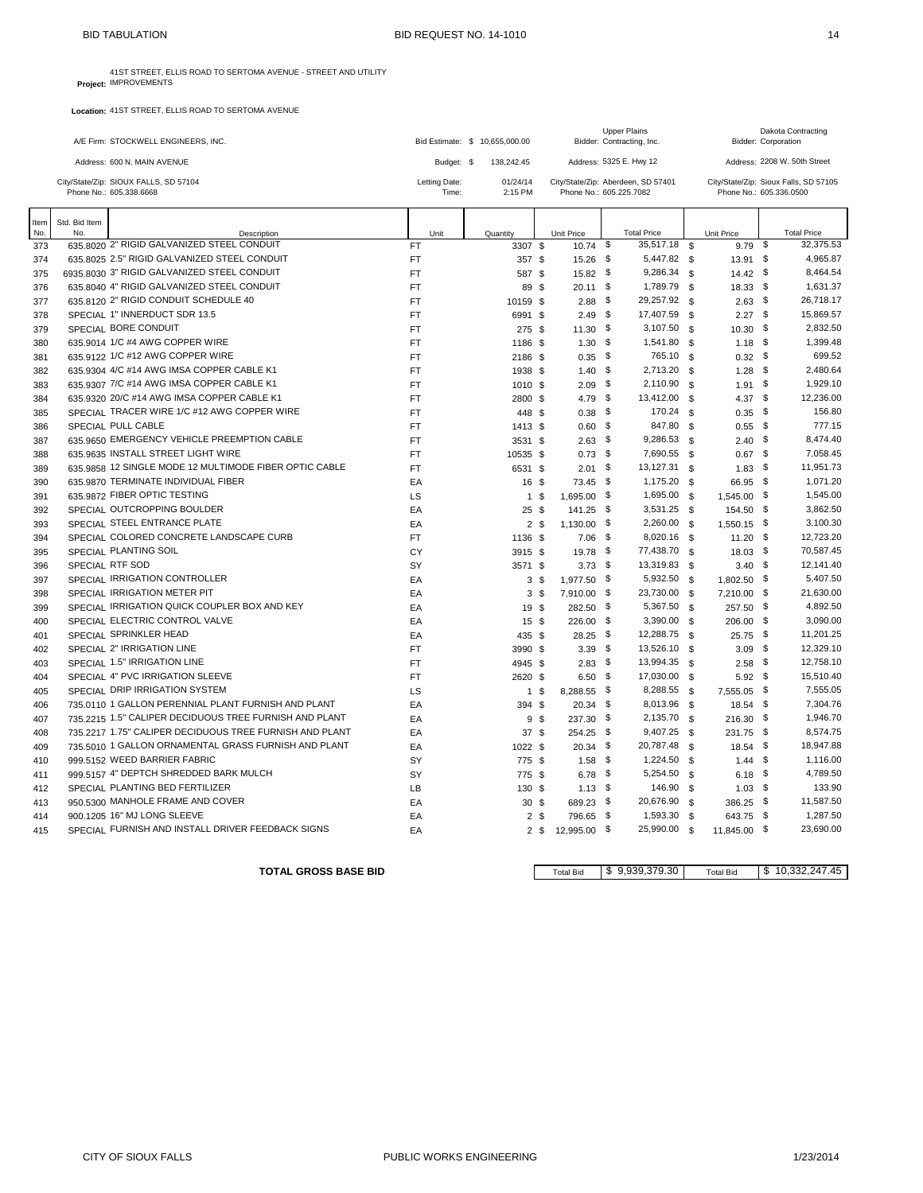BID TABULATION

BID REQUEST NO. 14-1010

**Project:** 41ST STREET, ELLIS ROAD TO SERTOMA AVENUE - STREET AND UTILITY IMPROVEMENTS

**Location:** 41ST STREET, ELLIS ROAD TO SERTOMA AVENUE

A/E Firm: STOCKWELL ENGINEERS, INC.
Address: 600 N. MAIN AVENUE
City/State/Zip: SIOUX FALLS, SD 57104
Phone No.: 605.338.6668

Bid Estimate: $ 10,655,000.00
Budget: $ 138,242.45
Letting Date: 01/24/14
Time: 2:15 PM

Bidder: Upper Plains Contracting, Inc.
Address: 5325 E. Hwy 12
City/State/Zip: Aberdeen, SD 57401
Phone No.: 605.225.7082

Bidder: Dakota Contracting Corporation
Address: 2208 W. 50th Street
City/State/Zip: Sioux Falls, SD 57105
Phone No.: 605.336.0500

| Item No. | Std. Bid Item No. | Description | Unit | Quantity | Unit Price | Total Price | Unit Price | Total Price |
|---|---|---|---|---|---|---|---|---|
| 373 | 635.8020 | 2" RIGID GALVANIZED STEEL CONDUIT | FT | 3307 | $ 10.74 | $ 35,517.18 | $ 9.79 | $ 32,375.53 |
| 374 | 635.8025 | 2.5" RIGID GALVANIZED STEEL CONDUIT | FT | 357 | $ 15.26 | $ 5,447.82 | $ 13.91 | $ 4,965.87 |
| 375 | 6935.8030 | 3" RIGID GALVANIZED STEEL CONDUIT | FT | 587 | $ 15.82 | $ 9,286.34 | $ 14.42 | $ 8,464.54 |
| 376 | 635.8040 | 4" RIGID GALVANIZED STEEL CONDUIT | FT | 89 | $ 20.11 | $ 1,789.79 | $ 18.33 | $ 1,631.37 |
| 377 | 635.8120 | 2" RIGID CONDUIT SCHEDULE 40 | FT | 10159 | $ 2.88 | $ 29,257.92 | $ 2.63 | $ 26,718.17 |
| 378 | SPECIAL | 1" INNERDUCT SDR 13.5 | FT | 6991 | $ 2.49 | $ 17,407.59 | $ 2.27 | $ 15,869.57 |
| 379 | SPECIAL | BORE CONDUIT | FT | 275 | $ 11.30 | $ 3,107.50 | $ 10.30 | $ 2,832.50 |
| 380 | 635.9014 | 1/C #4 AWG COPPER WIRE | FT | 1186 | $ 1.30 | $ 1,541.80 | $ 1.18 | $ 1,399.48 |
| 381 | 635.9122 | 1/C #12 AWG COPPER WIRE | FT | 2186 | $ 0.35 | $ 765.10 | $ 0.32 | $ 699.52 |
| 382 | 635.9304 | 4/C #14 AWG IMSA COPPER CABLE K1 | FT | 1938 | $ 1.40 | $ 2,713.20 | $ 1.28 | $ 2,480.64 |
| 383 | 635.9307 | 7/C #14 AWG IMSA COPPER CABLE K1 | FT | 1010 | $ 2.09 | $ 2,110.90 | $ 1.91 | $ 1,929.10 |
| 384 | 635.9320 | 20/C #14 AWG IMSA COPPER CABLE K1 | FT | 2800 | $ 4.79 | $ 13,412.00 | $ 4.37 | $ 12,236.00 |
| 385 | SPECIAL | TRACER WIRE 1/C #12 AWG COPPER WIRE | FT | 448 | $ 0.38 | $ 170.24 | $ 0.35 | $ 156.80 |
| 386 | SPECIAL | PULL CABLE | FT | 1413 | $ 0.60 | $ 847.80 | $ 0.55 | $ 777.15 |
| 387 | 635.9650 | EMERGENCY VEHICLE PREEMPTION CABLE | FT | 3531 | $ 2.63 | $ 9,286.53 | $ 2.40 | $ 8,474.40 |
| 388 | 635.9635 | INSTALL STREET LIGHT WIRE | FT | 10535 | $ 0.73 | $ 7,690.55 | $ 0.67 | $ 7,058.45 |
| 389 | 635.9858 | 12 SINGLE MODE 12 MULTIMODE FIBER OPTIC CABLE | FT | 6531 | $ 2.01 | $ 13,127.31 | $ 1.83 | $ 11,951.73 |
| 390 | 635.9870 | TERMINATE INDIVIDUAL FIBER | EA | 16 | $ 73.45 | $ 1,175.20 | $ 66.95 | $ 1,071.20 |
| 391 | 635.9872 | FIBER OPTIC TESTING | LS | 1 | $ 1,695.00 | $ 1,695.00 | $ 1,545.00 | $ 1,545.00 |
| 392 | SPECIAL | OUTCROPPING BOULDER | EA | 25 | $ 141.25 | $ 3,531.25 | $ 154.50 | $ 3,862.50 |
| 393 | SPECIAL | STEEL ENTRANCE PLATE | EA | 2 | $ 1,130.00 | $ 2,260.00 | $ 1,550.15 | $ 3,100.30 |
| 394 | SPECIAL | COLORED CONCRETE LANDSCAPE CURB | FT | 1136 | $ 7.06 | $ 8,020.16 | $ 11.20 | $ 12,723.20 |
| 395 | SPECIAL | PLANTING SOIL | CY | 3915 | $ 19.78 | $ 77,438.70 | $ 18.03 | $ 70,587.45 |
| 396 | SPECIAL | RTF SOD | SY | 3571 | $ 3.73 | $ 13,319.83 | $ 3.40 | $ 12,141.40 |
| 397 | SPECIAL | IRRIGATION CONTROLLER | EA | 3 | $ 1,977.50 | $ 5,932.50 | $ 1,802.50 | $ 5,407.50 |
| 398 | SPECIAL | IRRIGATION METER PIT | EA | 3 | $ 7,910.00 | $ 23,730.00 | $ 7,210.00 | $ 21,630.00 |
| 399 | SPECIAL | IRRIGATION QUICK COUPLER BOX AND KEY | EA | 19 | $ 282.50 | $ 5,367.50 | $ 257.50 | $ 4,892.50 |
| 400 | SPECIAL | ELECTRIC CONTROL VALVE | EA | 15 | $ 226.00 | $ 3,390.00 | $ 206.00 | $ 3,090.00 |
| 401 | SPECIAL | SPRINKLER HEAD | EA | 435 | $ 28.25 | $ 12,288.75 | $ 25.75 | $ 11,201.25 |
| 402 | SPECIAL | 2" IRRIGATION LINE | FT | 3990 | $ 3.39 | $ 13,526.10 | $ 3.09 | $ 12,329.10 |
| 403 | SPECIAL | 1.5" IRRIGATION LINE | FT | 4945 | $ 2.83 | $ 13,994.35 | $ 2.58 | $ 12,758.10 |
| 404 | SPECIAL | 4" PVC IRRIGATION SLEEVE | FT | 2620 | $ 6.50 | $ 17,030.00 | $ 5.92 | $ 15,510.40 |
| 405 | SPECIAL | DRIP IRRIGATION SYSTEM | LS | 1 | $ 8,288.55 | $ 8,288.55 | $ 7,555.05 | $ 7,555.05 |
| 406 | 735.0110 | 1 GALLON PERENNIAL PLANT FURNISH AND PLANT | EA | 394 | $ 20.34 | $ 8,013.96 | $ 18.54 | $ 7,304.76 |
| 407 | 735.2215 | 1.5" CALIPER DECIDUOUS TREE FURNISH AND PLANT | EA | 9 | $ 237.30 | $ 2,135.70 | $ 216.30 | $ 1,946.70 |
| 408 | 735.2217 | 1.75" CALIPER DECIDUOUS TREE FURNISH AND PLANT | EA | 37 | $ 254.25 | $ 9,407.25 | $ 231.75 | $ 8,574.75 |
| 409 | 735.5010 | 1 GALLON ORNAMENTAL GRASS FURNISH AND PLANT | EA | 1022 | $ 20.34 | $ 20,787.48 | $ 18.54 | $ 18,947.88 |
| 410 | 999.5152 | WEED BARRIER FABRIC | SY | 775 | $ 1.58 | $ 1,224.50 | $ 1.44 | $ 1,116.00 |
| 411 | 999.5157 | 4" DEPTCH SHREDDED BARK MULCH | SY | 775 | $ 6.78 | $ 5,254.50 | $ 6.18 | $ 4,789.50 |
| 412 | SPECIAL | PLANTING BED FERTILIZER | LB | 130 | $ 1.13 | $ 146.90 | $ 1.03 | $ 133.90 |
| 413 | 950.5300 | MANHOLE FRAME AND COVER | EA | 30 | $ 689.23 | $ 20,676.90 | $ 386.25 | $ 11,587.50 |
| 414 | 900.1205 | 16" MJ LONG SLEEVE | EA | 2 | $ 796.65 | $ 1,593.30 | $ 643.75 | $ 1,287.50 |
| 415 | SPECIAL | FURNISH AND INSTALL DRIVER FEEDBACK SIGNS | EA | 2 | $ 12,995.00 | $ 25,990.00 | $ 11,845.00 | $ 23,690.00 |

**TOTAL GROSS BASE BID** — Total Bid: $ 9,939,379.30 — Total Bid: $ 10,332,247.45

CITY OF SIOUX FALLS — PUBLIC WORKS ENGINEERING — 1/23/2014